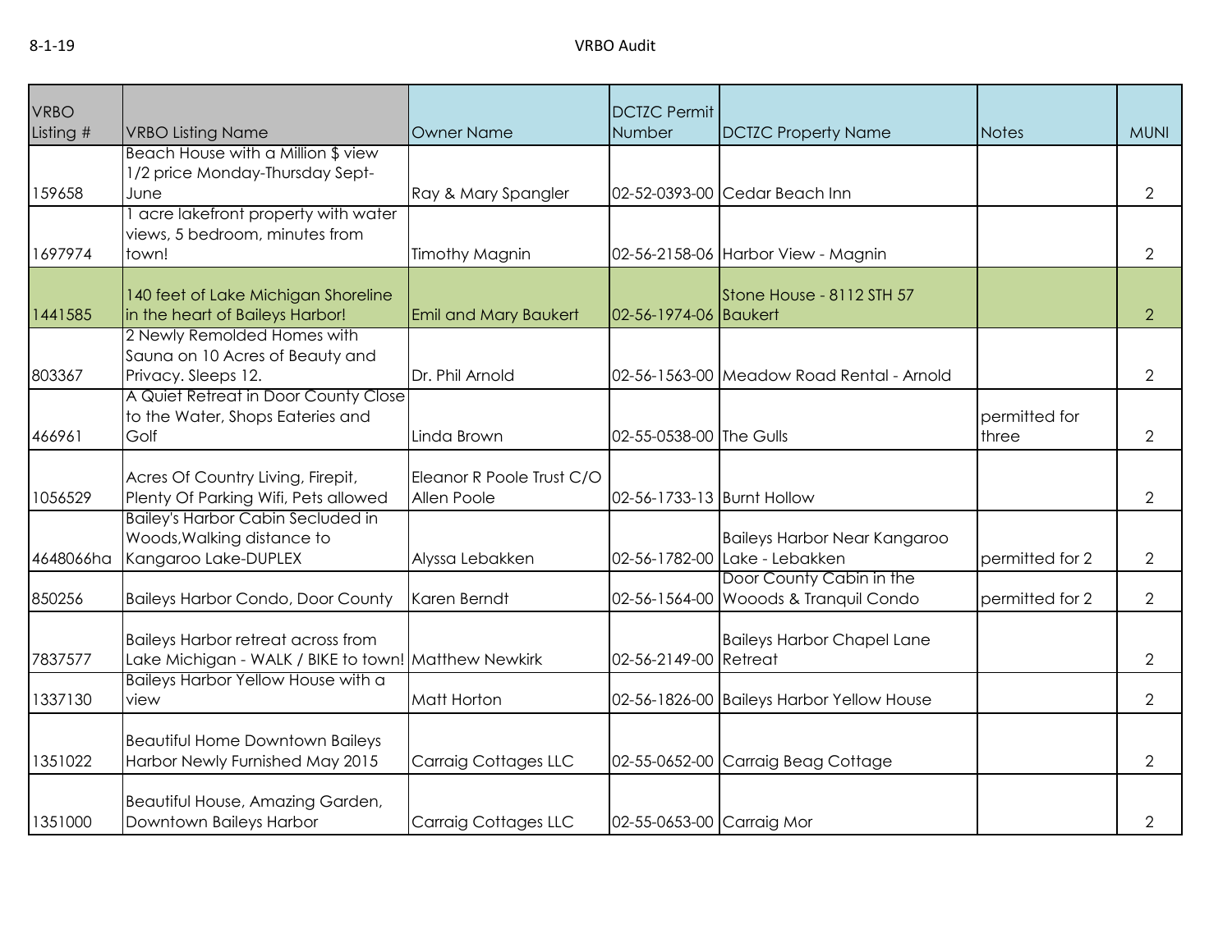| VRBO Listing # | VRBO Listing Name | Owner Name | DCTZC Permit Number | DCTZC Property Name | Notes | MUNI |
|---|---|---|---|---|---|---|
| 159658 | Beach House with a Million $ view 1/2 price Monday-Thursday Sept-June | Ray & Mary Spangler | 02-52-0393-00 | Cedar Beach Inn | | 2 |
| 1697974 | 1 acre lakefront property with water views, 5 bedroom, minutes from town! | Timothy Magnin | 02-56-2158-06 | Harbor View - Magnin | | 2 |
| 1441585 | 140 feet of Lake Michigan Shoreline in the heart of Baileys Harbor! | Emil and Mary Baukert | 02-56-1974-06 | Stone House - 8112 STH 57 Baukert | | 2 |
| 803367 | 2 Newly Remolded Homes with Sauna on 10 Acres of Beauty and Privacy. Sleeps 12. | Dr. Phil Arnold | 02-56-1563-00 | Meadow Road Rental - Arnold | | 2 |
| 466961 | A Quiet Retreat in Door County Close to the Water, Shops Eateries and Golf | Linda Brown | 02-55-0538-00 | The Gulls | permitted for three | 2 |
| 1056529 | Acres Of Country Living, Firepit, Plenty Of Parking Wifi, Pets allowed | Eleanor R Poole Trust C/O Allen Poole | 02-56-1733-13 | Burnt Hollow | | 2 |
| 4648066ha | Bailey's Harbor Cabin Secluded in Woods,Walking distance to Kangaroo Lake-DUPLEX | Alyssa Lebakken | 02-56-1782-00 | Baileys Harbor Near Kangaroo Lake - Lebakken | permitted for 2 | 2 |
| 850256 | Baileys Harbor Condo, Door County | Karen Berndt | 02-56-1564-00 | Door County Cabin in the Wooods & Tranquil Condo | permitted for 2 | 2 |
| 7837577 | Baileys Harbor retreat across from Lake Michigan - WALK / BIKE to town! | Matthew Newkirk | 02-56-2149-00 | Baileys Harbor Chapel Lane Retreat | | 2 |
| 1337130 | Baileys Harbor Yellow House with a view | Matt Horton | 02-56-1826-00 | Baileys Harbor Yellow House | | 2 |
| 1351022 | Beautiful Home Downtown Baileys Harbor Newly Furnished May 2015 | Carraig Cottages LLC | 02-55-0652-00 | Carraig Beag Cottage | | 2 |
| 1351000 | Beautiful House, Amazing Garden, Downtown Baileys Harbor | Carraig Cottages LLC | 02-55-0653-00 | Carraig Mor | | 2 |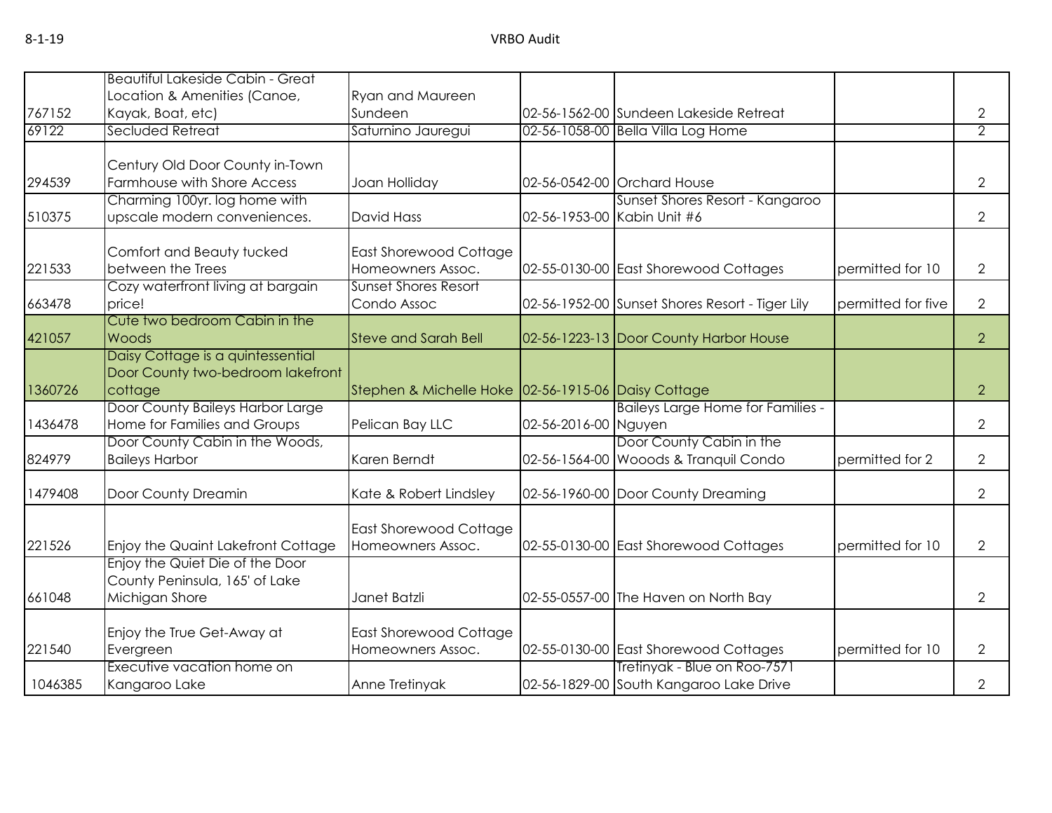| | | | | | | |
|---|---|---|---|---|---|---|
| 767152 | Beautiful Lakeside Cabin - Great Location & Amenities (Canoe, Kayak, Boat, etc) | Ryan and Maureen Sundeen | 02-56-1562-00 | Sundeen Lakeside Retreat | | 2 |
| 69122 | Secluded Retreat | Saturnino Jauregui | 02-56-1058-00 | Bella Villa Log Home | | 2 |
| 294539 | Century Old Door County in-Town Farmhouse with Shore Access | Joan Holliday | 02-56-0542-00 | Orchard House | | 2 |
| 510375 | Charming 100yr. log home with upscale modern conveniences. | David Hass | 02-56-1953-00 | Sunset Shores Resort - Kangaroo Kabin Unit #6 | | 2 |
| 221533 | Comfort and Beauty tucked between the Trees | East Shorewood Cottage Homeowners Assoc. | 02-55-0130-00 | East Shorewood Cottages | permitted for 10 | 2 |
| 663478 | Cozy waterfront living at bargain price! | Sunset Shores Resort Condo Assoc | 02-56-1952-00 | Sunset Shores Resort - Tiger Lily | permitted for five | 2 |
| 421057 | Cute two bedroom Cabin in the Woods | Steve and Sarah Bell | 02-56-1223-13 | Door County Harbor House | | 2 |
| 1360726 | Daisy Cottage is a quintessential Door County two-bedroom lakefront cottage | Stephen & Michelle Hoke | 02-56-1915-06 | Daisy Cottage | | 2 |
| 1436478 | Door County Baileys Harbor Large Home for Families and Groups | Pelican Bay LLC | 02-56-2016-00 | Baileys Large Home for Families - Nguyen | | 2 |
| 824979 | Door County Cabin in the Woods, Baileys Harbor | Karen Berndt | 02-56-1564-00 | Door County Cabin in the Wooods & Tranquil Condo | permitted for 2 | 2 |
| 1479408 | Door County Dreamin | Kate & Robert Lindsley | 02-56-1960-00 | Door County Dreaming | | 2 |
| 221526 | Enjoy the Quaint Lakefront Cottage | East Shorewood Cottage Homeowners Assoc. | 02-55-0130-00 | East Shorewood Cottages | permitted for 10 | 2 |
| 661048 | Enjoy the Quiet Die of the Door County Peninsula, 165' of Lake Michigan Shore | Janet Batzli | 02-55-0557-00 | The Haven on North Bay | | 2 |
| 221540 | Enjoy the True Get-Away at Evergreen | East Shorewood Cottage Homeowners Assoc. | 02-55-0130-00 | East Shorewood Cottages | permitted for 10 | 2 |
| 1046385 | Executive vacation home on Kangaroo Lake | Anne Tretinyak | 02-56-1829-00 | Tretinyak - Blue on Roo-7571 South Kangaroo Lake Drive | | 2 |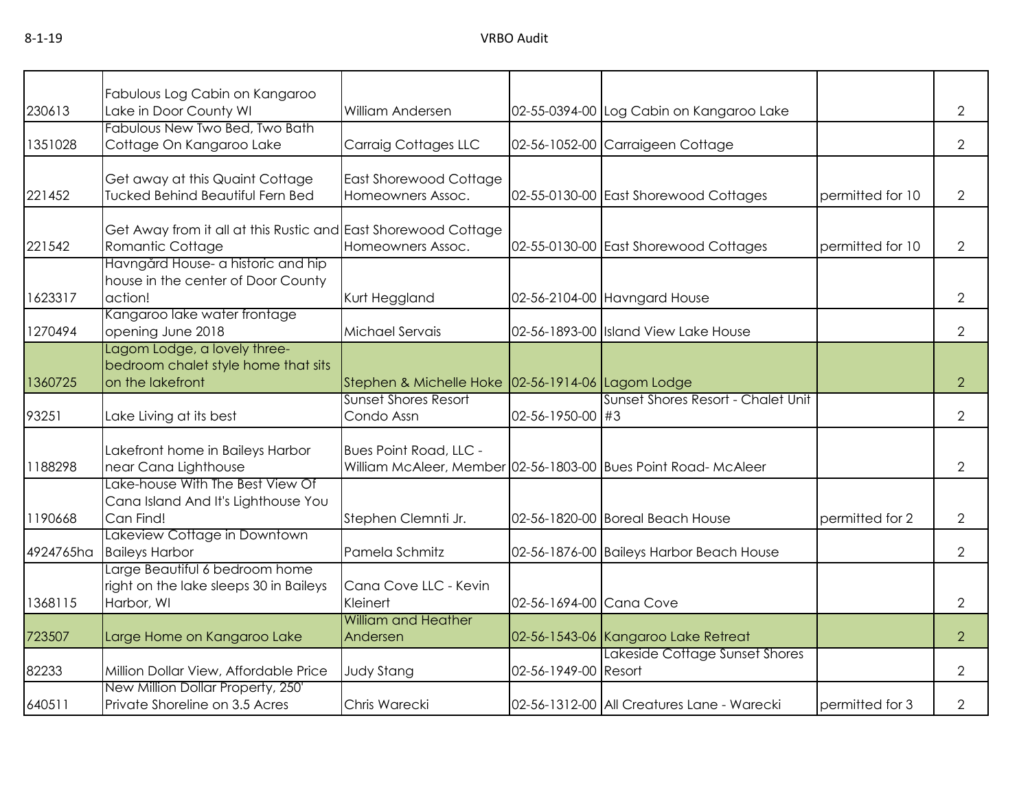| | | | | | | |
|---|---|---|---|---|---|---|
| 230613 | Fabulous Log Cabin on Kangaroo Lake in Door County WI | William Andersen | 02-55-0394-00 | Log Cabin on Kangaroo Lake | | 2 |
| 1351028 | Fabulous New Two Bed, Two Bath Cottage On Kangaroo Lake | Carraig Cottages LLC | 02-56-1052-00 | Carraigeen Cottage | | 2 |
| 221452 | Get away at this Quaint Cottage Tucked Behind Beautiful Fern Bed | East Shorewood Cottage Homeowners Assoc. | 02-55-0130-00 | East Shorewood Cottages | permitted for 10 | 2 |
| 221542 | Get Away from it all at this Rustic and Romantic Cottage | East Shorewood Cottage Homeowners Assoc. | 02-55-0130-00 | East Shorewood Cottages | permitted for 10 | 2 |
| 1623317 | Havngård House- a historic and hip house in the center of Door County action! | Kurt Heggland | 02-56-2104-00 | Havngard House | | 2 |
| 1270494 | Kangaroo lake water frontage opening June 2018 | Michael Servais | 02-56-1893-00 | Island View Lake House | | 2 |
| 1360725 | Lagom Lodge, a lovely three-bedroom chalet style home that sits on the lakefront | Stephen & Michelle Hoke | 02-56-1914-06 | Lagom Lodge | | 2 |
| 93251 | Lake Living at its best | Sunset Shores Resort Condo Assn | 02-56-1950-00 | Sunset Shores Resort - Chalet Unit #3 | | 2 |
| 1188298 | Lakefront home in Baileys Harbor near Cana Lighthouse | Bues Point Road, LLC - William McAleer, Member | 02-56-1803-00 | Bues Point Road- McAleer | | 2 |
| 1190668 | Lake-house With The Best View Of Cana Island And It's Lighthouse You Can Find! | Stephen Clemnti Jr. | 02-56-1820-00 | Boreal Beach House | permitted for 2 | 2 |
| 4924765ha | Lakeview Cottage in Downtown Baileys Harbor | Pamela Schmitz | 02-56-1876-00 | Baileys Harbor Beach House | | 2 |
| 1368115 | Large Beautiful 6 bedroom home right on the lake sleeps 30 in Baileys Harbor, WI | Cana Cove LLC - Kevin Kleinert | 02-56-1694-00 | Cana Cove | | 2 |
| 723507 | Large Home on Kangaroo Lake | William and Heather Andersen | 02-56-1543-06 | Kangaroo Lake Retreat | | 2 |
| 82233 | Million Dollar View, Affordable Price | Judy Stang | 02-56-1949-00 | Lakeside Cottage Sunset Shores Resort | | 2 |
| 640511 | New Million Dollar Property, 250' Private Shoreline on 3.5 Acres | Chris Warecki | 02-56-1312-00 | All Creatures Lane - Warecki | permitted for 3 | 2 |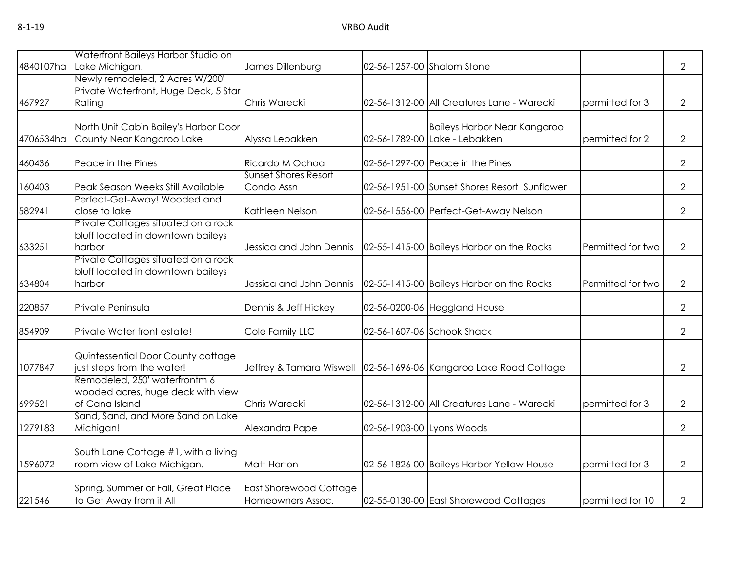| | | | | | | |
|---|---|---|---|---|---|---|
| 4840107ha | Waterfront Baileys Harbor Studio on Lake Michigan! | James Dillenburg | 02-56-1257-00 | Shalom Stone | | 2 |
| 467927 | Newly remodeled, 2 Acres W/200' Private Waterfront, Huge Deck, 5 Star Rating | Chris Warecki | 02-56-1312-00 | All Creatures Lane - Warecki | permitted for 3 | 2 |
| 4706534ha | North Unit Cabin Bailey's Harbor Door County Near Kangaroo Lake | Alyssa Lebakken | 02-56-1782-00 | Baileys Harbor Near Kangaroo Lake - Lebakken | permitted for 2 | 2 |
| 460436 | Peace in the Pines | Ricardo M Ochoa | 02-56-1297-00 | Peace in the Pines | | 2 |
| 160403 | Peak Season Weeks Still Available | Sunset Shores Resort Condo Assn | 02-56-1951-00 | Sunset Shores Resort Sunflower | | 2 |
| 582941 | Perfect-Get-Away! Wooded and close to lake | Kathleen Nelson | 02-56-1556-00 | Perfect-Get-Away Nelson | | 2 |
| 633251 | Private Cottages situated on a rock bluff located in downtown baileys harbor | Jessica and John Dennis | 02-55-1415-00 | Baileys Harbor on the Rocks | Permitted for two | 2 |
| 634804 | Private Cottages situated on a rock bluff located in downtown baileys harbor | Jessica and John Dennis | 02-55-1415-00 | Baileys Harbor on the Rocks | Permitted for two | 2 |
| 220857 | Private Peninsula | Dennis & Jeff Hickey | 02-56-0200-06 | Heggland House | | 2 |
| 854909 | Private Water front estate! | Cole Family LLC | 02-56-1607-06 | Schook Shack | | 2 |
| 1077847 | Quintessential Door County cottage just steps from the water! | Jeffrey & Tamara Wiswell | 02-56-1696-06 | Kangaroo Lake Road Cottage | | 2 |
| 699521 | Remodeled, 250' waterfrontm 6 wooded acres, huge deck with view of Cana Island | Chris Warecki | 02-56-1312-00 | All Creatures Lane - Warecki | permitted for 3 | 2 |
| 1279183 | Sand, Sand, and More Sand on Lake Michigan! | Alexandra Pape | 02-56-1903-00 | Lyons Woods | | 2 |
| 1596072 | South Lane Cottage #1, with a living room view of Lake Michigan. | Matt Horton | 02-56-1826-00 | Baileys Harbor Yellow House | permitted for 3 | 2 |
| 221546 | Spring, Summer or Fall, Great Place to Get Away from it All | East Shorewood Cottage Homeowners Assoc. | 02-55-0130-00 | East Shorewood Cottages | permitted for 10 | 2 |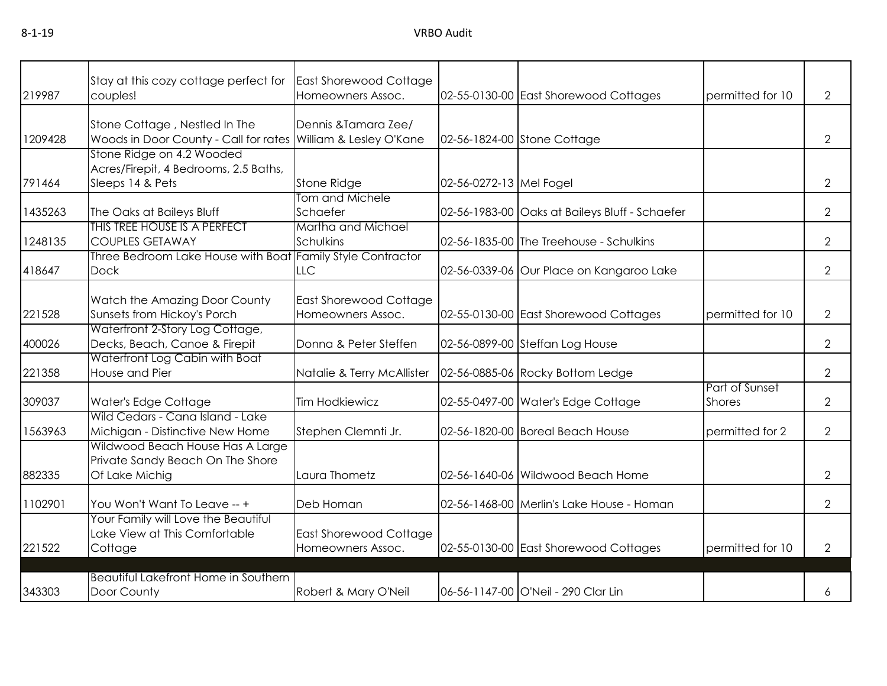| | | | | | | |
|---|---|---|---|---|---|---|
| 219987 | Stay at this cozy cottage perfect for couples! | East Shorewood Cottage Homeowners Assoc. | 02-55-0130-00 | East Shorewood Cottages | permitted for 10 | 2 |
| 1209428 | Stone Cottage , Nestled In The Woods in Door County - Call for rates | Dennis &Tamara Zee/ William & Lesley O'Kane | 02-56-1824-00 | Stone Cottage | | 2 |
| 791464 | Stone Ridge on 4.2 Wooded Acres/Firepit, 4 Bedrooms, 2.5 Baths, Sleeps 14 & Pets | Stone Ridge | 02-56-0272-13 | Mel Fogel | | 2 |
| 1435263 | The Oaks at Baileys Bluff | Tom and Michele Schaefer | 02-56-1983-00 | Oaks at Baileys Bluff - Schaefer | | 2 |
| 1248135 | THIS TREE HOUSE IS A PERFECT COUPLES GETAWAY | Martha and Michael Schulkins | 02-56-1835-00 | The Treehouse - Schulkins | | 2 |
| 418647 | Three Bedroom Lake House with Boat Dock | Family Style Contractor LLC | 02-56-0339-06 | Our Place on Kangaroo Lake | | 2 |
| 221528 | Watch the Amazing Door County Sunsets from Hickoy's Porch | East Shorewood Cottage Homeowners Assoc. | 02-55-0130-00 | East Shorewood Cottages | permitted for 10 | 2 |
| 400026 | Waterfront 2-Story Log Cottage, Decks, Beach, Canoe & Firepit | Donna & Peter Steffen | 02-56-0899-00 | Steffan Log House | | 2 |
| 221358 | Waterfront Log Cabin with Boat House and Pier | Natalie & Terry McAllister | 02-56-0885-06 | Rocky Bottom Ledge | | 2 |
| 309037 | Water's Edge Cottage | Tim Hodkiewicz | 02-55-0497-00 | Water's Edge Cottage | Part of Sunset Shores | 2 |
| 1563963 | Wild Cedars - Cana Island - Lake Michigan - Distinctive New Home | Stephen Clemnti Jr. | 02-56-1820-00 | Boreal Beach House | permitted for 2 | 2 |
| 882335 | Wildwood Beach House Has A Large Private Sandy Beach On The Shore Of Lake Michig | Laura Thometz | 02-56-1640-06 | Wildwood Beach Home | | 2 |
| 1102901 | You Won't Want To Leave -- + | Deb Homan | 02-56-1468-00 | Merlin's Lake House - Homan | | 2 |
| 221522 | Your Family will Love the Beautiful Lake View at This Comfortable Cottage | East Shorewood Cottage Homeowners Assoc. | 02-55-0130-00 | East Shorewood Cottages | permitted for 10 | 2 |
| | | | | | | |
| 343303 | Beautiful Lakefront Home in Southern Door County | Robert & Mary O'Neil | 06-56-1147-00 | O'Neil - 290 Clar Lin | | 6 |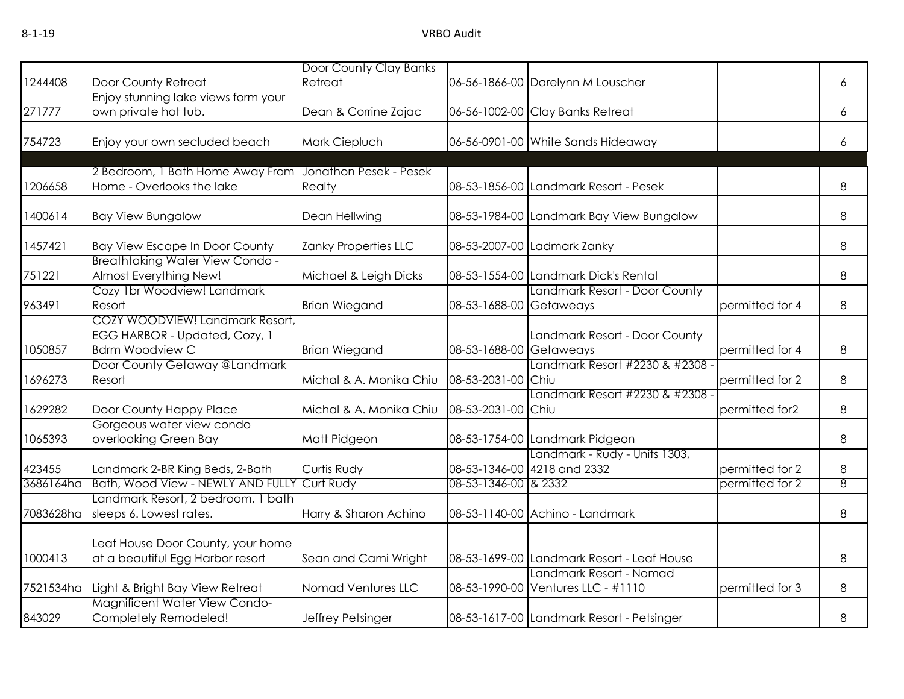| | | | | | | |
|---|---|---|---|---|---|---|
| 1244408 | Door County Retreat | Door County Clay Banks Retreat | 06-56-1866-00 | Darelynn M Louscher | | 6 |
| 271777 | Enjoy stunning lake views form your own private hot tub. | Dean & Corrine Zajac | 06-56-1002-00 | Clay Banks Retreat | | 6 |
| 754723 | Enjoy your own secluded beach | Mark Ciepluch | 06-56-0901-00 | White Sands Hideaway | | 6 |
| | | | | | | |
| 1206658 | 2 Bedroom, 1 Bath Home Away From Home - Overlooks the lake | Jonathon Pesek - Pesek Realty | 08-53-1856-00 | Landmark Resort - Pesek | | 8 |
| 1400614 | Bay View Bungalow | Dean Hellwing | 08-53-1984-00 | Landmark Bay View Bungalow | | 8 |
| 1457421 | Bay View Escape In Door County | Zanky Properties LLC | 08-53-2007-00 | Ladmark Zanky | | 8 |
| 751221 | Breathtaking Water View Condo - Almost Everything New! | Michael & Leigh Dicks | 08-53-1554-00 | Landmark Dick's Rental | | 8 |
| 963491 | Cozy 1br Woodview! Landmark Resort | Brian Wiegand | 08-53-1688-00 | Landmark Resort - Door County Getaways | permitted for 4 | 8 |
| 1050857 | COZY WOODVIEW! Landmark Resort, EGG HARBOR - Updated, Cozy, 1 Bdrm Woodview C | Brian Wiegand | 08-53-1688-00 | Landmark Resort - Door County Getaways | permitted for 4 | 8 |
| 1696273 | Door County Getaway @Landmark Resort | Michal & A. Monika Chiu | 08-53-2031-00 | Landmark Resort #2230 & #2308 - Chiu | permitted for 2 | 8 |
| 1629282 | Door County Happy Place | Michal & A. Monika Chiu | 08-53-2031-00 | Landmark Resort #2230 & #2308 - Chiu | permitted for2 | 8 |
| 1065393 | Gorgeous water view condo overlooking Green Bay | Matt Pidgeon | 08-53-1754-00 | Landmark Pidgeon | | 8 |
| 423455 | Landmark 2-BR King Beds, 2-Bath | Curtis Rudy | 08-53-1346-00 | Landmark - Rudy - Units 1303, 4218 and 2332 | permitted for 2 | 8 |
| 3686164ha | Bath, Wood View - NEWLY AND FULLY | Curt Rudy | 08-53-1346-00 | & 2332 | permitted for 2 | 8 |
| 7083628ha | Landmark Resort, 2 bedroom, 1 bath sleeps 6. Lowest rates. | Harry & Sharon Achino | 08-53-1140-00 | Achino - Landmark | | 8 |
| 1000413 | Leaf House Door County, your home at a beautiful Egg Harbor resort | Sean and Cami Wright | 08-53-1699-00 | Landmark Resort - Leaf House | | 8 |
| 7521534ha | Light & Bright Bay View Retreat | Nomad Ventures LLC | 08-53-1990-00 | Landmark Resort - Nomad Ventures LLC - #1110 | permitted for 3 | 8 |
| 843029 | Magnificent Water View Condo- Completely Remodeled! | Jeffrey Petsinger | 08-53-1617-00 | Landmark Resort - Petsinger | | 8 |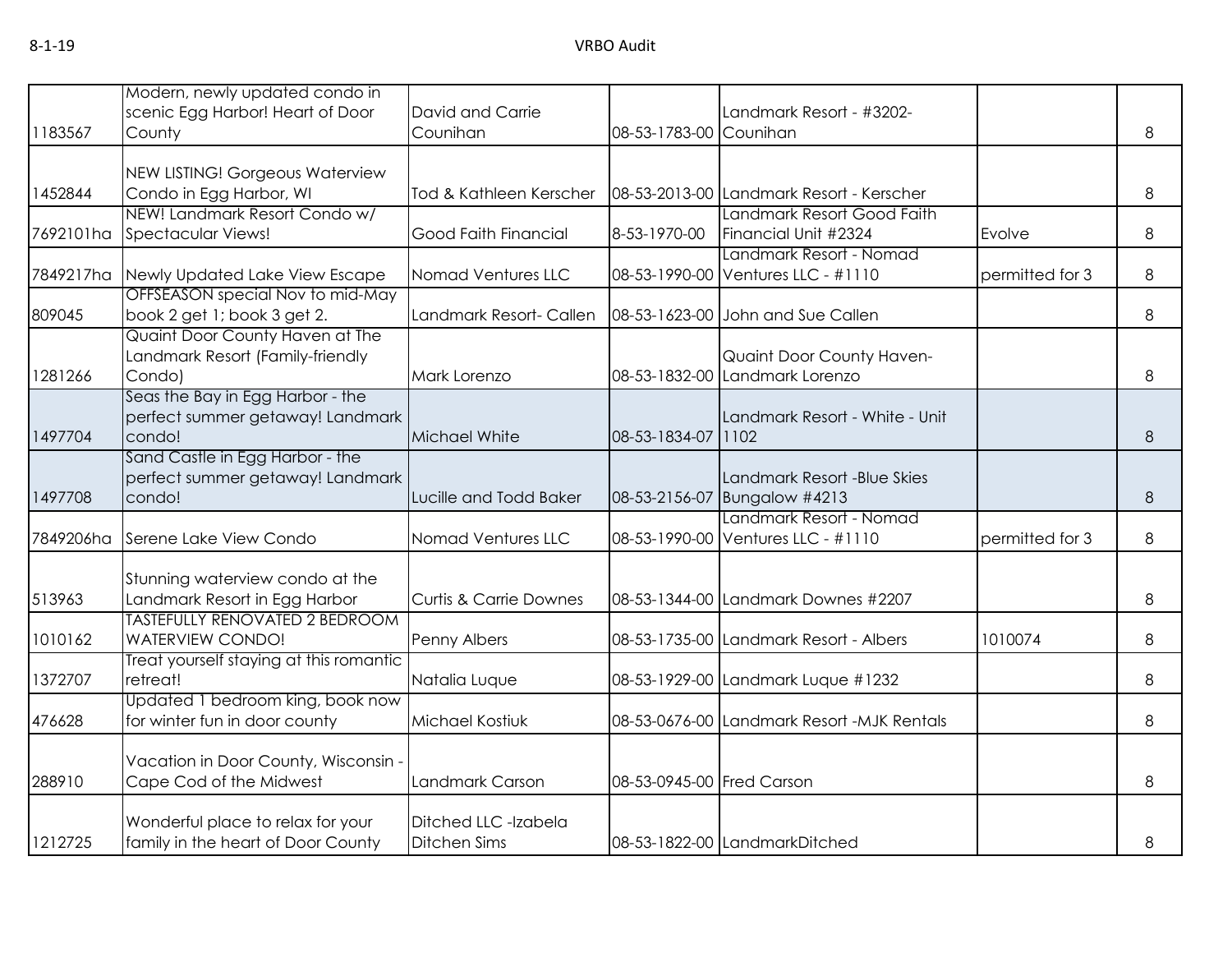| | | | | | | |
|---|---|---|---|---|---|---|
| 1183567 | Modern, newly updated condo in scenic Egg Harbor! Heart of Door County | David and Carrie Counihan | 08-53-1783-00 | Landmark Resort - #3202- Counihan | | 8 |
| 1452844 | NEW LISTING! Gorgeous Waterview Condo in Egg Harbor, WI | Tod & Kathleen Kerscher | 08-53-2013-00 | Landmark Resort - Kerscher | | 8 |
| 7692101ha | NEW! Landmark Resort Condo w/ Spectacular Views! | Good Faith Financial | 8-53-1970-00 | Landmark Resort Good Faith Financial Unit #2324 | Evolve | 8 |
| 7849217ha | Newly Updated Lake View Escape | Nomad Ventures LLC | 08-53-1990-00 | Landmark Resort - Nomad Ventures LLC - #1110 | permitted for 3 | 8 |
| 809045 | OFFSEASON special Nov to mid-May book 2 get 1; book 3 get 2. | Landmark Resort- Callen | 08-53-1623-00 | John and Sue Callen | | 8 |
| 1281266 | Quaint Door County Haven at The Landmark Resort (Family-friendly Condo) | Mark Lorenzo | 08-53-1832-00 | Quaint Door County Haven- Landmark Lorenzo | | 8 |
| 1497704 | Seas the Bay in Egg Harbor - the perfect summer getaway! Landmark condo! | Michael White | 08-53-1834-07 | Landmark Resort - White - Unit 1102 | | 8 |
| 1497708 | Sand Castle in Egg Harbor - the perfect summer getaway! Landmark condo! | Lucille and Todd Baker | 08-53-2156-07 | Landmark Resort -Blue Skies Bungalow #4213 | | 8 |
| 7849206ha | Serene Lake View Condo | Nomad Ventures LLC | 08-53-1990-00 | Landmark Resort - Nomad Ventures LLC - #1110 | permitted for 3 | 8 |
| 513963 | Stunning waterview condo at the Landmark Resort in Egg Harbor | Curtis & Carrie Downes | 08-53-1344-00 | Landmark Downes #2207 | | 8 |
| 1010162 | TASTEFULLY RENOVATED 2 BEDROOM WATERVIEW CONDO! | Penny Albers | 08-53-1735-00 | Landmark Resort - Albers | 1010074 | 8 |
| 1372707 | Treat yourself staying at this romantic retreat! | Natalia Luque | 08-53-1929-00 | Landmark Luque #1232 | | 8 |
| 476628 | Updated 1 bedroom king, book now for winter fun in door county | Michael Kostiuk | 08-53-0676-00 | Landmark Resort -MJK Rentals | | 8 |
| 288910 | Vacation in Door County, Wisconsin - Cape Cod of the Midwest | Landmark Carson | 08-53-0945-00 | Fred Carson | | 8 |
| 1212725 | Wonderful place to relax for your family in the heart of Door County | Ditched LLC -Izabela Ditchen Sims | 08-53-1822-00 | LandmarkDitched | | 8 |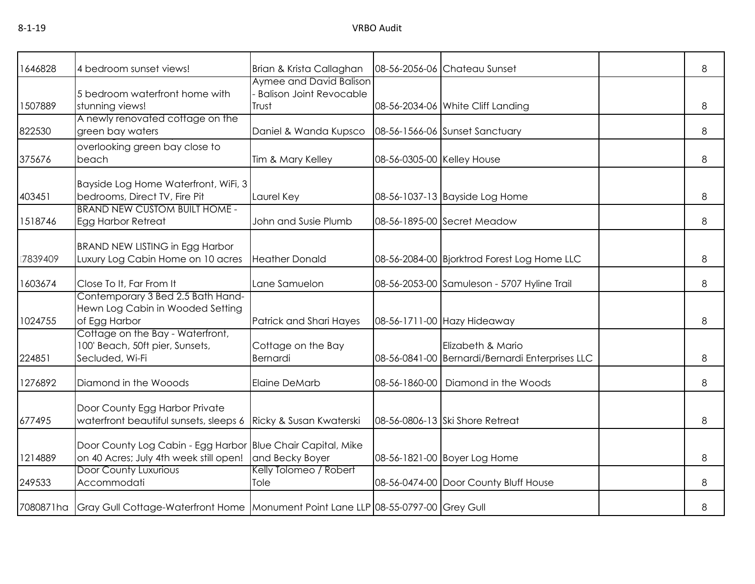| | | | | | | |
|---|---|---|---|---|---|---|
| 1646828 | 4 bedroom sunset views! | Brian & Krista Callaghan | 08-56-2056-06 | Chateau Sunset | | 8 |
| 1507889 | 5 bedroom waterfront home with stunning views! | Aymee and David Balison - Balison Joint Revocable Trust | 08-56-2034-06 | White Cliff Landing | | 8 |
| 822530 | A newly renovated cottage on the green bay waters | Daniel & Wanda Kupsco | 08-56-1566-06 | Sunset Sanctuary | | 8 |
| 375676 | overlooking green bay close to beach | Tim & Mary Kelley | 08-56-0305-00 | Kelley House | | 8 |
| 403451 | Bayside Log Home Waterfront, WiFi, 3 bedrooms, Direct TV, Fire Pit | Laurel Key | 08-56-1037-13 | Bayside Log Home | | 8 |
| 1518746 | BRAND NEW CUSTOM BUILT HOME - Egg Harbor Retreat | John and Susie Plumb | 08-56-1895-00 | Secret Meadow | | 8 |
| 7839409 | BRAND NEW LISTING in Egg Harbor Luxury Log Cabin Home on 10 acres | Heather Donald | 08-56-2084-00 | Bjorktrod Forest Log Home LLC | | 8 |
| 1603674 | Close To It, Far From It | Lane Samuelon | 08-56-2053-00 | Samuleson - 5707 Hyline Trail | | 8 |
| 1024755 | Contemporary 3 Bed 2.5 Bath Hand-Hewn Log Cabin in Wooded Setting of Egg Harbor | Patrick and Shari Hayes | 08-56-1711-00 | Hazy Hideaway | | 8 |
| 224851 | Cottage on the Bay - Waterfront, 100' Beach, 50ft pier, Sunsets, Secluded, Wi-Fi | Cottage on the Bay Bernardi | 08-56-0841-00 | Elizabeth & Mario Bernardi/Bernardi Enterprises LLC | | 8 |
| 1276892 | Diamond in the Wooods | Elaine DeMarb | 08-56-1860-00 | Diamond in the Woods | | 8 |
| 677495 | Door County Egg Harbor Private waterfront beautiful sunsets, sleeps 6 | Ricky & Susan Kwaterski | 08-56-0806-13 | Ski Shore Retreat | | 8 |
| 1214889 | Door County Log Cabin - Egg Harbor on 40 Acres; July 4th week still open! | Blue Chair Capital, Mike and Becky Boyer | 08-56-1821-00 | Boyer Log Home | | 8 |
| 249533 | Door County Luxurious Accommodati | Kelly Tolomeo / Robert Tole | 08-56-0474-00 | Door County Bluff House | | 8 |
| 7080871ha | Gray Gull Cottage-Waterfront Home | Monument Point Lane LLP | 08-55-0797-00 | Grey Gull | | 8 |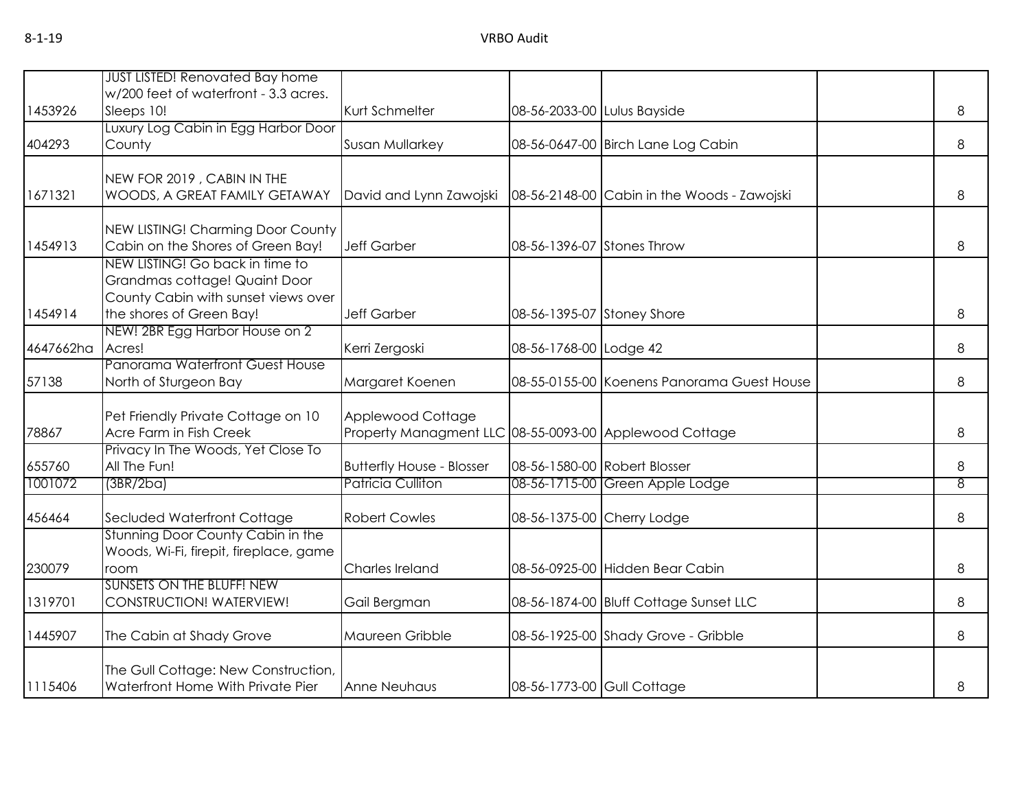| | | | | | | |
|---|---|---|---|---|---|---|
| 1453926 | JUST LISTED! Renovated Bay home w/200 feet of waterfront - 3.3 acres. Sleeps 10! | Kurt Schmelter | 08-56-2033-00 | Lulus Bayside | | 8 |
| 404293 | Luxury Log Cabin in Egg Harbor Door County | Susan Mullarkey | 08-56-0647-00 | Birch Lane Log Cabin | | 8 |
| 1671321 | NEW FOR 2019 , CABIN IN THE WOODS, A GREAT FAMILY GETAWAY | David and Lynn Zawojski | 08-56-2148-00 | Cabin in the Woods - Zawojski | | 8 |
| 1454913 | NEW LISTING! Charming Door County Cabin on the Shores of Green Bay! | Jeff Garber | 08-56-1396-07 | Stones Throw | | 8 |
| 1454914 | NEW LISTING! Go back in time to Grandmas cottage! Quaint Door County Cabin with sunset views over the shores of Green Bay! | Jeff Garber | 08-56-1395-07 | Stoney Shore | | 8 |
| 4647662ha | NEW! 2BR Egg Harbor House on 2 Acres! | Kerri Zergoski | 08-56-1768-00 | Lodge 42 | | 8 |
| 57138 | Panorama Waterfront Guest House North of Sturgeon Bay | Margaret Koenen | 08-55-0155-00 | Koenens Panorama Guest House | | 8 |
| 78867 | Pet Friendly Private Cottage on 10 Acre Farm in Fish Creek | Applewood Cottage Property Managment LLC | 08-55-0093-00 | Applewood Cottage | | 8 |
| 655760 | Privacy In The Woods, Yet Close To All The Fun! | Butterfly House - Blosser | 08-56-1580-00 | Robert Blosser | | 8 |
| 1001072 | (3BR/2ba) | Patricia Culliton | 08-56-1715-00 | Green Apple Lodge | | 8 |
| 456464 | Secluded Waterfront Cottage | Robert Cowles | 08-56-1375-00 | Cherry Lodge | | 8 |
| 230079 | Stunning Door County Cabin in the Woods, Wi-Fi, firepit, fireplace, game room | Charles Ireland | 08-56-0925-00 | Hidden Bear Cabin | | 8 |
| 1319701 | SUNSETS ON THE BLUFF! NEW CONSTRUCTION! WATERVIEW! | Gail Bergman | 08-56-1874-00 | Bluff Cottage Sunset LLC | | 8 |
| 1445907 | The Cabin at Shady Grove | Maureen Gribble | 08-56-1925-00 | Shady Grove - Gribble | | 8 |
| 1115406 | The Gull Cottage: New Construction, Waterfront Home With Private Pier | Anne Neuhaus | 08-56-1773-00 | Gull Cottage | | 8 |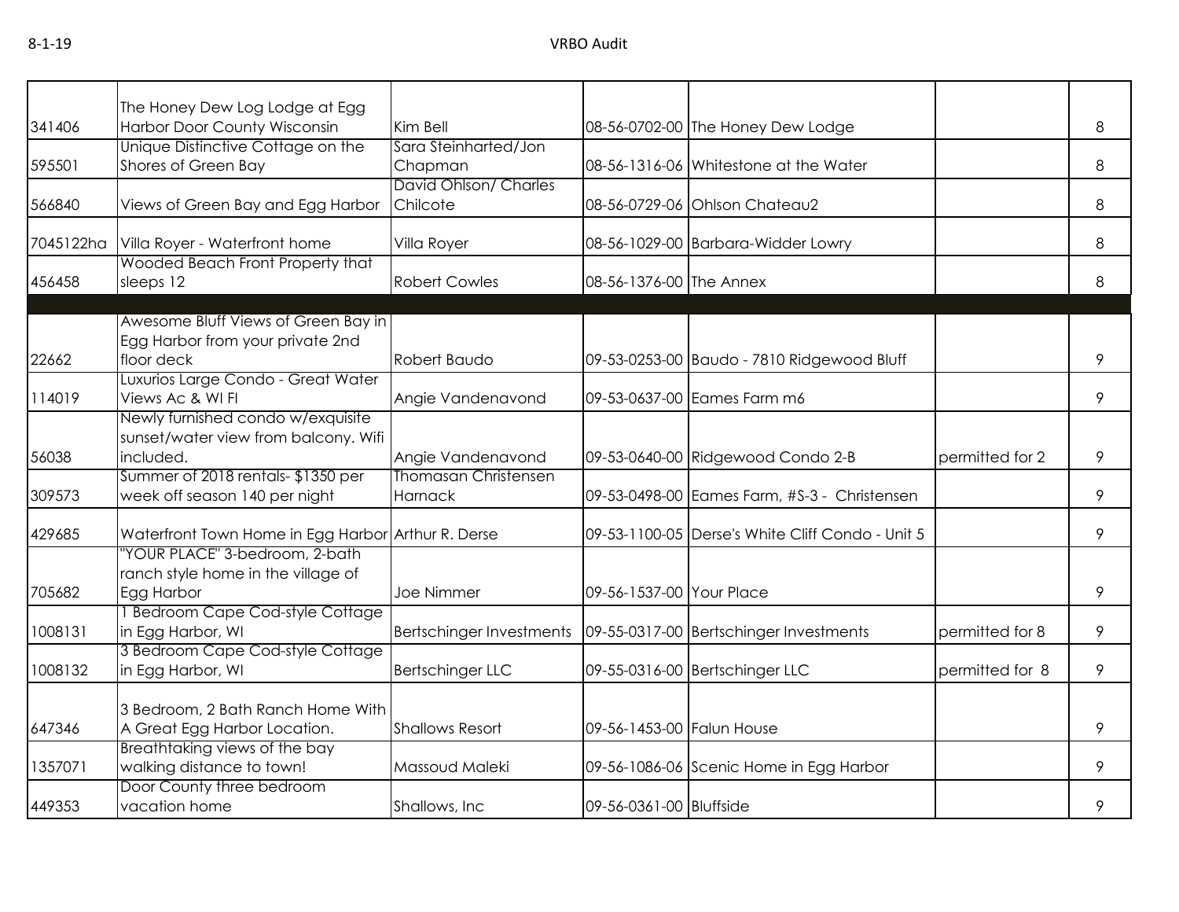| | | | | | | |
|---|---|---|---|---|---|---|
| 341406 | The Honey Dew Log Lodge at Egg Harbor Door County Wisconsin | Kim Bell | 08-56-0702-00 | The Honey Dew Lodge | | 8 |
| 595501 | Unique Distinctive Cottage on the Shores of Green Bay | Sara Steinharted/Jon Chapman | 08-56-1316-06 | Whitestone at the Water | | 8 |
| 566840 | Views of Green Bay and Egg Harbor | David Ohlson/ Charles Chilcote | 08-56-0729-06 | Ohlson Chateau2 | | 8 |
| 7045122ha | Villa Royer - Waterfront home | Villa Royer | 08-56-1029-00 | Barbara-Widder Lowry | | 8 |
| 456458 | Wooded Beach Front Property that sleeps 12 | Robert Cowles | 08-56-1376-00 | The Annex | | 8 |
| | | | | | | |
| 22662 | Awesome Bluff Views of Green Bay in Egg Harbor from your private 2nd floor deck | Robert Baudo | 09-53-0253-00 | Baudo - 7810 Ridgewood Bluff | | 9 |
| 114019 | Luxurios Large Condo - Great Water Views Ac & WI Fl | Angie Vandenavond | 09-53-0637-00 | Eames Farm m6 | | 9 |
| 56038 | Newly furnished condo w/exquisite sunset/water view from balcony. Wifi included. | Angie Vandenavond | 09-53-0640-00 | Ridgewood Condo 2-B | permitted for 2 | 9 |
| 309573 | Summer of 2018 rentals- $1350 per week off season 140 per night | Thomasan Christensen Harnack | 09-53-0498-00 | Eames Farm, #S-3 - Christensen | | 9 |
| 429685 | Waterfront Town Home in Egg Harbor | Arthur R. Derse | 09-53-1100-05 | Derse's White Cliff Condo - Unit 5 | | 9 |
| 705682 | "YOUR PLACE" 3-bedroom, 2-bath ranch style home in the village of Egg Harbor | Joe Nimmer | 09-56-1537-00 | Your Place | | 9 |
| 1008131 | 1 Bedroom Cape Cod-style Cottage in Egg Harbor, WI | Bertschinger Investments | 09-55-0317-00 | Bertschinger Investments | permitted for 8 | 9 |
| 1008132 | 3 Bedroom Cape Cod-style Cottage in Egg Harbor, WI | Bertschinger LLC | 09-55-0316-00 | Bertschinger LLC | permitted for 8 | 9 |
| 647346 | 3 Bedroom, 2 Bath Ranch Home With A Great Egg Harbor Location. | Shallows Resort | 09-56-1453-00 | Falun House | | 9 |
| 1357071 | Breathtaking views of the bay walking distance to town! | Massoud Maleki | 09-56-1086-06 | Scenic Home in Egg Harbor | | 9 |
| 449353 | Door County three bedroom vacation home | Shallows, Inc | 09-56-0361-00 | Bluffside | | 9 |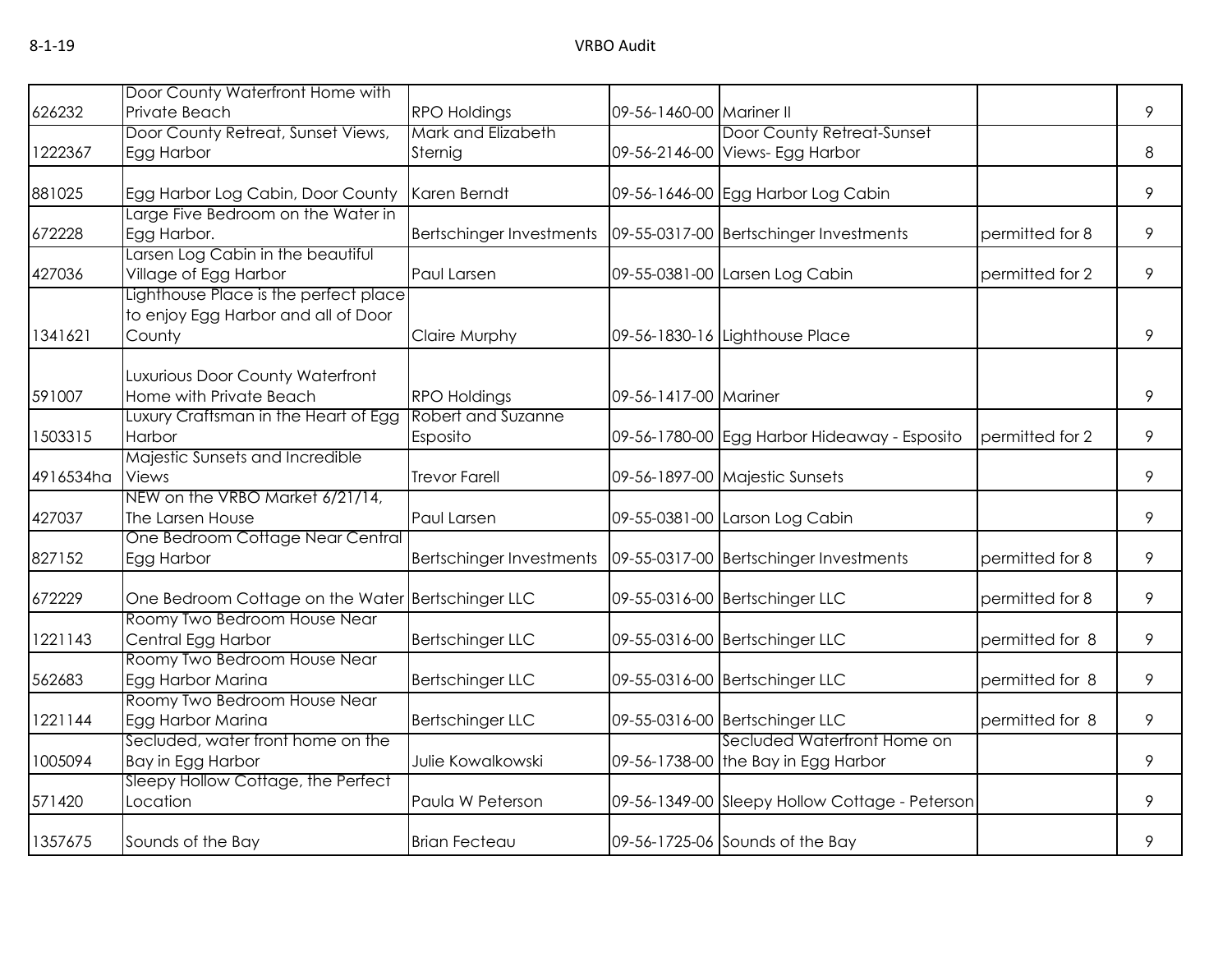| | | | | | | |
|---|---|---|---|---|---|---|
| 626232 | Door County Waterfront Home with Private Beach | RPO Holdings | 09-56-1460-00 | Mariner II | | 9 |
| 1222367 | Door County Retreat, Sunset Views, Egg Harbor | Mark and Elizabeth Sternig | 09-56-2146-00 | Door County Retreat-Sunset Views- Egg Harbor | | 8 |
| 881025 | Egg Harbor Log Cabin, Door County | Karen Berndt | 09-56-1646-00 | Egg Harbor Log Cabin | | 9 |
| 672228 | Large Five Bedroom on the Water in Egg Harbor. | Bertschinger Investments | 09-55-0317-00 | Bertschinger Investments | permitted for 8 | 9 |
| 427036 | Larsen Log Cabin in the beautiful Village of Egg Harbor | Paul Larsen | 09-55-0381-00 | Larsen Log Cabin | permitted for 2 | 9 |
| 1341621 | Lighthouse Place is the perfect place to enjoy Egg Harbor and all of Door County | Claire Murphy | 09-56-1830-16 | Lighthouse Place | | 9 |
| 591007 | Luxurious Door County Waterfront Home with Private Beach | RPO Holdings | 09-56-1417-00 | Mariner | | 9 |
| 1503315 | Luxury Craftsman in the Heart of Egg Harbor | Robert and Suzanne Esposito | 09-56-1780-00 | Egg Harbor Hideaway - Esposito | permitted for 2 | 9 |
| 4916534ha | Majestic Sunsets and Incredible Views | Trevor Farell | 09-56-1897-00 | Majestic Sunsets | | 9 |
| 427037 | NEW on the VRBO Market 6/21/14, The Larsen House | Paul Larsen | 09-55-0381-00 | Larson Log Cabin | | 9 |
| 827152 | One Bedroom Cottage Near Central Egg Harbor | Bertschinger Investments | 09-55-0317-00 | Bertschinger Investments | permitted for 8 | 9 |
| 672229 | One Bedroom Cottage on the Water | Bertschinger LLC | 09-55-0316-00 | Bertschinger LLC | permitted for 8 | 9 |
| 1221143 | Roomy Two Bedroom House Near Central Egg Harbor | Bertschinger LLC | 09-55-0316-00 | Bertschinger LLC | permitted for 8 | 9 |
| 562683 | Roomy Two Bedroom House Near Egg Harbor Marina | Bertschinger LLC | 09-55-0316-00 | Bertschinger LLC | permitted for 8 | 9 |
| 1221144 | Roomy Two Bedroom House Near Egg Harbor Marina | Bertschinger LLC | 09-55-0316-00 | Bertschinger LLC | permitted for 8 | 9 |
| 1005094 | Secluded, water front home on the Bay in Egg Harbor | Julie Kowalkowski | 09-56-1738-00 | Secluded Waterfront Home on the Bay in Egg Harbor | | 9 |
| 571420 | Sleepy Hollow Cottage, the Perfect Location | Paula W Peterson | 09-56-1349-00 | Sleepy Hollow Cottage - Peterson | | 9 |
| 1357675 | Sounds of the Bay | Brian Fecteau | 09-56-1725-06 | Sounds of the Bay | | 9 |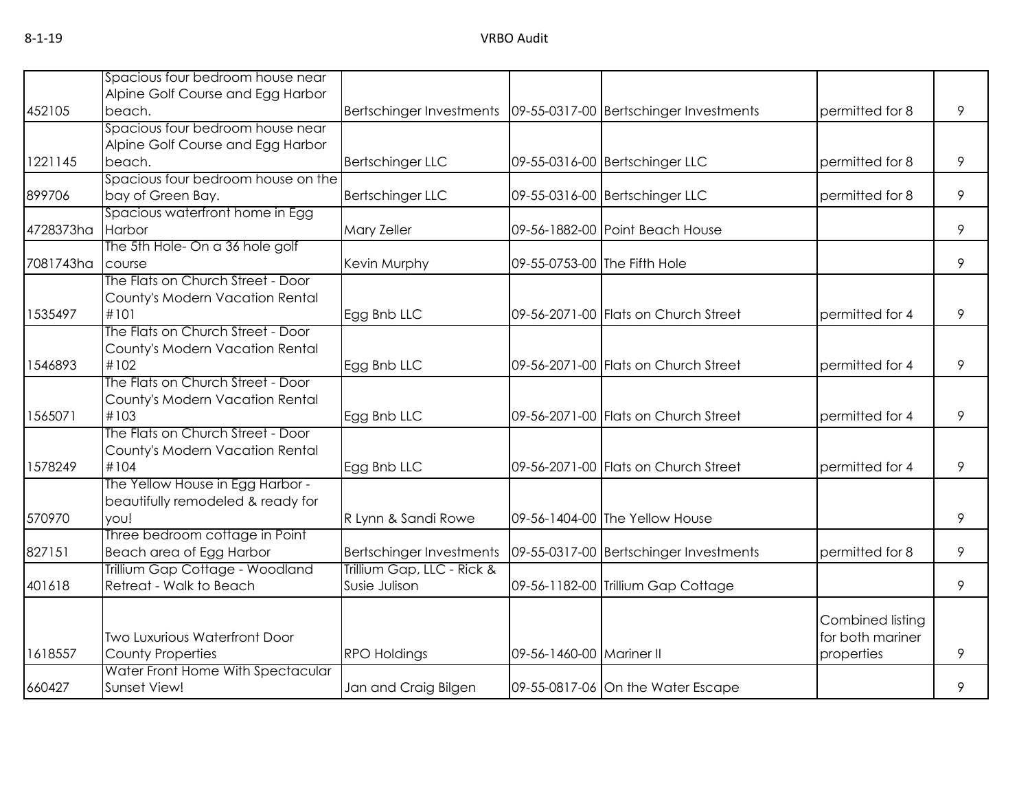| | | | | | | |
|---|---|---|---|---|---|---|
| 452105 | Spacious four bedroom house near Alpine Golf Course and Egg Harbor beach. | Bertschinger Investments | 09-55-0317-00 | Bertschinger Investments | permitted for 8 | 9 |
| 1221145 | Spacious four bedroom house near Alpine Golf Course and Egg Harbor beach. | Bertschinger LLC | 09-55-0316-00 | Bertschinger LLC | permitted for 8 | 9 |
| 899706 | Spacious four bedroom house on the bay of Green Bay. | Bertschinger LLC | 09-55-0316-00 | Bertschinger LLC | permitted for 8 | 9 |
| 4728373ha | Spacious waterfront home in Egg Harbor | Mary Zeller | 09-56-1882-00 | Point Beach House | | 9 |
| 7081743ha | The 5th Hole- On a 36 hole golf course | Kevin Murphy | 09-55-0753-00 | The Fifth Hole | | 9 |
| 1535497 | The Flats on Church Street - Door County's Modern Vacation Rental #101 | Egg Bnb LLC | 09-56-2071-00 | Flats on Church Street | permitted for 4 | 9 |
| 1546893 | The Flats on Church Street - Door County's Modern Vacation Rental #102 | Egg Bnb LLC | 09-56-2071-00 | Flats on Church Street | permitted for 4 | 9 |
| 1565071 | The Flats on Church Street - Door County's Modern Vacation Rental #103 | Egg Bnb LLC | 09-56-2071-00 | Flats on Church Street | permitted for 4 | 9 |
| 1578249 | The Flats on Church Street - Door County's Modern Vacation Rental #104 | Egg Bnb LLC | 09-56-2071-00 | Flats on Church Street | permitted for 4 | 9 |
| 570970 | The Yellow House in Egg Harbor - beautifully remodeled & ready for you! | R Lynn & Sandi Rowe | 09-56-1404-00 | The Yellow House | | 9 |
| 827151 | Three bedroom cottage in Point Beach area of Egg Harbor | Bertschinger Investments | 09-55-0317-00 | Bertschinger Investments | permitted for 8 | 9 |
| 401618 | Trillium Gap Cottage - Woodland Retreat - Walk to Beach | Trillium Gap, LLC - Rick & Susie Julison | 09-56-1182-00 | Trillium Gap Cottage | | 9 |
| 1618557 | Two Luxurious Waterfront Door County Properties | RPO Holdings | 09-56-1460-00 | Mariner II | Combined listing for both mariner properties | 9 |
| 660427 | Water Front Home With Spectacular Sunset View! | Jan and Craig Bilgen | 09-55-0817-06 | On the Water Escape | | 9 |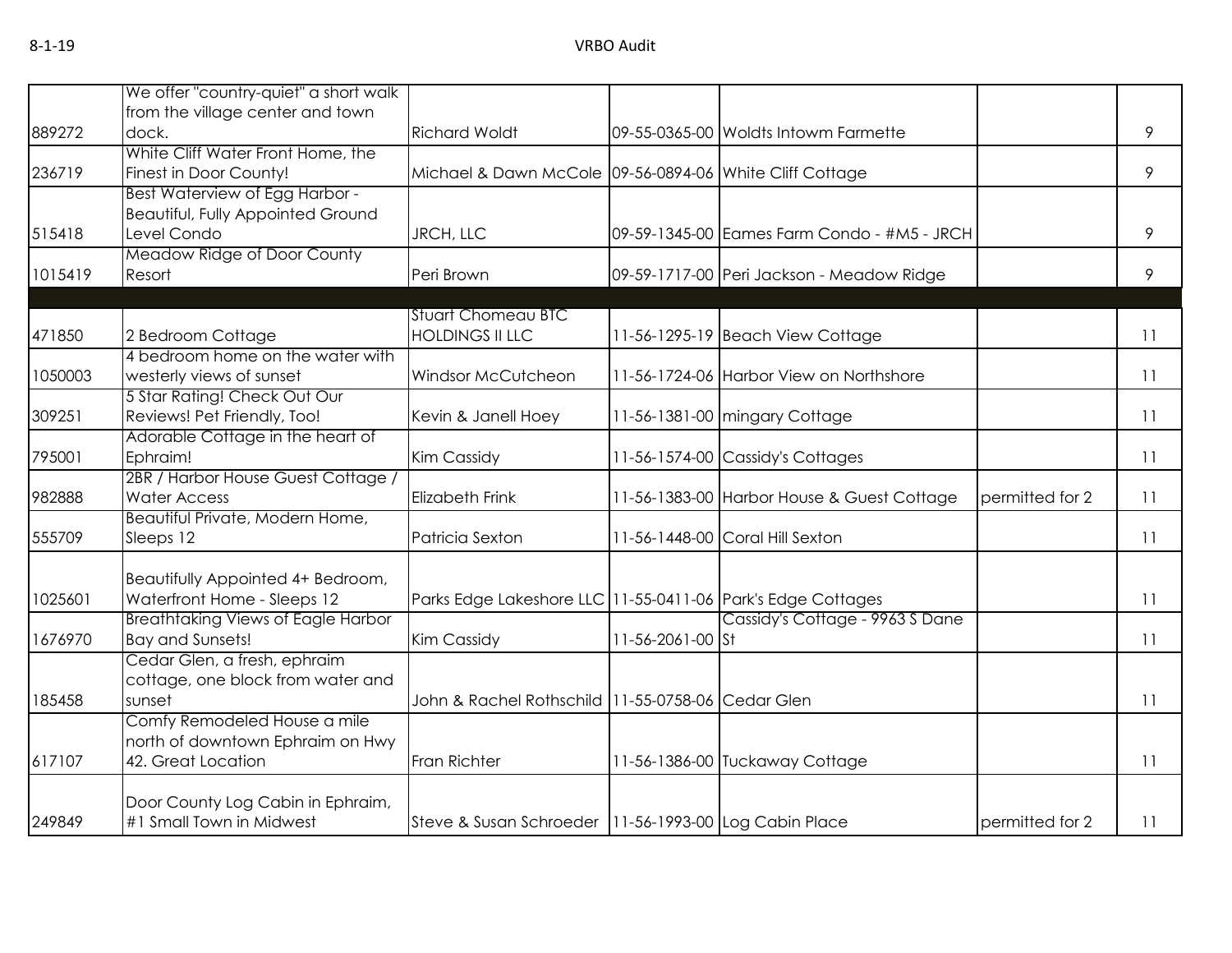| | | | | | | |
|---|---|---|---|---|---|---|
| 889272 | We offer "country-quiet" a short walk from the village center and town dock. | Richard Woldt | 09-55-0365-00 | Woldts Intowm Farmette | | 9 |
| 236719 | White Cliff Water Front Home, the Finest in Door County! | Michael & Dawn McCole | 09-56-0894-06 | White Cliff Cottage | | 9 |
| 515418 | Best Waterview of Egg Harbor - Beautiful, Fully Appointed Ground Level Condo | JRCH, LLC | 09-59-1345-00 | Eames Farm Condo - #M5 - JRCH | | 9 |
| 1015419 | Meadow Ridge of Door County Resort | Peri Brown | 09-59-1717-00 | Peri Jackson - Meadow Ridge | | 9 |
| | | | | | | |
| 471850 | 2 Bedroom Cottage | Stuart Chomeau BTC HOLDINGS II LLC | 11-56-1295-19 | Beach View Cottage | | 11 |
| 1050003 | 4 bedroom home on the water with westerly views of sunset | Windsor McCutcheon | 11-56-1724-06 | Harbor View on Northshore | | 11 |
| 309251 | 5 Star Rating! Check Out Our Reviews! Pet Friendly, Too! | Kevin & Janell Hoey | 11-56-1381-00 | mingary Cottage | | 11 |
| 795001 | Adorable Cottage in the heart of Ephraim! | Kim Cassidy | 11-56-1574-00 | Cassidy's Cottages | | 11 |
| 982888 | 2BR / Harbor House Guest Cottage / Water Access | Elizabeth Frink | 11-56-1383-00 | Harbor House & Guest Cottage | permitted for 2 | 11 |
| 555709 | Beautiful Private, Modern Home, Sleeps 12 | Patricia Sexton | 11-56-1448-00 | Coral Hill Sexton | | 11 |
| 1025601 | Beautifully Appointed 4+ Bedroom, Waterfront Home - Sleeps 12 | Parks Edge Lakeshore LLC | 11-55-0411-06 | Park's Edge Cottages | | 11 |
| 1676970 | Breathtaking Views of Eagle Harbor Bay and Sunsets! | Kim Cassidy | 11-56-2061-00 | St | | 11 |
| 185458 | Cedar Glen, a fresh, ephraim cottage, one block from water and sunset | John & Rachel Rothschild | 11-55-0758-06 | Cedar Glen | | 11 |
| 617107 | Comfy Remodeled House a mile north of downtown Ephraim on Hwy 42. Great Location | Fran Richter | 11-56-1386-00 | Tuckaway Cottage | | 11 |
| 249849 | Door County Log Cabin in Ephraim, #1 Small Town in Midwest | Steve & Susan Schroeder | 11-56-1993-00 | Log Cabin Place | permitted for 2 | 11 |

| | | | | | | |
|---|---|---|---|---|---|---|
| 889272 | We offer "country-quiet" a short walk from the village center and town dock. | Richard Woldt | 09-55-0365-00 | Woldts Intowm Farmette | | 9 |
| 236719 | White Cliff Water Front Home, the Finest in Door County! | Michael & Dawn McCole | 09-56-0894-06 | White Cliff Cottage | | 9 |
| 515418 | Best Waterview of Egg Harbor - Beautiful, Fully Appointed Ground Level Condo | JRCH, LLC | 09-59-1345-00 | Eames Farm Condo - #M5 - JRCH | | 9 |
| 1015419 | Meadow Ridge of Door County Resort | Peri Brown | 09-59-1717-00 | Peri Jackson - Meadow Ridge | | 9 |
| | | | | | | |
| 471850 | 2 Bedroom Cottage | Stuart Chomeau BTC HOLDINGS II LLC | 11-56-1295-19 | Beach View Cottage | | 11 |
| 1050003 | 4 bedroom home on the water with westerly views of sunset | Windsor McCutcheon | 11-56-1724-06 | Harbor View on Northshore | | 11 |
| 309251 | 5 Star Rating! Check Out Our Reviews! Pet Friendly, Too! | Kevin & Janell Hoey | 11-56-1381-00 | mingary Cottage | | 11 |
| 795001 | Adorable Cottage in the heart of Ephraim! | Kim Cassidy | 11-56-1574-00 | Cassidy's Cottages | | 11 |
| 982888 | 2BR / Harbor House Guest Cottage / Water Access | Elizabeth Frink | 11-56-1383-00 | Harbor House & Guest Cottage | permitted for 2 | 11 |
| 555709 | Beautiful Private, Modern Home, Sleeps 12 | Patricia Sexton | 11-56-1448-00 | Coral Hill Sexton | | 11 |
| 1025601 | Beautifully Appointed 4+ Bedroom, Waterfront Home - Sleeps 12 | Parks Edge Lakeshore LLC | 11-55-0411-06 | Park's Edge Cottages | | 11 |
| 1676970 | Breathtaking Views of Eagle Harbor Bay and Sunsets! | Kim Cassidy | 11-56-2061-00 | Cassidy's Cottage - 9963 S Dane St | | 11 |
| 185458 | Cedar Glen, a fresh, ephraim cottage, one block from water and sunset | John & Rachel Rothschild | 11-55-0758-06 | Cedar Glen | | 11 |
| 617107 | Comfy Remodeled House a mile north of downtown Ephraim on Hwy 42. Great Location | Fran Richter | 11-56-1386-00 | Tuckaway Cottage | | 11 |
| 249849 | Door County Log Cabin in Ephraim, #1 Small Town in Midwest | Steve & Susan Schroeder | 11-56-1993-00 | Log Cabin Place | permitted for 2 | 11 |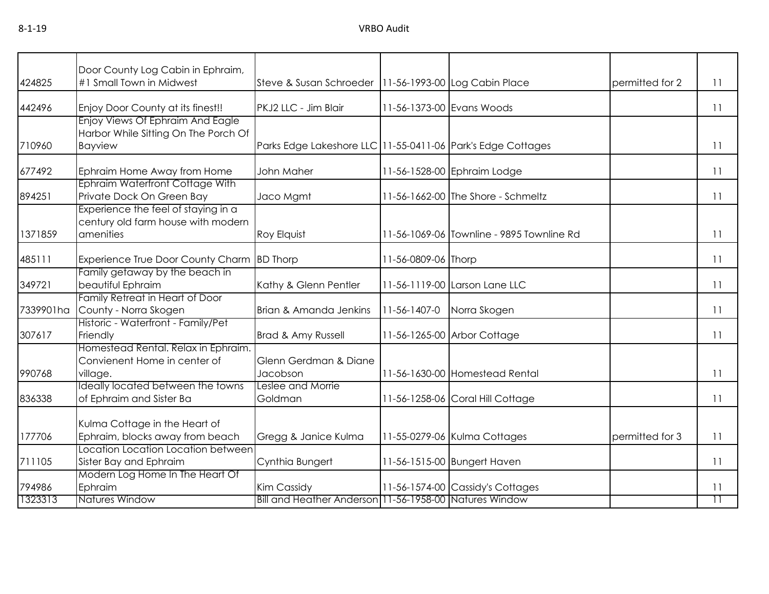| | | | | | | |
|---|---|---|---|---|---|---|
| 424825 | Door County Log Cabin in Ephraim, #1 Small Town in Midwest | Steve & Susan Schroeder | 11-56-1993-00 | Log Cabin Place | permitted for 2 | 11 |
| 442496 | Enjoy Door County at its finest!! | PKJ2 LLC - Jim Blair | 11-56-1373-00 | Evans Woods | | 11 |
| 710960 | Enjoy Views Of Ephraim And Eagle Harbor While Sitting On The Porch Of Bayview | Parks Edge Lakeshore LLC | 11-55-0411-06 | Park's Edge Cottages | | 11 |
| 677492 | Ephraim Home Away from Home | John Maher | 11-56-1528-00 | Ephraim Lodge | | 11 |
| 894251 | Ephraim Waterfront Cottage With Private Dock On Green Bay | Jaco Mgmt | 11-56-1662-00 | The Shore - Schmeltz | | 11 |
| 1371859 | Experience the feel of staying in a century old farm house with modern amenities | Roy Elquist | 11-56-1069-06 | Townline - 9895 Townline Rd | | 11 |
| 485111 | Experience True Door County Charm | BD Thorp | 11-56-0809-06 | Thorp | | 11 |
| 349721 | Family getaway by the beach in beautiful Ephraim | Kathy & Glenn Pentler | 11-56-1119-00 | Larson Lane LLC | | 11 |
| 7339901ha | Family Retreat in Heart of Door County - Norra Skogen | Brian & Amanda Jenkins | 11-56-1407-0 | Norra Skogen | | 11 |
| 307617 | Historic - Waterfront - Family/Pet Friendly | Brad & Amy Russell | 11-56-1265-00 | Arbor Cottage | | 11 |
| 990768 | Homestead Rental. Relax in Ephraim. Convienent Home in center of village. | Glenn Gerdman & Diane Jacobson | 11-56-1630-00 | Homestead Rental | | 11 |
| 836338 | Ideally located between the towns of Ephraim and Sister Ba | Leslee and Morrie Goldman | 11-56-1258-06 | Coral Hill Cottage | | 11 |
| 177706 | Kulma Cottage in the Heart of Ephraim, blocks away from beach | Gregg & Janice Kulma | 11-55-0279-06 | Kulma Cottages | permitted for 3 | 11 |
| 711105 | Location Location Location between Sister Bay and Ephraim | Cynthia Bungert | 11-56-1515-00 | Bungert Haven | | 11 |
| 794986 | Modern Log Home In The Heart Of Ephraim | Kim Cassidy | 11-56-1574-00 | Cassidy's Cottages | | 11 |
| 1323313 | Natures Window | Bill and Heather Anderson | 11-56-1958-00 | Natures Window | | 11 |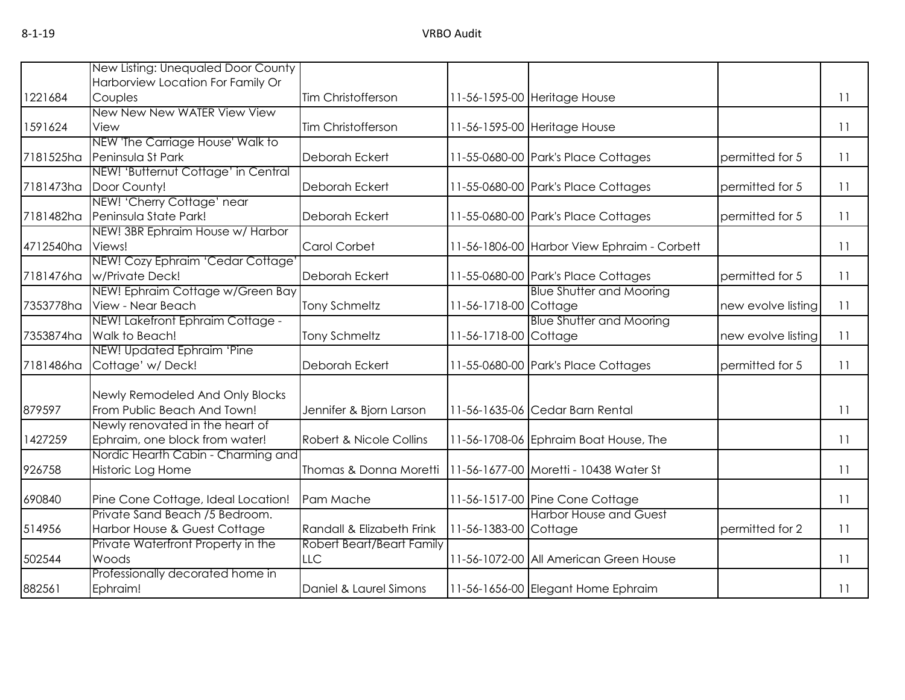| | | | | | | |
|---|---|---|---|---|---|---|
| 1221684 | New Listing: Unequaled Door County Harborview Location For Family Or Couples | Tim Christofferson | 11-56-1595-00 | Heritage House | | 11 |
| 1591624 | New New New WATER View View View | Tim Christofferson | 11-56-1595-00 | Heritage House | | 11 |
| 7181525ha | NEW 'The Carriage House' Walk to Peninsula St Park | Deborah Eckert | 11-55-0680-00 | Park's Place Cottages | permitted for 5 | 11 |
| 7181473ha | NEW! 'Butternut Cottage' in Central Door County! | Deborah Eckert | 11-55-0680-00 | Park's Place Cottages | permitted for 5 | 11 |
| 7181482ha | NEW! 'Cherry Cottage' near Peninsula State Park! | Deborah Eckert | 11-55-0680-00 | Park's Place Cottages | permitted for 5 | 11 |
| 4712540ha | NEW! 3BR Ephraim House w/ Harbor Views! | Carol Corbet | 11-56-1806-00 | Harbor View Ephraim - Corbett | | 11 |
| 7181476ha | NEW! Cozy Ephraim 'Cedar Cottage' w/Private Deck! | Deborah Eckert | 11-55-0680-00 | Park's Place Cottages | permitted for 5 | 11 |
| 7353778ha | NEW! Ephraim Cottage w/Green Bay View - Near Beach | Tony Schmeltz | 11-56-1718-00 | Blue Shutter and Mooring Cottage | new evolve listing | 11 |
| 7353874ha | NEW! Lakefront Ephraim Cottage - Walk to Beach! | Tony Schmeltz | 11-56-1718-00 | Blue Shutter and Mooring Cottage | new evolve listing | 11 |
| 7181486ha | NEW! Updated Ephraim 'Pine Cottage' w/ Deck! | Deborah Eckert | 11-55-0680-00 | Park's Place Cottages | permitted for 5 | 11 |
| 879597 | Newly Remodeled And Only Blocks From Public Beach And Town! | Jennifer & Bjorn Larson | 11-56-1635-06 | Cedar Barn Rental | | 11 |
| 1427259 | Newly renovated in the heart of Ephraim, one block from water! | Robert & Nicole Collins | 11-56-1708-06 | Ephraim Boat House, The | | 11 |
| 926758 | Nordic Hearth Cabin - Charming and Historic Log Home | Thomas & Donna Moretti | 11-56-1677-00 | Moretti - 10438 Water St | | 11 |
| 690840 | Pine Cone Cottage, Ideal Location! | Pam Mache | 11-56-1517-00 | Pine Cone Cottage | | 11 |
| 514956 | Private Sand Beach /5 Bedroom. Harbor House & Guest Cottage | Randall & Elizabeth Frink | 11-56-1383-00 | Harbor House and Guest Cottage | permitted for 2 | 11 |
| 502544 | Private Waterfront Property in the Woods | Robert Beart/Beart Family LLC | 11-56-1072-00 | All American Green House | | 11 |
| 882561 | Professionally decorated home in Ephraim! | Daniel & Laurel Simons | 11-56-1656-00 | Elegant Home Ephraim | | 11 |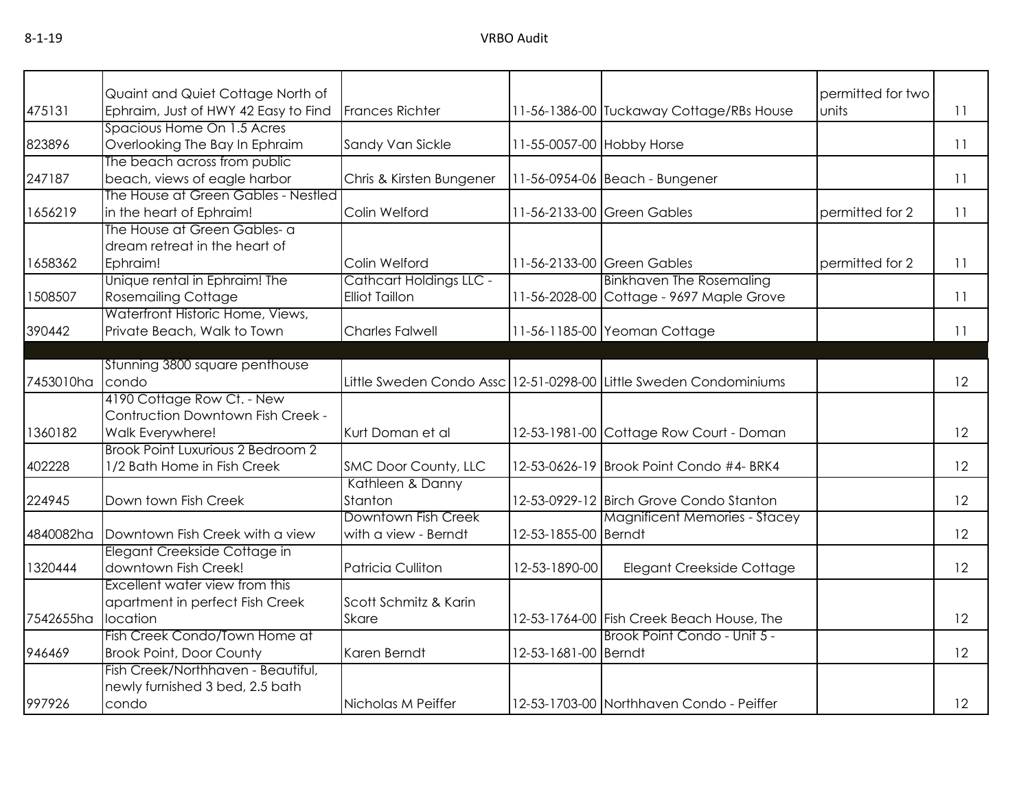| | | | | | | |
|---|---|---|---|---|---|---|
| 475131 | Quaint and Quiet Cottage North of Ephraim, Just of HWY 42 Easy to Find | Frances Richter | 11-56-1386-00 | Tuckaway Cottage/RBs House | permitted for two units | 11 |
| 823896 | Spacious Home On 1.5 Acres Overlooking The Bay In Ephraim | Sandy Van Sickle | 11-55-0057-00 | Hobby Horse | | 11 |
| 247187 | The beach across from public beach, views of eagle harbor | Chris & Kirsten Bungener | 11-56-0954-06 | Beach - Bungener | | 11 |
| 1656219 | The House at Green Gables - Nestled in the heart of Ephraim! | Colin Welford | 11-56-2133-00 | Green Gables | permitted for 2 | 11 |
| 1658362 | The House at Green Gables- a dream retreat in the heart of Ephraim! | Colin Welford | 11-56-2133-00 | Green Gables | permitted for 2 | 11 |
| 1508507 | Unique rental in Ephraim! The Rosemailing Cottage | Cathcart Holdings LLC - Elliot Taillon | 11-56-2028-00 | Binkhaven The Rosemaling Cottage - 9697 Maple Grove | | 11 |
| 390442 | Waterfront Historic Home, Views, Private Beach, Walk to Town | Charles Falwell | 11-56-1185-00 | Yeoman Cottage | | 11 |
| | | | | | | |
| 7453010ha | Stunning 3800 square penthouse condo | Little Sweden Condo Assc | 12-51-0298-00 | Little Sweden Condominiums | | 12 |
| 1360182 | 4190 Cottage Row Ct. - New Contruction Downtown Fish Creek - Walk Everywhere! | Kurt Doman et al | 12-53-1981-00 | Cottage Row Court - Doman | | 12 |
| 402228 | Brook Point Luxurious 2 Bedroom 2 1/2 Bath Home in Fish Creek | SMC Door County, LLC | 12-53-0626-19 | Brook Point Condo #4- BRK4 | | 12 |
| 224945 | Down town Fish Creek | Kathleen & Danny Stanton | 12-53-0929-12 | Birch Grove Condo Stanton | | 12 |
| 4840082ha | Downtown Fish Creek with a view | Downtown Fish Creek with a view - Berndt | 12-53-1855-00 | Magnificent Memories - Stacey Berndt | | 12 |
| 1320444 | Elegant Creekside Cottage in downtown Fish Creek! | Patricia Culliton | 12-53-1890-00 | Elegant Creekside Cottage | | 12 |
| 7542655ha | Excellent water view from this apartment in perfect Fish Creek location | Scott Schmitz & Karin Skare | 12-53-1764-00 | Fish Creek Beach House, The | | 12 |
| 946469 | Fish Creek Condo/Town Home at Brook Point, Door County | Karen Berndt | 12-53-1681-00 | Brook Point Condo - Unit 5 - Berndt | | 12 |
| 997926 | Fish Creek/Northhaven - Beautiful, newly furnished 3 bed, 2.5 bath condo | Nicholas M Peiffer | 12-53-1703-00 | Northhaven Condo - Peiffer | | 12 |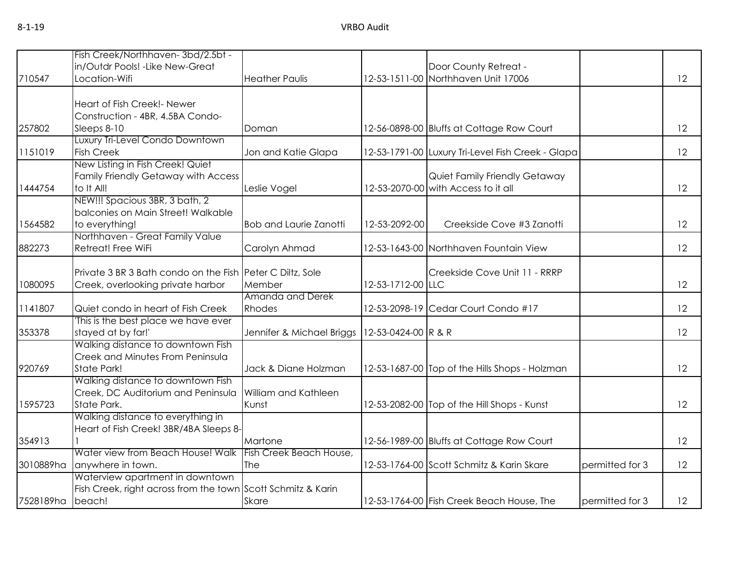| | | | | | | |
|---|---|---|---|---|---|---|
| 710547 | Fish Creek/Northhaven- 3bd/2.5bt - in/Outdr Pools! -Like New-Great Location-Wifi | Heather Paulis | 12-53-1511-00 | Door County Retreat - Northhaven Unit 17006 | | 12 |
| 257802 | Heart of Fish Creek!- Newer Construction - 4BR, 4.5BA Condo-Sleeps 8-10 | Doman | 12-56-0898-00 | Bluffs at Cottage Row Court | | 12 |
| 1151019 | Luxury Tri-Level Condo Downtown Fish Creek | Jon and Katie Glapa | 12-53-1791-00 | Luxury Tri-Level Fish Creek - Glapa | | 12 |
| 1444754 | New Listing in Fish Creek! Quiet Family Friendly Getaway with Access to It All! | Leslie Vogel | 12-53-2070-00 | Quiet Family Friendly Getaway with Access to it all | | 12 |
| 1564582 | NEW!!! Spacious 3BR, 3 bath, 2 balconies on Main Street! Walkable to everything! | Bob and Laurie Zanotti | 12-53-2092-00 | Creekside Cove #3 Zanotti | | 12 |
| 882273 | Northhaven - Great Family Value Retreat! Free WiFi | Carolyn Ahmad | 12-53-1643-00 | Northhaven Fountain View | | 12 |
| 1080095 | Private 3 BR 3 Bath condo on the Fish Creek, overlooking private harbor | Peter C Diltz, Sole Member | 12-53-1712-00 | Creekside Cove Unit 11 - RRRP LLC | | 12 |
| 1141807 | Quiet condo in heart of Fish Creek | Amanda and Derek Rhodes | 12-53-2098-19 | Cedar Court Condo #17 | | 12 |
| 353378 | 'This is the best place we have ever stayed at by far!' | Jennifer & Michael Briggs | 12-53-0424-00 | R & R | | 12 |
| 920769 | Walking distance to downtown Fish Creek and Minutes From Peninsula State Park! | Jack & Diane Holzman | 12-53-1687-00 | Top of the Hills Shops - Holzman | | 12 |
| 1595723 | Walking distance to downtown Fish Creek, DC Auditorium and Peninsula State Park. | William and Kathleen Kunst | 12-53-2082-00 | Top of the Hill Shops - Kunst | | 12 |
| 354913 | Walking distance to everything in Heart of Fish Creek! 3BR/4BA Sleeps 8-1 | Martone | 12-56-1989-00 | Bluffs at Cottage Row Court | | 12 |
| 3010889ha | Water view from Beach House! Walk anywhere in town. | Fish Creek Beach House, The | 12-53-1764-00 | Scott Schmitz & Karin Skare | permitted for 3 | 12 |
| 7528189ha | Waterview apartment in downtown Fish Creek, right across from the town beach! | Scott Schmitz & Karin Skare | 12-53-1764-00 | Fish Creek Beach House, The | permitted for 3 | 12 |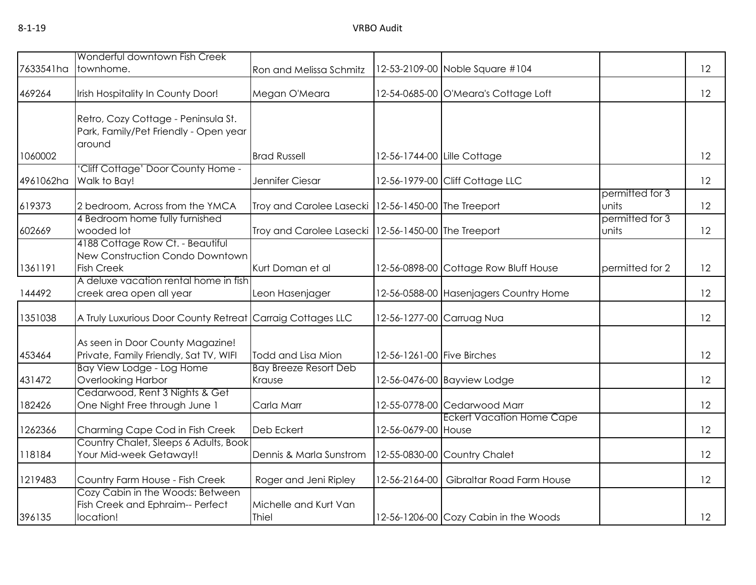| | | | | | | |
|---|---|---|---|---|---|---|
| 7633541ha | Wonderful downtown Fish Creek townhome. | Ron and Melissa Schmitz | 12-53-2109-00 | Noble Square #104 | | 12 |
| 469264 | Irish Hospitality In County Door! | Megan O'Meara | 12-54-0685-00 | O'Meara's Cottage Loft | | 12 |
| 1060002 | Retro, Cozy Cottage - Peninsula St. Park, Family/Pet Friendly - Open year around | Brad Russell | 12-56-1744-00 | Lille Cottage | | 12 |
| 4961062ha | 'Cliff Cottage' Door County Home - Walk to Bay! | Jennifer Ciesar | 12-56-1979-00 | Cliff Cottage LLC | | 12 |
| 619373 | 2 bedroom, Across from the YMCA | Troy and Carolee Lasecki | 12-56-1450-00 | The Treeport | permitted for 3 units | 12 |
| 602669 | 4 Bedroom home fully furnished wooded lot | Troy and Carolee Lasecki | 12-56-1450-00 | The Treeport | permitted for 3 units | 12 |
| 1361191 | 4188 Cottage Row Ct. - Beautiful New Construction Condo Downtown Fish Creek | Kurt Doman et al | 12-56-0898-00 | Cottage Row Bluff House | permitted for 2 | 12 |
| 144492 | A deluxe vacation rental home in fish creek area open all year | Leon Hasenjager | 12-56-0588-00 | Hasenjagers Country Home | | 12 |
| 1351038 | A Truly Luxurious Door County Retreat | Carraig Cottages LLC | 12-56-1277-00 | Carruag Nua | | 12 |
| 453464 | As seen in Door County Magazine! Private, Family Friendly, Sat TV, WIFI | Todd and Lisa Mion | 12-56-1261-00 | Five Birches | | 12 |
| 431472 | Bay View Lodge - Log Home Overlooking Harbor | Bay Breeze Resort Deb Krause | 12-56-0476-00 | Bayview Lodge | | 12 |
| 182426 | Cedarwood, Rent 3 Nights & Get One Night Free through June 1 | Carla Marr | 12-55-0778-00 | Cedarwood Marr | | 12 |
| 1262366 | Charming Cape Cod in Fish Creek | Deb Eckert | 12-56-0679-00 | Eckert Vacation Home Cape House | | 12 |
| 118184 | Country Chalet, Sleeps 6 Adults, Book Your Mid-week Getaway!! | Dennis & Marla Sunstrom | 12-55-0830-00 | Country Chalet | | 12 |
| 1219483 | Country Farm House - Fish Creek | Roger and Jeni Ripley | 12-56-2164-00 | Gibraltar Road Farm House | | 12 |
| 396135 | Cozy Cabin in the Woods: Between Fish Creek and Ephraim-- Perfect location! | Michelle and Kurt Van Thiel | 12-56-1206-00 | Cozy Cabin in the Woods | | 12 |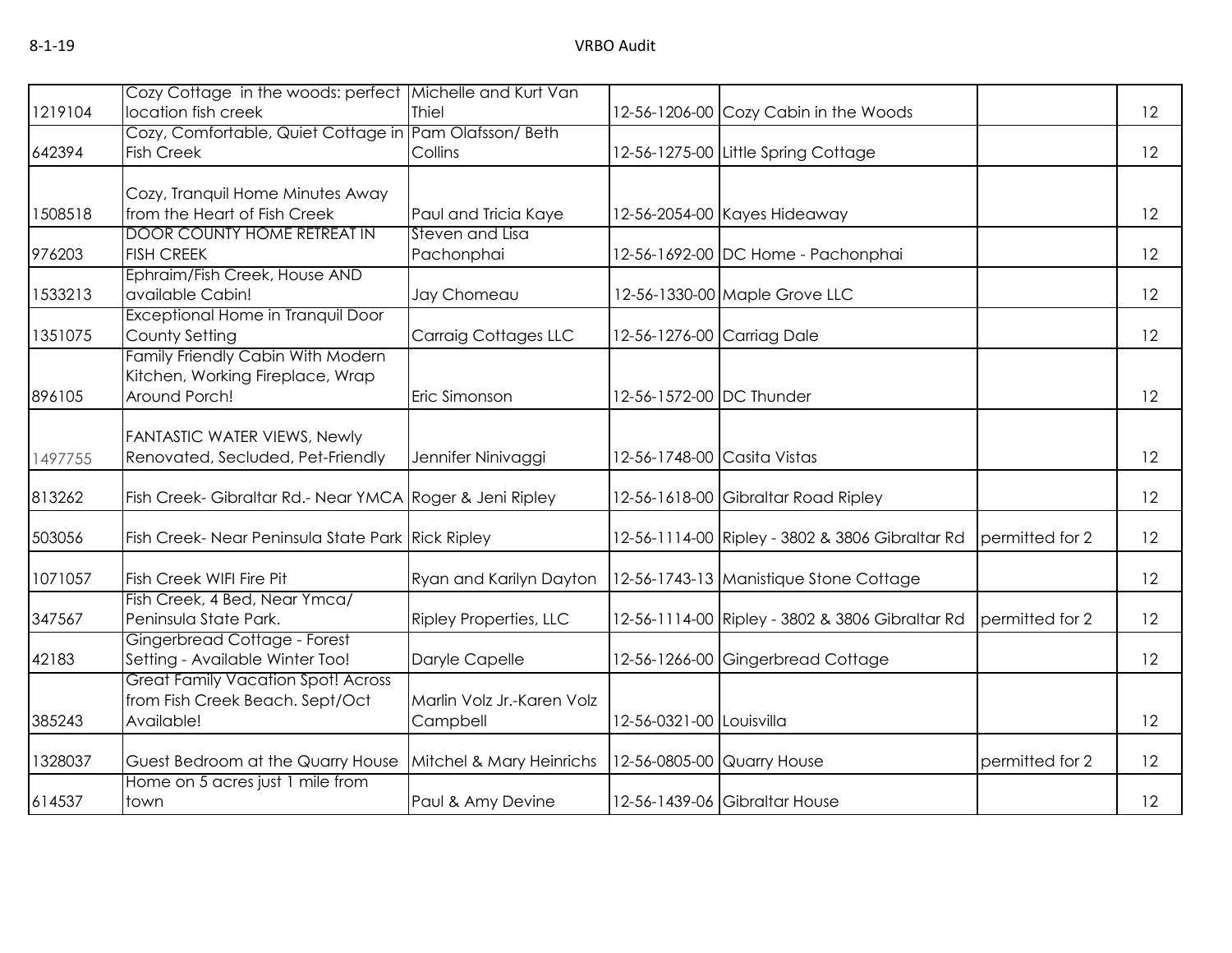| | | | | | | |
|---|---|---|---|---|---|---|
| 1219104 | Cozy Cottage in the woods: perfect location fish creek | Michelle and Kurt Van Thiel | 12-56-1206-00 | Cozy Cabin in the Woods | | 12 |
| 642394 | Cozy, Comfortable, Quiet Cottage in Fish Creek | Pam Olafsson/ Beth Collins | 12-56-1275-00 | Little Spring Cottage | | 12 |
| 1508518 | Cozy, Tranquil Home Minutes Away from the Heart of Fish Creek | Paul and Tricia Kaye | 12-56-2054-00 | Kayes Hideaway | | 12 |
| 976203 | DOOR COUNTY HOME RETREAT IN FISH CREEK | Steven and Lisa Pachonphai | 12-56-1692-00 | DC Home - Pachonphai | | 12 |
| 1533213 | Ephraim/Fish Creek, House AND available Cabin! | Jay Chomeau | 12-56-1330-00 | Maple Grove LLC | | 12 |
| 1351075 | Exceptional Home in Tranquil Door County Setting | Carraig Cottages LLC | 12-56-1276-00 | Carriag Dale | | 12 |
| 896105 | Family Friendly Cabin With Modern Kitchen, Working Fireplace, Wrap Around Porch! | Eric Simonson | 12-56-1572-00 | DC Thunder | | 12 |
| 1497755 | FANTASTIC WATER VIEWS, Newly Renovated, Secluded, Pet-Friendly | Jennifer Ninivaggi | 12-56-1748-00 | Casita Vistas | | 12 |
| 813262 | Fish Creek- Gibraltar Rd.- Near YMCA | Roger & Jeni Ripley | 12-56-1618-00 | Gibraltar Road Ripley | | 12 |
| 503056 | Fish Creek- Near Peninsula State Park | Rick Ripley | 12-56-1114-00 | Ripley - 3802 & 3806 Gibraltar Rd | permitted for 2 | 12 |
| 1071057 | Fish Creek WIFI Fire Pit | Ryan and Karilyn Dayton | 12-56-1743-13 | Manistique Stone Cottage | | 12 |
| 347567 | Fish Creek, 4 Bed, Near Ymca/ Peninsula State Park. | Ripley Properties, LLC | 12-56-1114-00 | Ripley - 3802 & 3806 Gibraltar Rd | permitted for 2 | 12 |
| 42183 | Gingerbread Cottage - Forest Setting - Available Winter Too! | Daryle Capelle | 12-56-1266-00 | Gingerbread Cottage | | 12 |
| 385243 | Great Family Vacation Spot! Across from Fish Creek Beach. Sept/Oct Available! | Marlin Volz Jr.-Karen Volz Campbell | 12-56-0321-00 | Louisvilla | | 12 |
| 1328037 | Guest Bedroom at the Quarry House | Mitchel & Mary Heinrichs | 12-56-0805-00 | Quarry House | permitted for 2 | 12 |
| 614537 | Home on 5 acres just 1 mile from town | Paul & Amy Devine | 12-56-1439-06 | Gibraltar House | | 12 |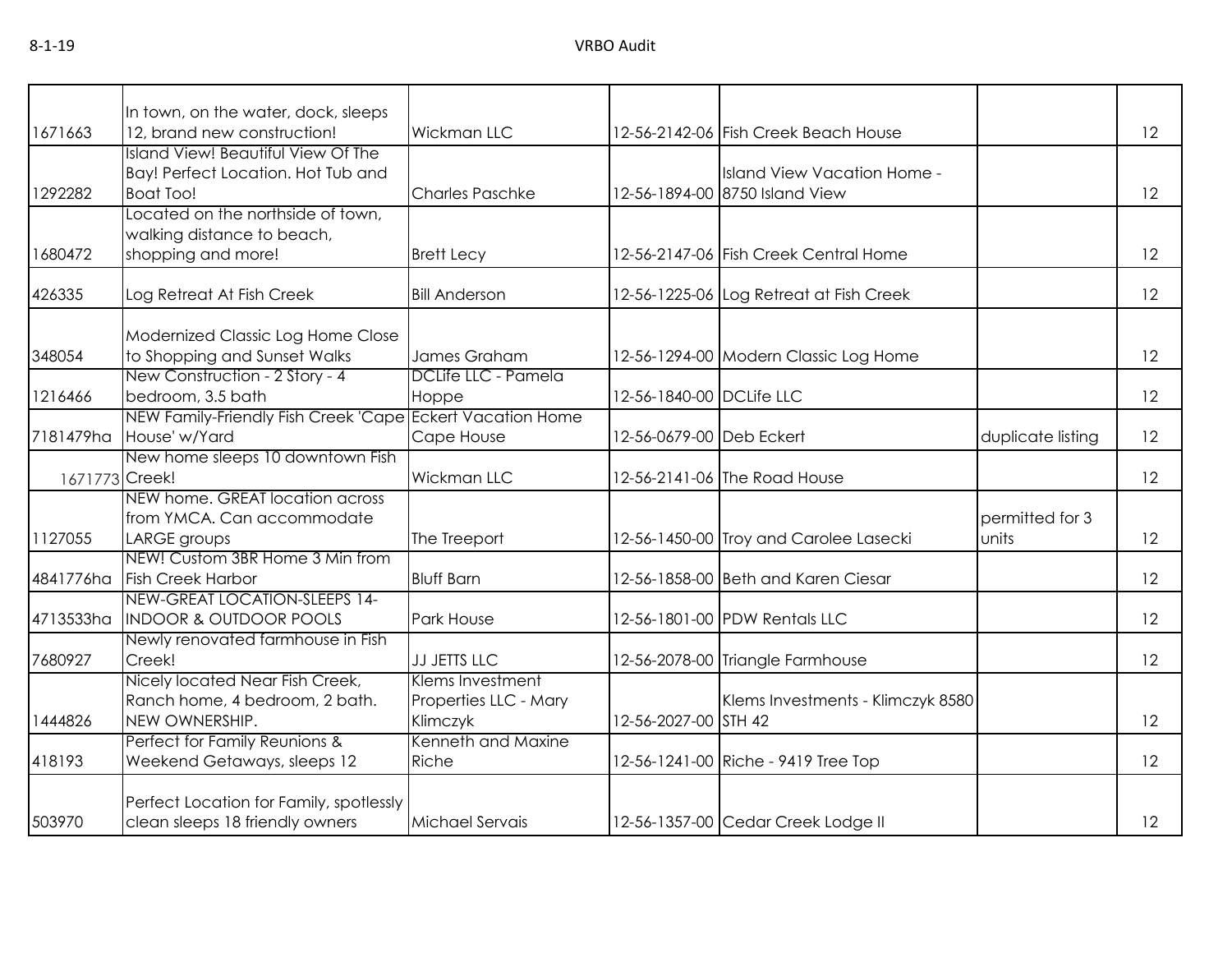| | | | | | | |
|---|---|---|---|---|---|---|
| 1671663 | In town, on the water, dock, sleeps 12, brand new construction! | Wickman LLC | 12-56-2142-06 | Fish Creek Beach House | | 12 |
| 1292282 | Island View! Beautiful View Of The Bay! Perfect Location. Hot Tub and Boat Too! | Charles Paschke | 12-56-1894-00 | Island View Vacation Home - 8750 Island View | | 12 |
| 1680472 | Located on the northside of town, walking distance to beach, shopping and more! | Brett Lecy | 12-56-2147-06 | Fish Creek Central Home | | 12 |
| 426335 | Log Retreat At Fish Creek | Bill Anderson | 12-56-1225-06 | Log Retreat at Fish Creek | | 12 |
| 348054 | Modernized Classic Log Home Close to Shopping and Sunset Walks | James Graham | 12-56-1294-00 | Modern Classic Log Home | | 12 |
| 1216466 | New Construction - 2 Story - 4 bedroom, 3.5 bath | DCLife LLC - Pamela Hoppe | 12-56-1840-00 | DCLife LLC | | 12 |
| 7181479ha | NEW Family-Friendly Fish Creek 'Cape House' w/Yard | Eckert Vacation Home Cape House | 12-56-0679-00 | Deb Eckert | duplicate listing | 12 |
| 1671773 | New home sleeps 10 downtown Fish Creek! | Wickman LLC | 12-56-2141-06 | The Road House | | 12 |
| 1127055 | NEW home. GREAT location across from YMCA. Can accommodate LARGE groups | The Treeport | 12-56-1450-00 | Troy and Carolee Lasecki | permitted for 3 units | 12 |
| 4841776ha | NEW! Custom 3BR Home 3 Min from Fish Creek Harbor | Bluff Barn | 12-56-1858-00 | Beth and Karen Ciesar | | 12 |
| 4713533ha | NEW-GREAT LOCATION-SLEEPS 14-INDOOR & OUTDOOR POOLS | Park House | 12-56-1801-00 | PDW Rentals LLC | | 12 |
| 7680927 | Newly renovated farmhouse in Fish Creek! | JJ JETTS LLC | 12-56-2078-00 | Triangle Farmhouse | | 12 |
| 1444826 | Nicely located Near Fish Creek, Ranch home, 4 bedroom, 2 bath. NEW OWNERSHIP. | Klems Investment Properties LLC - Mary Klimczyk | 12-56-2027-00 | Klems Investments - Klimczyk 8580 STH 42 | | 12 |
| 418193 | Perfect for Family Reunions & Weekend Getaways, sleeps 12 | Kenneth and Maxine Riche | 12-56-1241-00 | Riche - 9419 Tree Top | | 12 |
| 503970 | Perfect Location for Family, spotlessly clean sleeps 18 friendly owners | Michael Servais | 12-56-1357-00 | Cedar Creek Lodge II | | 12 |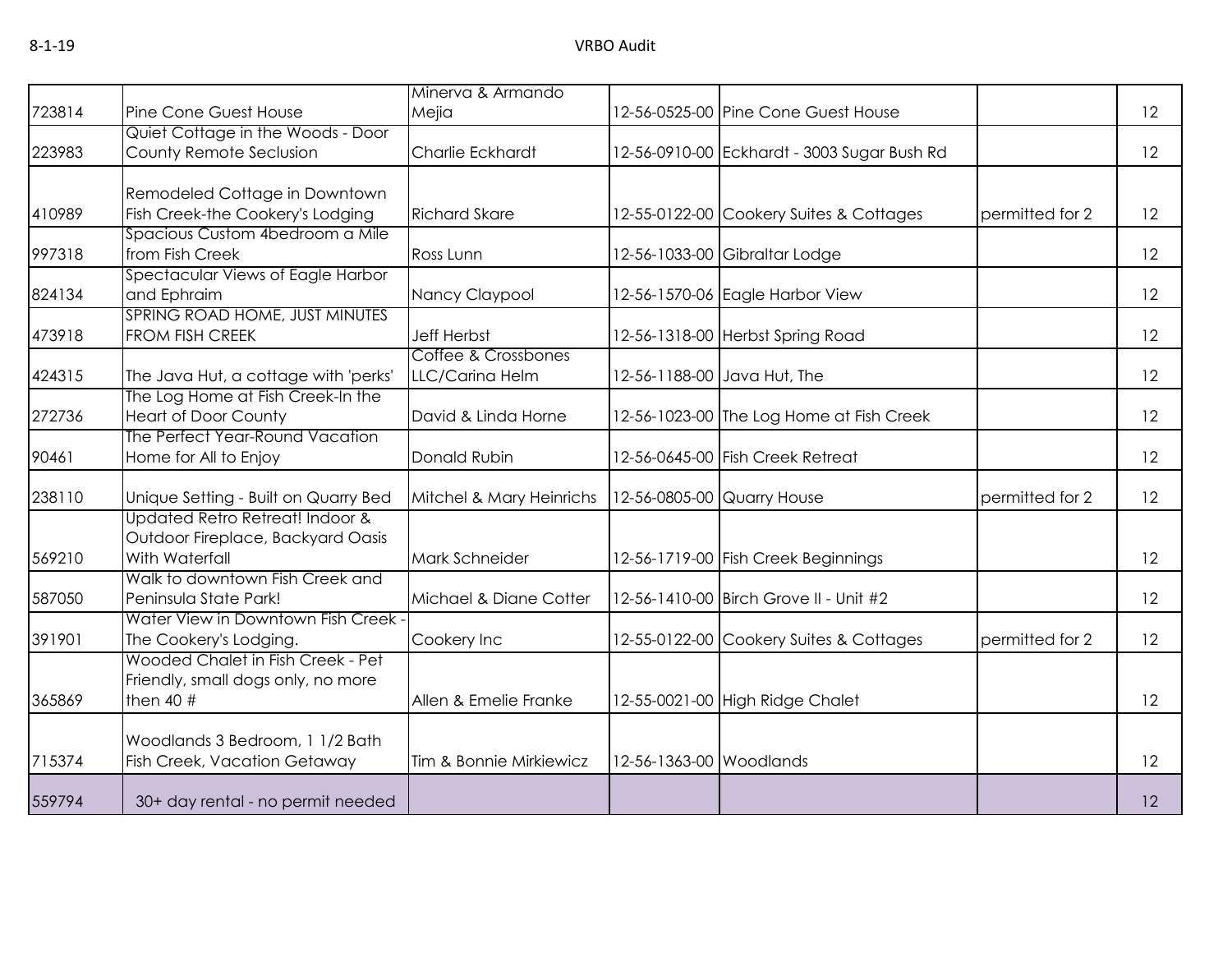| | | | | | | |
|---|---|---|---|---|---|---|
| 723814 | Pine Cone Guest House | Minerva & Armando Mejia | 12-56-0525-00 | Pine Cone Guest House | | 12 |
| 223983 | Quiet Cottage in the Woods - Door County Remote Seclusion | Charlie Eckhardt | 12-56-0910-00 | Eckhardt - 3003 Sugar Bush Rd | | 12 |
| 410989 | Remodeled Cottage in Downtown Fish Creek-the Cookery's Lodging | Richard Skare | 12-55-0122-00 | Cookery Suites & Cottages | permitted for 2 | 12 |
| 997318 | Spacious Custom 4bedroom a Mile from Fish Creek | Ross Lunn | 12-56-1033-00 | Gibraltar Lodge | | 12 |
| 824134 | Spectacular Views of Eagle Harbor and Ephraim | Nancy Claypool | 12-56-1570-06 | Eagle Harbor View | | 12 |
| 473918 | SPRING ROAD HOME, JUST MINUTES FROM FISH CREEK | Jeff Herbst | 12-56-1318-00 | Herbst Spring Road | | 12 |
| 424315 | The Java Hut, a cottage with 'perks' | Coffee & Crossbones LLC/Carina Helm | 12-56-1188-00 | Java Hut, The | | 12 |
| 272736 | The Log Home at Fish Creek-In the Heart of Door County | David & Linda Horne | 12-56-1023-00 | The Log Home at Fish Creek | | 12 |
| 90461 | The Perfect Year-Round Vacation Home for All to Enjoy | Donald Rubin | 12-56-0645-00 | Fish Creek Retreat | | 12 |
| 238110 | Unique Setting - Built on Quarry Bed | Mitchel & Mary Heinrichs | 12-56-0805-00 | Quarry House | permitted for 2 | 12 |
| 569210 | Updated Retro Retreat! Indoor & Outdoor Fireplace, Backyard Oasis With Waterfall | Mark Schneider | 12-56-1719-00 | Fish Creek Beginnings | | 12 |
| 587050 | Walk to downtown Fish Creek and Peninsula State Park! | Michael & Diane Cotter | 12-56-1410-00 | Birch Grove II - Unit #2 | | 12 |
| 391901 | Water View in Downtown Fish Creek - The Cookery's Lodging. | Cookery Inc | 12-55-0122-00 | Cookery Suites & Cottages | permitted for 2 | 12 |
| 365869 | Wooded Chalet in Fish Creek - Pet Friendly, small dogs only, no more then 40 # | Allen & Emelie Franke | 12-55-0021-00 | High Ridge Chalet | | 12 |
| 715374 | Woodlands 3 Bedroom, 1 1/2 Bath Fish Creek, Vacation Getaway | Tim & Bonnie Mirkiewicz | 12-56-1363-00 | Woodlands | | 12 |
| 559794 | 30+ day rental - no permit needed | | | | | 12 |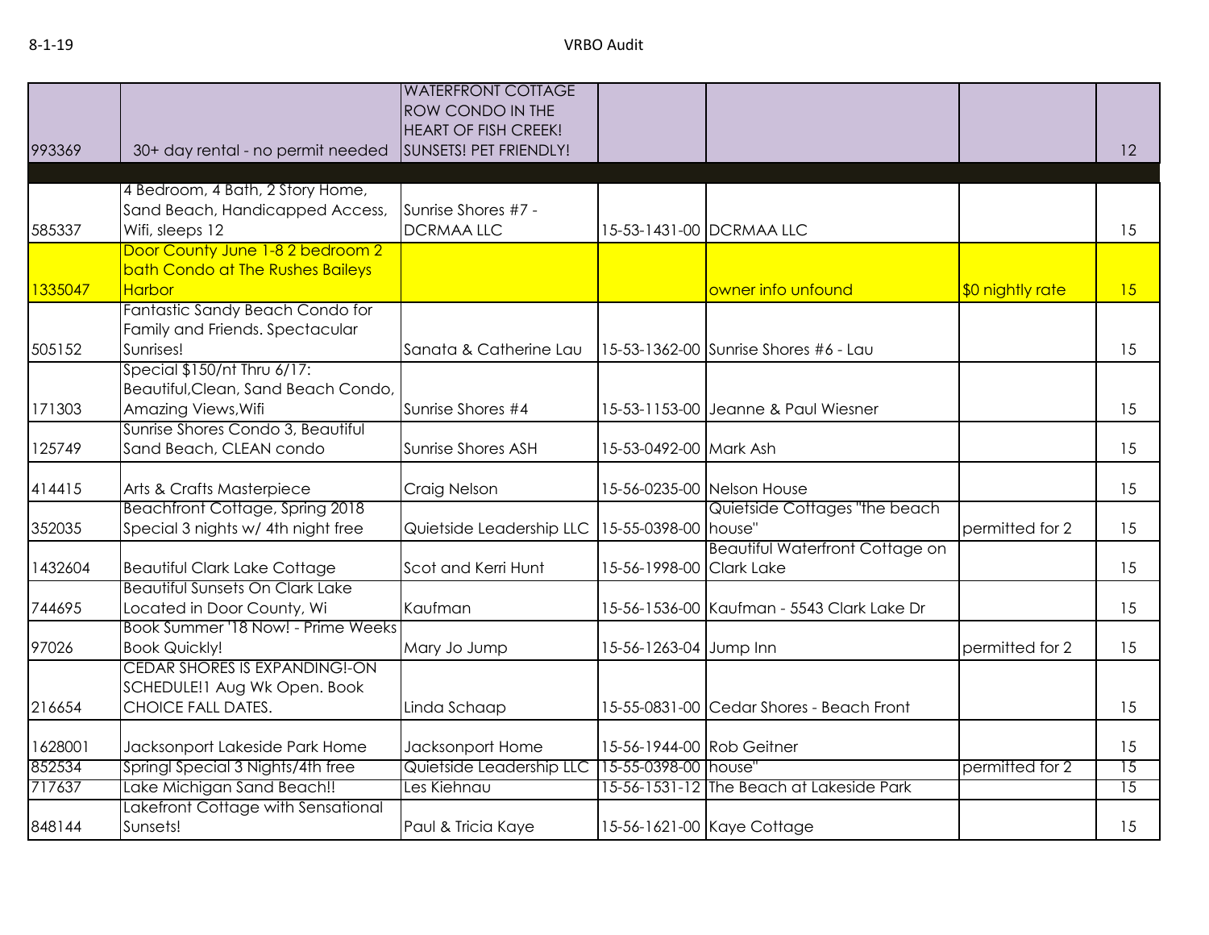| | | | | | | |
|---|---|---|---|---|---|---|
| 993369 | 30+ day rental - no permit needed | WATERFRONT COTTAGE ROW CONDO IN THE HEART OF FISH CREEK! SUNSETS! PET FRIENDLY! | | | | 12 |
| | | | | | | |
| 585337 | 4 Bedroom, 4 Bath, 2 Story Home, Sand Beach, Handicapped Access, Wifi, sleeps 12 | Sunrise Shores #7 - DCRMAA LLC | 15-53-1431-00 | DCRMAA LLC | | 15 |
| 1335047 | Door County June 1-8 2 bedroom 2 bath Condo at The Rushes Baileys Harbor | | | owner info unfound | $0 nightly rate | 15 |
| 505152 | Fantastic Sandy Beach Condo for Family and Friends. Spectacular Sunrises! | Sanata & Catherine Lau | 15-53-1362-00 | Sunrise Shores #6 - Lau | | 15 |
| 171303 | Special $150/nt Thru 6/17: Beautiful,Clean, Sand Beach Condo, Amazing Views,Wifi | Sunrise Shores #4 | 15-53-1153-00 | Jeanne & Paul Wiesner | | 15 |
| 125749 | Sunrise Shores Condo 3, Beautiful Sand Beach, CLEAN condo | Sunrise Shores ASH | 15-53-0492-00 | Mark Ash | | 15 |
| 414415 | Arts & Crafts Masterpiece | Craig Nelson | 15-56-0235-00 | Nelson House | | 15 |
| 352035 | Beachfront Cottage, Spring 2018 Special 3 nights w/ 4th night free | Quietside Leadership LLC | 15-55-0398-00 | Quietside Cottages "the beach house" | permitted for 2 | 15 |
| 1432604 | Beautiful Clark Lake Cottage | Scot and Kerri Hunt | 15-56-1998-00 | Beautiful Waterfront Cottage on Clark Lake | | 15 |
| 744695 | Beautiful Sunsets On Clark Lake Located in Door County, Wi | Kaufman | 15-56-1536-00 | Kaufman - 5543 Clark Lake Dr | | 15 |
| 97026 | Book Summer '18 Now! - Prime Weeks Book Quickly! | Mary Jo Jump | 15-56-1263-04 | Jump Inn | permitted for 2 | 15 |
| 216654 | CEDAR SHORES IS EXPANDING!-ON SCHEDULE!1 Aug Wk Open. Book CHOICE FALL DATES. | Linda Schaap | 15-55-0831-00 | Cedar Shores - Beach Front | | 15 |
| 1628001 | Jacksonport Lakeside Park Home | Jacksonport Home | 15-56-1944-00 | Rob Geitner | | 15 |
| 852534 | Spring! Special 3 Nights/4th free | Quietside Leadership LLC | 15-55-0398-00 | house" | permitted for 2 | 15 |
| 717637 | Lake Michigan Sand Beach!! | Les Kiehnau | 15-56-1531-12 | The Beach at Lakeside Park | | 15 |
| 848144 | Lakefront Cottage with Sensational Sunsets! | Paul & Tricia Kaye | 15-56-1621-00 | Kaye Cottage | | 15 |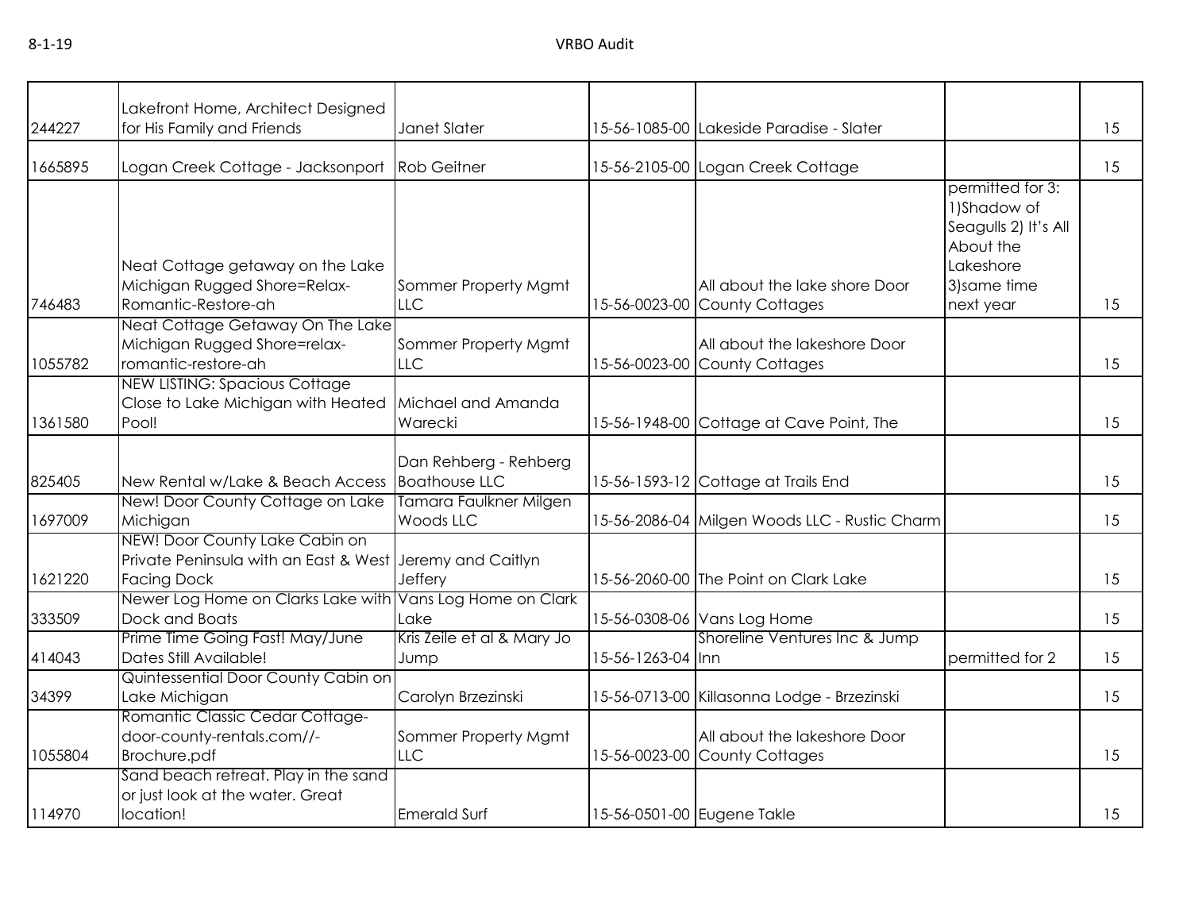| | | | | | | |
|---|---|---|---|---|---|---|
| 244227 | Lakefront Home, Architect Designed for His Family and Friends | Janet Slater | 15-56-1085-00 | Lakeside Paradise - Slater | | 15 |
| 1665895 | Logan Creek Cottage - Jacksonport | Rob Geitner | 15-56-2105-00 | Logan Creek Cottage | | 15 |
| 746483 | Neat Cottage getaway on the Lake Michigan Rugged Shore=Relax-Romantic-Restore-ah | Sommer Property Mgmt LLC | 15-56-0023-00 | All about the lake shore Door County Cottages | permitted for 3: 1)Shadow of Seagulls 2) It's All About the Lakeshore 3)same time next year | 15 |
| 1055782 | Neat Cottage Getaway On The Lake Michigan Rugged Shore=relax-romantic-restore-ah | Sommer Property Mgmt LLC | 15-56-0023-00 | All about the lakeshore Door County Cottages | | 15 |
| 1361580 | NEW LISTING: Spacious Cottage Close to Lake Michigan with Heated Pool! | Michael and Amanda Warecki | 15-56-1948-00 | Cottage at Cave Point, The | | 15 |
| 825405 | New Rental w/Lake & Beach Access | Dan Rehberg - Rehberg Boathouse LLC | 15-56-1593-12 | Cottage at Trails End | | 15 |
| 1697009 | New! Door County Cottage on Lake Michigan | Tamara Faulkner Milgen Woods LLC | 15-56-2086-04 | Milgen Woods LLC - Rustic Charm | | 15 |
| 1621220 | NEW! Door County Lake Cabin on Private Peninsula with an East & West Facing Dock | Jeremy and Caitlyn Jeffery | 15-56-2060-00 | The Point on Clark Lake | | 15 |
| 333509 | Newer Log Home on Clarks Lake with Dock and Boats | Vans Log Home on Clark Lake | 15-56-0308-06 | Vans Log Home | | 15 |
| 414043 | Prime Time Going Fast! May/June Dates Still Available! | Kris Zeile et al & Mary Jo Jump | 15-56-1263-04 | Shoreline Ventures Inc & Jump Inn | permitted for 2 | 15 |
| 34399 | Quintessential Door County Cabin on Lake Michigan | Carolyn Brzezinski | 15-56-0713-00 | Killasonna Lodge - Brzezinski | | 15 |
| 1055804 | Romantic Classic Cedar Cottage-door-county-rentals.com//-Brochure.pdf | Sommer Property Mgmt LLC | 15-56-0023-00 | All about the lakeshore Door County Cottages | | 15 |
| 114970 | Sand beach retreat. Play in the sand or just look at the water. Great location! | Emerald Surf | 15-56-0501-00 | Eugene Takle | | 15 |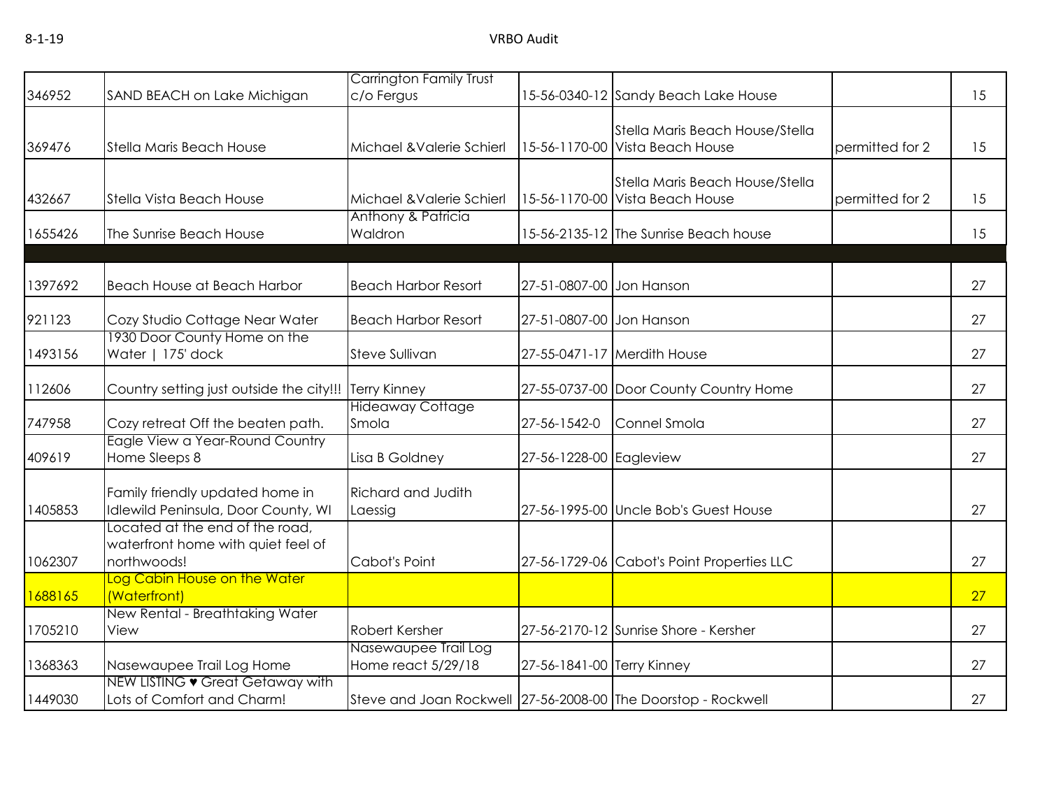| | | | | | | |
|---|---|---|---|---|---|---|
| 346952 | SAND BEACH on Lake Michigan | Carrington Family Trust c/o Fergus | 15-56-0340-12 | Sandy Beach Lake House | | 15 |
| 369476 | Stella Maris Beach House | Michael &Valerie Schierl | 15-56-1170-00 | Stella Maris Beach House/Stella Vista Beach House | permitted for 2 | 15 |
| 432667 | Stella Vista Beach House | Michael &Valerie Schierl | 15-56-1170-00 | Stella Maris Beach House/Stella Vista Beach House | permitted for 2 | 15 |
| 1655426 | The Sunrise Beach House | Anthony & Patricia Waldron | 15-56-2135-12 | The Sunrise Beach house | | 15 |
| | | | | | | |
| 1397692 | Beach House at Beach Harbor | Beach Harbor Resort | 27-51-0807-00 | Jon Hanson | | 27 |
| 921123 | Cozy Studio Cottage Near Water | Beach Harbor Resort | 27-51-0807-00 | Jon Hanson | | 27 |
| 1493156 | 1930 Door County Home on the Water \| 175' dock | Steve Sullivan | 27-55-0471-17 | Merdith House | | 27 |
| 112606 | Country setting just outside the city!!! | Terry Kinney | 27-55-0737-00 | Door County Country Home | | 27 |
| 747958 | Cozy retreat Off the beaten path. | Hideaway Cottage Smola | 27-56-1542-0 | Connel Smola | | 27 |
| 409619 | Eagle View a Year-Round Country Home Sleeps 8 | Lisa B Goldney | 27-56-1228-00 | Eagleview | | 27 |
| 1405853 | Family friendly updated home in Idlewild Peninsula, Door County, WI | Richard and Judith Laessig | 27-56-1995-00 | Uncle Bob's Guest House | | 27 |
| 1062307 | Located at the end of the road, waterfront home with quiet feel of northwoods! | Cabot's Point | 27-56-1729-06 | Cabot's Point Properties LLC | | 27 |
| 1688165 | Log Cabin House on the Water (Waterfront) | | | | | 27 |
| 1705210 | New Rental - Breathtaking Water View | Robert Kersher | 27-56-2170-12 | Sunrise Shore - Kersher | | 27 |
| 1368363 | Nasewaupee Trail Log Home | Nasewaupee Trail Log Home react 5/29/18 | 27-56-1841-00 | Terry Kinney | | 27 |
| 1449030 | NEW LISTING ♥ Great Getaway with Lots of Comfort and Charm! | Steve and Joan Rockwell | 27-56-2008-00 | The Doorstop - Rockwell | | 27 |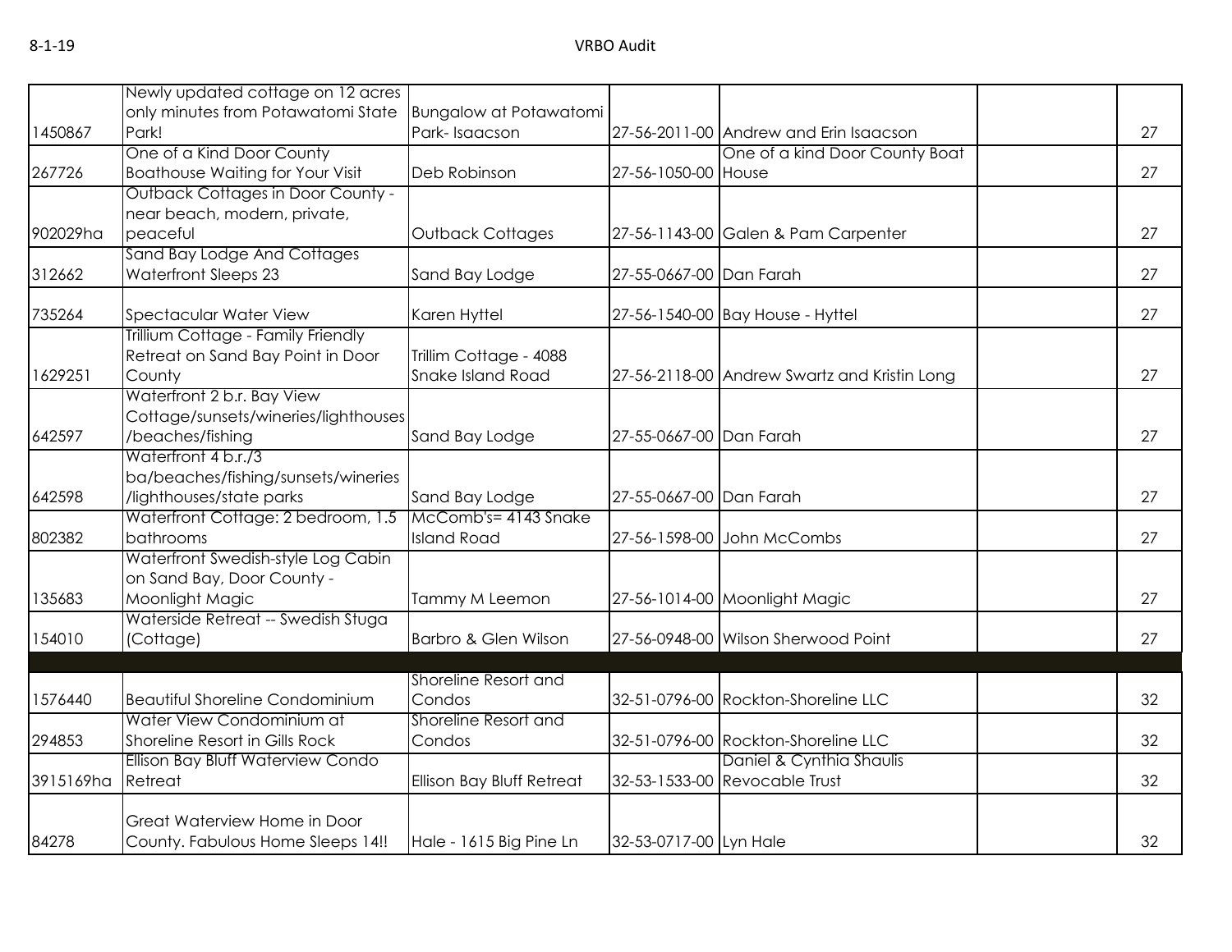| | | | | | | |
|---|---|---|---|---|---|---|
| 1450867 | Newly updated cottage on 12 acres only minutes from Potawatomi State Park! | Bungalow at Potawatomi Park- Isaacson | 27-56-2011-00 | Andrew and Erin Isaacson | | 27 |
| 267726 | One of a Kind Door County Boathouse Waiting for Your Visit | Deb Robinson | 27-56-1050-00 | One of a kind Door County Boat House | | 27 |
| 902029ha | Outback Cottages in Door County - near beach, modern, private, peaceful | Outback Cottages | 27-56-1143-00 | Galen & Pam Carpenter | | 27 |
| 312662 | Sand Bay Lodge And Cottages Waterfront Sleeps 23 | Sand Bay Lodge | 27-55-0667-00 | Dan Farah | | 27 |
| 735264 | Spectacular Water View | Karen Hyttel | 27-56-1540-00 | Bay House - Hyttel | | 27 |
| 1629251 | Trillium Cottage - Family Friendly Retreat on Sand Bay Point in Door County | Trillim Cottage - 4088 Snake Island Road | 27-56-2118-00 | Andrew Swartz and Kristin Long | | 27 |
| 642597 | Waterfront 2 b.r. Bay View Cottage/sunsets/wineries/lighthouses/beaches/fishing | Sand Bay Lodge | 27-55-0667-00 | Dan Farah | | 27 |
| 642598 | Waterfront 4 b.r./3 ba/beaches/fishing/sunsets/wineries/lighthouses/state parks | Sand Bay Lodge | 27-55-0667-00 | Dan Farah | | 27 |
| 802382 | Waterfront Cottage: 2 bedroom, 1.5 bathrooms | McComb's= 4143 Snake Island Road | 27-56-1598-00 | John McCombs | | 27 |
| 135683 | Waterfront Swedish-style Log Cabin on Sand Bay, Door County - Moonlight Magic | Tammy M Leemon | 27-56-1014-00 | Moonlight Magic | | 27 |
| 154010 | Waterside Retreat -- Swedish Stuga (Cottage) | Barbro & Glen Wilson | 27-56-0948-00 | Wilson Sherwood Point | | 27 |
| | | | | | | |
| 1576440 | Beautiful Shoreline Condominium | Shoreline Resort and Condos | 32-51-0796-00 | Rockton-Shoreline LLC | | 32 |
| 294853 | Water View Condominium at Shoreline Resort in Gills Rock | Shoreline Resort and Condos | 32-51-0796-00 | Rockton-Shoreline LLC | | 32 |
| 3915169ha | Ellison Bay Bluff Waterview Condo Retreat | Ellison Bay Bluff Retreat | 32-53-1533-00 | Daniel & Cynthia Shaulis Revocable Trust | | 32 |
| 84278 | Great Waterview Home in Door County. Fabulous Home Sleeps 14!! | Hale - 1615 Big Pine Ln | 32-53-0717-00 | Lyn Hale | | 32 |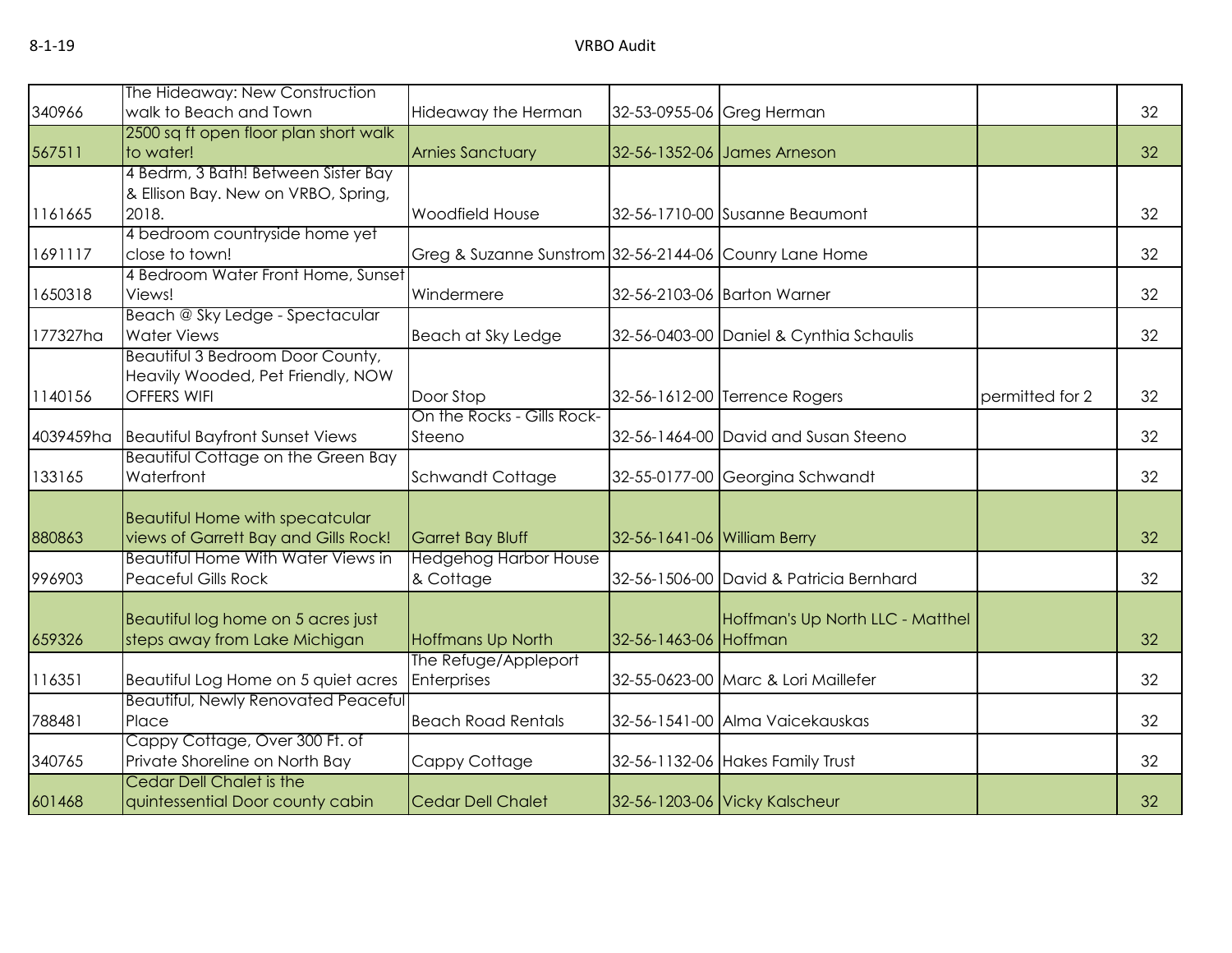| | | | | | | |
|---|---|---|---|---|---|---|
| 340966 | The Hideaway: New Construction walk to Beach and Town | Hideaway the Herman | 32-53-0955-06 | Greg Herman | | 32 |
| 567511 | 2500 sq ft open floor plan short walk to water! | Arnies Sanctuary | 32-56-1352-06 | James Arneson | | 32 |
| 1161665 | 4 Bedrm, 3 Bath! Between Sister Bay & Ellison Bay. New on VRBO, Spring, 2018. | Woodfield House | 32-56-1710-00 | Susanne Beaumont | | 32 |
| 1691117 | 4 bedroom countryside home yet close to town! | Greg & Suzanne Sunstrom | 32-56-2144-06 | Counry Lane Home | | 32 |
| 1650318 | 4 Bedroom Water Front Home, Sunset Views! | Windermere | 32-56-2103-06 | Barton Warner | | 32 |
| 177327ha | Beach @ Sky Ledge - Spectacular Water Views | Beach at Sky Ledge | 32-56-0403-00 | Daniel & Cynthia Schaulis | | 32 |
| 1140156 | Beautiful 3 Bedroom Door County, Heavily Wooded, Pet Friendly, NOW OFFERS WIFI | Door Stop | 32-56-1612-00 | Terrence Rogers | permitted for 2 | 32 |
| 4039459ha | Beautiful Bayfront Sunset Views | On the Rocks - Gills Rock-Steeno | 32-56-1464-00 | David and Susan Steeno | | 32 |
| 133165 | Beautiful Cottage on the Green Bay Waterfront | Schwandt Cottage | 32-55-0177-00 | Georgina Schwandt | | 32 |
| 880863 | Beautiful Home with specatcular views of Garrett Bay and Gills Rock! | Garret Bay Bluff | 32-56-1641-06 | William Berry | | 32 |
| 996903 | Beautiful Home With Water Views in Peaceful Gills Rock | Hedgehog Harbor House & Cottage | 32-56-1506-00 | David & Patricia Bernhard | | 32 |
| 659326 | Beautiful log home on 5 acres just steps away from Lake Michigan | Hoffmans Up North | 32-56-1463-06 | Hoffman's Up North LLC - Matthel Hoffman | | 32 |
| 116351 | Beautiful Log Home on 5 quiet acres | The Refuge/Appleport Enterprises | 32-55-0623-00 | Marc & Lori Maillefer | | 32 |
| 788481 | Beautiful, Newly Renovated Peaceful Place | Beach Road Rentals | 32-56-1541-00 | Alma Vaicekauskas | | 32 |
| 340765 | Cappy Cottage, Over 300 Ft. of Private Shoreline on North Bay | Cappy Cottage | 32-56-1132-06 | Hakes Family Trust | | 32 |
| 601468 | Cedar Dell Chalet is the quintessential Door county cabin | Cedar Dell Chalet | 32-56-1203-06 | Vicky Kalscheur | | 32 |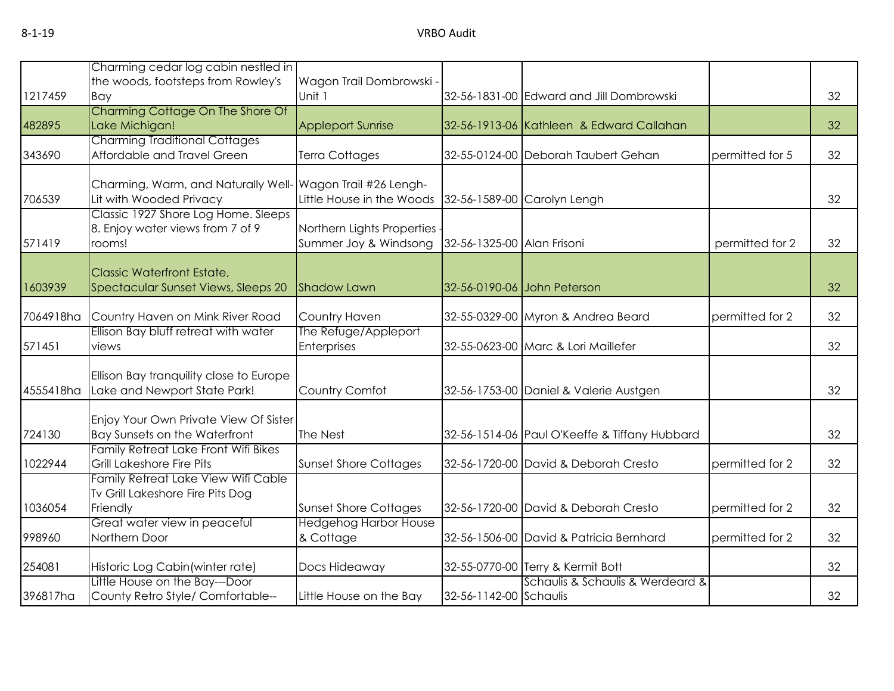| | | | | | | |
|---|---|---|---|---|---|---|
| 1217459 | Charming cedar log cabin nestled in the woods, footsteps from Rowley's Bay | Wagon Trail Dombrowski - Unit 1 | 32-56-1831-00 | Edward and Jill Dombrowski | | 32 |
| 482895 | Charming Cottage On The Shore Of Lake Michigan! | Appleport Sunrise | 32-56-1913-06 | Kathleen & Edward Callahan | | 32 |
| 343690 | Charming Traditional Cottages Affordable and Travel Green | Terra Cottages | 32-55-0124-00 | Deborah Taubert Gehan | permitted for 5 | 32 |
| 706539 | Charming, Warm, and Naturally Well-Lit with Wooded Privacy | Wagon Trail #26 Lengh-Little House in the Woods | 32-56-1589-00 | Carolyn Lengh | | 32 |
| 571419 | Classic 1927 Shore Log Home. Sleeps 8. Enjoy water views from 7 of 9 rooms! | Northern Lights Properties - Summer Joy & Windsong | 32-56-1325-00 | Alan Frisoni | permitted for 2 | 32 |
| 1603939 | Classic Waterfront Estate, Spectacular Sunset Views, Sleeps 20 | Shadow Lawn | 32-56-0190-06 | John Peterson | | 32 |
| 7064918ha | Country Haven on Mink River Road | Country Haven | 32-55-0329-00 | Myron & Andrea Beard | permitted for 2 | 32 |
| 571451 | Ellison Bay bluff retreat with water views | The Refuge/Appleport Enterprises | 32-55-0623-00 | Marc & Lori Maillefer | | 32 |
| 4555418ha | Ellison Bay tranquility close to Europe Lake and Newport State Park! | Country Comfot | 32-56-1753-00 | Daniel & Valerie Austgen | | 32 |
| 724130 | Enjoy Your Own Private View Of Sister Bay Sunsets on the Waterfront | The Nest | 32-56-1514-06 | Paul O'Keeffe & Tiffany Hubbard | | 32 |
| 1022944 | Family Retreat Lake Front Wifi Bikes Grill Lakeshore Fire Pits | Sunset Shore Cottages | 32-56-1720-00 | David & Deborah Cresto | permitted for 2 | 32 |
| 1036054 | Family Retreat Lake View Wifi Cable Tv Grill Lakeshore Fire Pits Dog Friendly | Sunset Shore Cottages | 32-56-1720-00 | David & Deborah Cresto | permitted for 2 | 32 |
| 998960 | Great water view in peaceful Northern Door | Hedgehog Harbor House & Cottage | 32-56-1506-00 | David & Patricia Bernhard | permitted for 2 | 32 |
| 254081 | Historic Log Cabin(winter rate) | Docs Hideaway | 32-55-0770-00 | Terry & Kermit Bott | | 32 |
| 396817ha | Little House on the Bay---Door County Retro Style/ Comfortable-- | Little House on the Bay | 32-56-1142-00 | Schaulis & Schaulis & Werdeard & Schaulis | | 32 |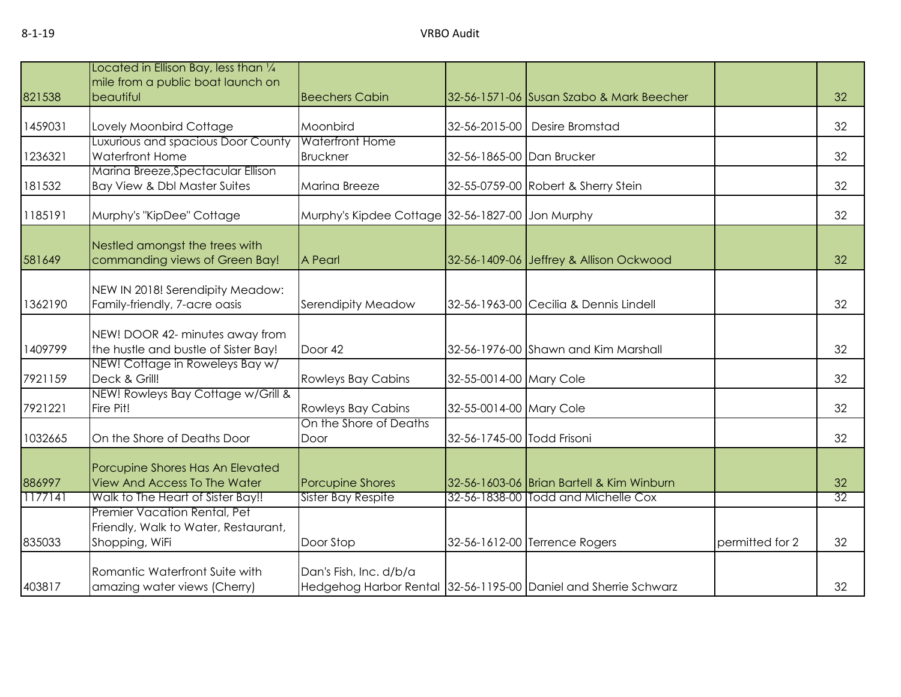| | | | | | | |
|---|---|---|---|---|---|---|
| 821538 | Located in Ellison Bay, less than ¼ mile from a public boat launch on beautiful | Beechers Cabin | 32-56-1571-06 | Susan Szabo & Mark Beecher | | 32 |
| 1459031 | Lovely Moonbird Cottage | Moonbird | 32-56-2015-00 | Desire Bromstad | | 32 |
| 1236321 | Luxurious and spacious Door County Waterfront Home | Waterfront Home Bruckner | 32-56-1865-00 | Dan Brucker | | 32 |
| 181532 | Marina Breeze,Spectacular Ellison Bay View & Dbl Master Suites | Marina Breeze | 32-55-0759-00 | Robert & Sherry Stein | | 32 |
| 1185191 | Murphy's "KipDee" Cottage | Murphy's Kipdee Cottage | 32-56-1827-00 | Jon Murphy | | 32 |
| 581649 | Nestled amongst the trees with commanding views of Green Bay! | A Pearl | 32-56-1409-06 | Jeffrey & Allison Ockwood | | 32 |
| 1362190 | NEW IN 2018! Serendipity Meadow: Family-friendly, 7-acre oasis | Serendipity Meadow | 32-56-1963-00 | Cecilia & Dennis Lindell | | 32 |
| 1409799 | NEW! DOOR 42- minutes away from the hustle and bustle of Sister Bay! | Door 42 | 32-56-1976-00 | Shawn and Kim Marshall | | 32 |
| 7921159 | NEW! Cottage in Roweleys Bay w/ Deck & Grill! | Rowleys Bay Cabins | 32-55-0014-00 | Mary Cole | | 32 |
| 7921221 | NEW! Rowleys Bay Cottage w/Grill & Fire Pit! | Rowleys Bay Cabins | 32-55-0014-00 | Mary Cole | | 32 |
| 1032665 | On the Shore of Deaths Door | On the Shore of Deaths Door | 32-56-1745-00 | Todd Frisoni | | 32 |
| 886997 | Porcupine Shores Has An Elevated View And Access To The Water | Porcupine Shores | 32-56-1603-06 | Brian Bartell & Kim Winburn | | 32 |
| 1177141 | Walk to The Heart of Sister Bay!! | Sister Bay Respite | 32-56-1838-00 | Todd and Michelle Cox | | 32 |
| 835033 | Premier Vacation Rental, Pet Friendly, Walk to Water, Restaurant, Shopping, WiFi | Door Stop | 32-56-1612-00 | Terrence Rogers | permitted for 2 | 32 |
| 403817 | Romantic Waterfront Suite with amazing water views (Cherry) | Dan's Fish, Inc. d/b/a Hedgehog Harbor Rental | 32-56-1195-00 | Daniel and Sherrie Schwarz | | 32 |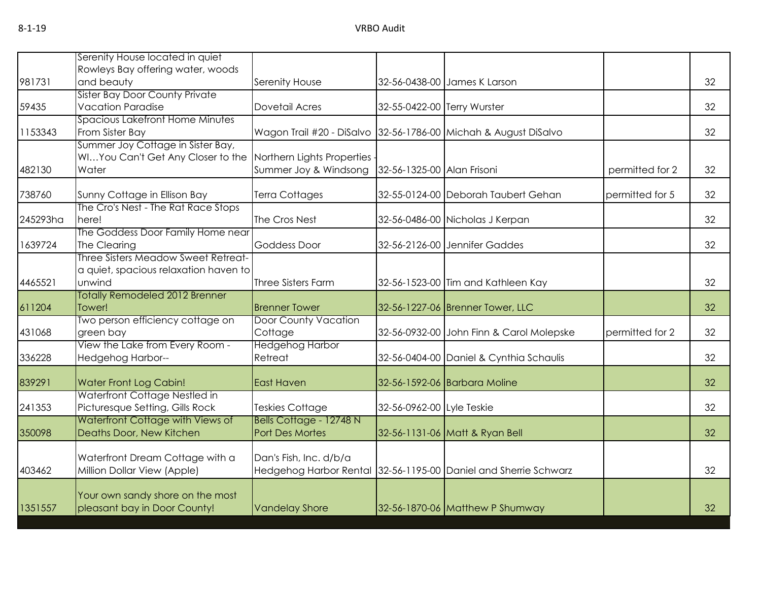| | | | | | | |
|---|---|---|---|---|---|---|
| 981731 | Serenity House located in quiet Rowleys Bay offering water, woods and beauty | Serenity House | 32-56-0438-00 | James K Larson | | 32 |
| 59435 | Sister Bay Door County Private Vacation Paradise | Dovetail Acres | 32-55-0422-00 | Terry Wurster | | 32 |
| 1153343 | Spacious Lakefront Home Minutes From Sister Bay | Wagon Trail #20 - DiSalvo | 32-56-1786-00 | Michah & August DiSalvo | | 32 |
| 482130 | Summer Joy Cottage in Sister Bay, WI...You Can't Get Any Closer to the Water | Northern Lights Properties - Summer Joy & Windsong | 32-56-1325-00 | Alan Frisoni | permitted for 2 | 32 |
| 738760 | Sunny Cottage in Ellison Bay | Terra Cottages | 32-55-0124-00 | Deborah Taubert Gehan | permitted for 5 | 32 |
| 245293ha | The Cro's Nest - The Rat Race Stops here! | The Cros Nest | 32-56-0486-00 | Nicholas J Kerpan | | 32 |
| 1639724 | The Goddess Door Family Home near The Clearing | Goddess Door | 32-56-2126-00 | Jennifer Gaddes | | 32 |
| 4465521 | Three Sisters Meadow Sweet Retreat- a quiet, spacious relaxation haven to unwind | Three Sisters Farm | 32-56-1523-00 | Tim and Kathleen Kay | | 32 |
| 611204 | Totally Remodeled 2012 Brenner Tower! | Brenner Tower | 32-56-1227-06 | Brenner Tower, LLC | | 32 |
| 431068 | Two person efficiency cottage on green bay | Door County Vacation Cottage | 32-56-0932-00 | John Finn & Carol Molepske | permitted for 2 | 32 |
| 336228 | View the Lake from Every Room - Hedgehog Harbor-- | Hedgehog Harbor Retreat | 32-56-0404-00 | Daniel & Cynthia Schaulis | | 32 |
| 839291 | Water Front Log Cabin! | East Haven | 32-56-1592-06 | Barbara Moline | | 32 |
| 241353 | Waterfront Cottage Nestled in Picturesque Setting, Gills Rock | Teskies Cottage | 32-56-0962-00 | Lyle Teskie | | 32 |
| 350098 | Waterfront Cottage with Views of Deaths Door, New Kitchen | Bells Cottage - 12748 N Port Des Mortes | 32-56-1131-06 | Matt & Ryan Bell | | 32 |
| 403462 | Waterfront Dream Cottage with a Million Dollar View (Apple) | Dan's Fish, Inc. d/b/a Hedgehog Harbor Rental | 32-56-1195-00 | Daniel and Sherrie Schwarz | | 32 |
| 1351557 | Your own sandy shore on the most pleasant bay in Door County! | Vandelay Shore | 32-56-1870-06 | Matthew P Shumway | | 32 |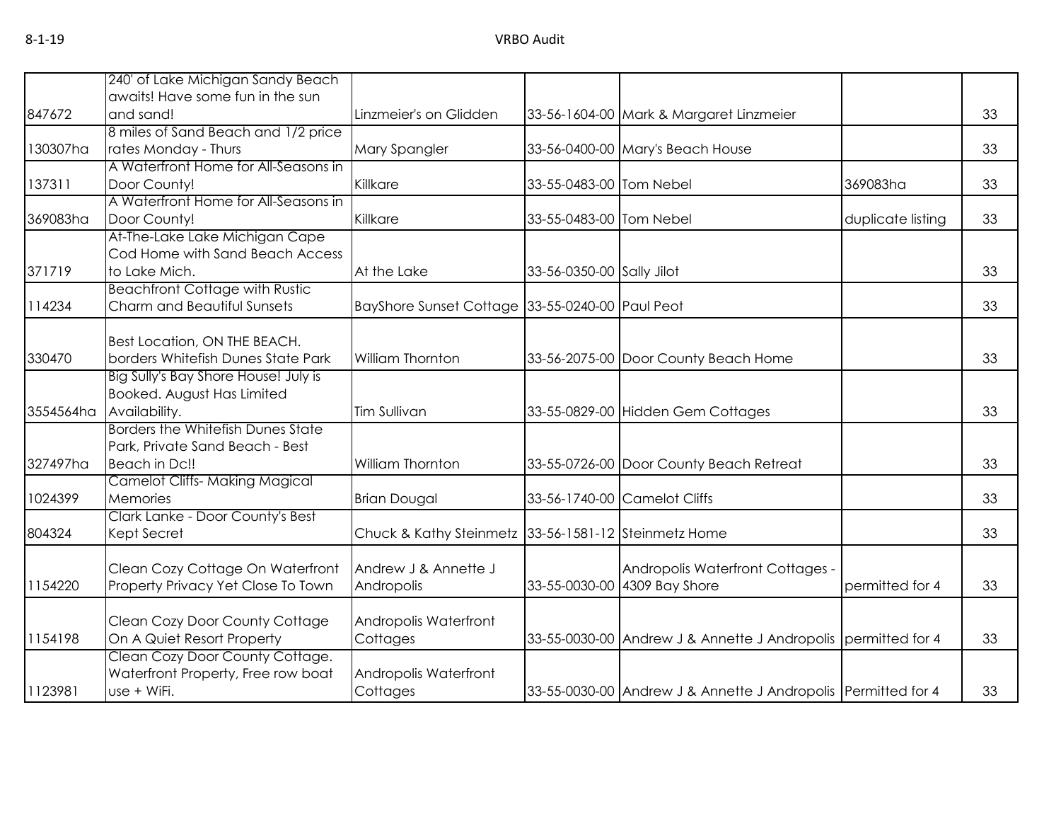| | | | | | | |
|---|---|---|---|---|---|---|
| 847672 | 240' of Lake Michigan Sandy Beach awaits! Have some fun in the sun and sand! | Linzmeier's on Glidden | 33-56-1604-00 | Mark & Margaret Linzmeier | | 33 |
| 130307ha | 8 miles of Sand Beach and 1/2 price rates Monday - Thurs | Mary Spangler | 33-56-0400-00 | Mary's Beach House | | 33 |
| 137311 | A Waterfront Home for All-Seasons in Door County! | Killkare | 33-55-0483-00 | Tom Nebel | 369083ha | 33 |
| 369083ha | A Waterfront Home for All-Seasons in Door County! | Killkare | 33-55-0483-00 | Tom Nebel | duplicate listing | 33 |
| 371719 | At-The-Lake Lake Michigan Cape Cod Home with Sand Beach Access to Lake Mich. | At the Lake | 33-56-0350-00 | Sally Jilot | | 33 |
| 114234 | Beachfront Cottage with Rustic Charm and Beautiful Sunsets | BayShore Sunset Cottage | 33-55-0240-00 | Paul Peot | | 33 |
| 330470 | Best Location, ON THE BEACH. borders Whitefish Dunes State Park | William Thornton | 33-56-2075-00 | Door County Beach Home | | 33 |
| 3554564ha | Big Sully's Bay Shore House! July is Booked. August Has Limited Availability. | Tim Sullivan | 33-55-0829-00 | Hidden Gem Cottages | | 33 |
| 327497ha | Borders the Whitefish Dunes State Park, Private Sand Beach - Best Beach in Dc!! | William Thornton | 33-55-0726-00 | Door County Beach Retreat | | 33 |
| 1024399 | Camelot Cliffs- Making Magical Memories | Brian Dougal | 33-56-1740-00 | Camelot Cliffs | | 33 |
| 804324 | Clark Lanke - Door County's Best Kept Secret | Chuck & Kathy Steinmetz | 33-56-1581-12 | Steinmetz Home | | 33 |
| 1154220 | Clean Cozy Cottage On Waterfront Property Privacy Yet Close To Town | Andrew J & Annette J Andropolis | 33-55-0030-00 | Andropolis Waterfront Cottages - 4309 Bay Shore | permitted for 4 | 33 |
| 1154198 | Clean Cozy Door County Cottage On A Quiet Resort Property | Andropolis Waterfront Cottages | 33-55-0030-00 | Andrew J & Annette J Andropolis | permitted for 4 | 33 |
| 1123981 | Clean Cozy Door County Cottage. Waterfront Property, Free row boat use + WiFi. | Andropolis Waterfront Cottages | 33-55-0030-00 | Andrew J & Annette J Andropolis | Permitted for 4 | 33 |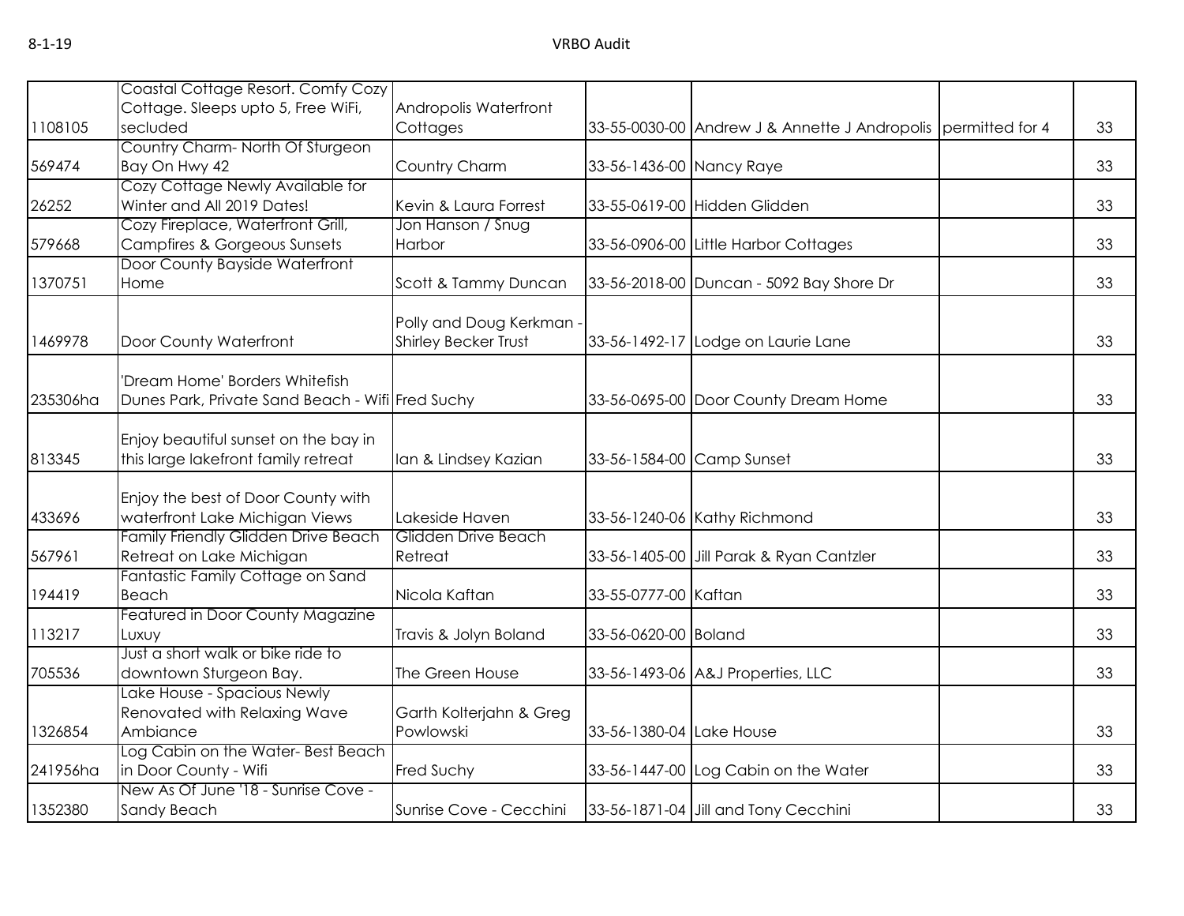| | | | | | | |
|---|---|---|---|---|---|---|
| 1108105 | Coastal Cottage Resort. Comfy Cozy Cottage. Sleeps upto 5, Free WiFi, secluded | Andropolis Waterfront Cottages | 33-55-0030-00 | Andrew J & Annette J Andropolis | permitted for 4 | 33 |
| 569474 | Country Charm- North Of Sturgeon Bay On Hwy 42 | Country Charm | 33-56-1436-00 | Nancy Raye | | 33 |
| 26252 | Cozy Cottage Newly Available for Winter and All 2019 Dates! | Kevin & Laura Forrest | 33-55-0619-00 | Hidden Glidden | | 33 |
| 579668 | Cozy Fireplace, Waterfront Grill, Campfires & Gorgeous Sunsets | Jon Hanson / Snug Harbor | 33-56-0906-00 | Little Harbor Cottages | | 33 |
| 1370751 | Door County Bayside Waterfront Home | Scott & Tammy Duncan | 33-56-2018-00 | Duncan - 5092 Bay Shore Dr | | 33 |
| 1469978 | Door County Waterfront | Polly and Doug Kerkman - Shirley Becker Trust | 33-56-1492-17 | Lodge on Laurie Lane | | 33 |
| 235306ha | 'Dream Home' Borders Whitefish Dunes Park, Private Sand Beach - Wifi | Fred Suchy | 33-56-0695-00 | Door County Dream Home | | 33 |
| 813345 | Enjoy beautiful sunset on the bay in this large lakefront family retreat | Ian & Lindsey Kazian | 33-56-1584-00 | Camp Sunset | | 33 |
| 433696 | Enjoy the best of Door County with waterfront Lake Michigan Views | Lakeside Haven | 33-56-1240-06 | Kathy Richmond | | 33 |
| 567961 | Family Friendly Glidden Drive Beach Retreat on Lake Michigan | Glidden Drive Beach Retreat | 33-56-1405-00 | Jill Parak & Ryan Cantzler | | 33 |
| 194419 | Fantastic Family Cottage on Sand Beach | Nicola Kaftan | 33-55-0777-00 | Kaftan | | 33 |
| 113217 | Featured in Door County Magazine Luxuy | Travis & Jolyn Boland | 33-56-0620-00 | Boland | | 33 |
| 705536 | Just a short walk or bike ride to downtown Sturgeon Bay. | The Green House | 33-56-1493-06 | A&J Properties, LLC | | 33 |
| 1326854 | Lake House - Spacious Newly Renovated with Relaxing Wave Ambiance | Garth Kolterjahn & Greg Powlowski | 33-56-1380-04 | Lake House | | 33 |
| 241956ha | Log Cabin on the Water- Best Beach in Door County - Wifi | Fred Suchy | 33-56-1447-00 | Log Cabin on the Water | | 33 |
| 1352380 | New As Of June '18 - Sunrise Cove - Sandy Beach | Sunrise Cove - Cecchini | 33-56-1871-04 | Jill and Tony Cecchini | | 33 |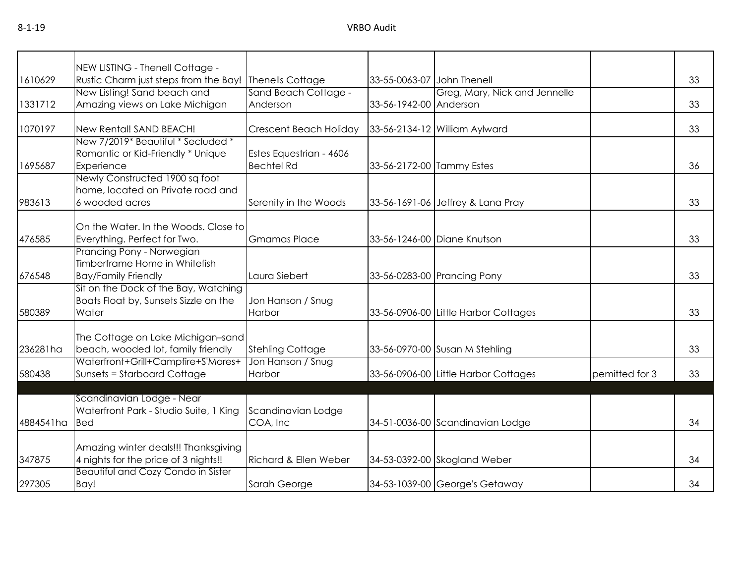| | | | | | | |
|---|---|---|---|---|---|---|
| 1610629 | NEW LISTING - Thenell Cottage - Rustic Charm just steps from the Bay! | Thenells Cottage | 33-55-0063-07 | John Thenell | | 33 |
| 1331712 | New Listing! Sand beach and Amazing views on Lake Michigan | Sand Beach Cottage - Anderson | 33-56-1942-00 | Greg, Mary, Nick and Jennelle Anderson | | 33 |
| 1070197 | New Rental! SAND BEACH! | Crescent Beach Holiday | 33-56-2134-12 | William Aylward | | 33 |
| 1695687 | New 7/2019* Beautiful * Secluded * Romantic or Kid-Friendly * Unique Experience | Estes Equestrian - 4606 Bechtel Rd | 33-56-2172-00 | Tammy Estes | | 36 |
| 983613 | Newly Constructed 1900 sq foot home, located on Private road and 6 wooded acres | Serenity in the Woods | 33-56-1691-06 | Jeffrey & Lana Pray | | 33 |
| 476585 | On the Water. In the Woods. Close to Everything. Perfect for Two. | Gmamas Place | 33-56-1246-00 | Diane Knutson | | 33 |
| 676548 | Prancing Pony - Norwegian Timberframe Home in Whitefish Bay/Family Friendly | Laura Siebert | 33-56-0283-00 | Prancing Pony | | 33 |
| 580389 | Sit on the Dock of the Bay, Watching Boats Float by, Sunsets Sizzle on the Water | Jon Hanson / Snug Harbor | 33-56-0906-00 | Little Harbor Cottages | | 33 |
| 236281ha | The Cottage on Lake Michigan–sand beach, wooded lot, family friendly | Stehling Cottage | 33-56-0970-00 | Susan M Stehling | | 33 |
| 580438 | Waterfront+Grill+Campfire+S'Mores+ Sunsets = Starboard Cottage | Jon Hanson / Snug Harbor | 33-56-0906-00 | Little Harbor Cottages | pemitted for 3 | 33 |
| | | | | | | |
| 4884541ha | Scandinavian Lodge - Near Waterfront Park - Studio Suite, 1 King Bed | Scandinavian Lodge COA, Inc | 34-51-0036-00 | Scandinavian Lodge | | 34 |
| 347875 | Amazing winter deals!!! Thanksgiving 4 nights for the price of 3 nights!! | Richard & Ellen Weber | 34-53-0392-00 | Skogland Weber | | 34 |
| 297305 | Beautiful and Cozy Condo in Sister Bay! | Sarah George | 34-53-1039-00 | George's Getaway | | 34 |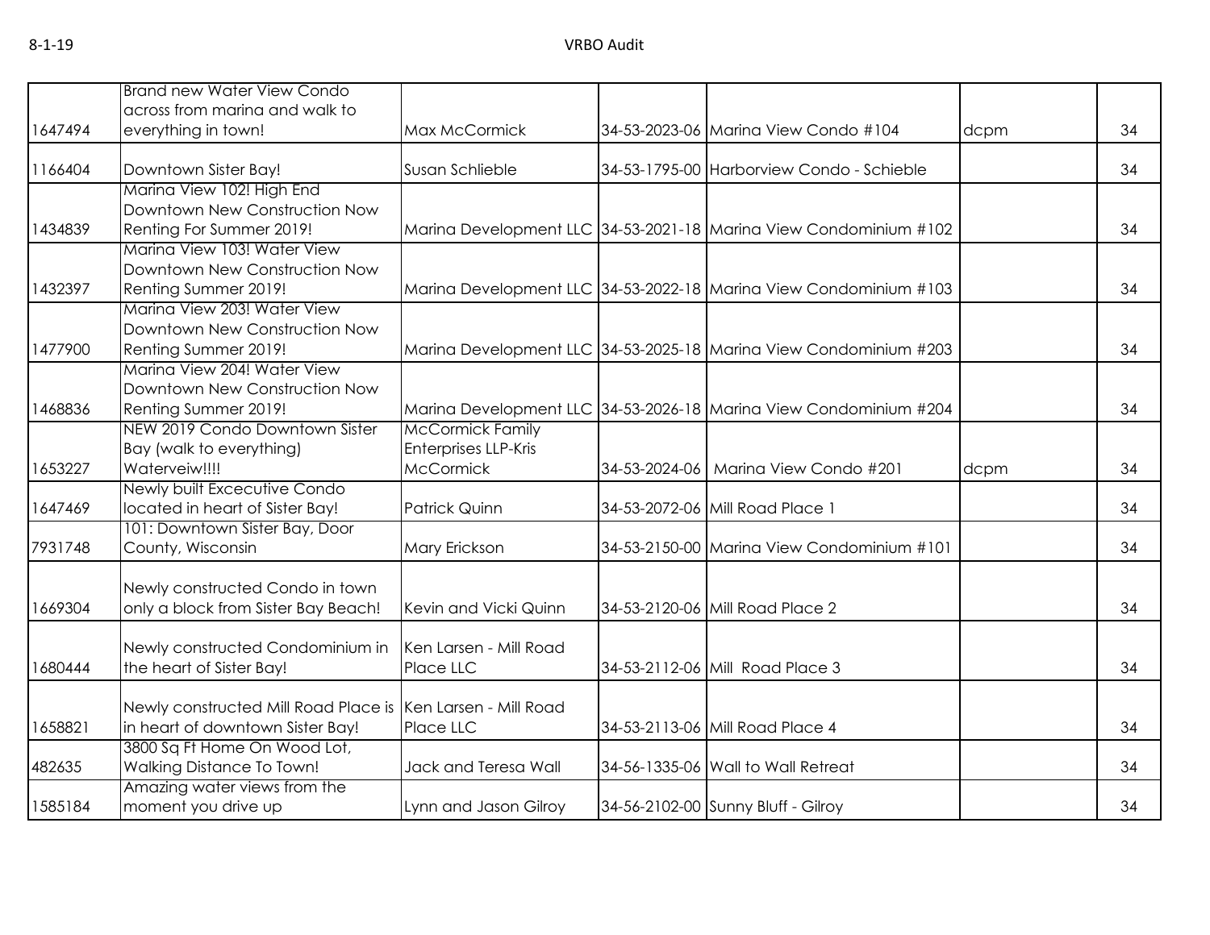| | | | | | | |
|---|---|---|---|---|---|---|
| 1647494 | Brand new Water View Condo across from marina and walk to everything in town! | Max McCormick | 34-53-2023-06 | Marina View Condo #104 | dcpm | 34 |
| 1166404 | Downtown Sister Bay! | Susan Schlieble | 34-53-1795-00 | Harborview Condo - Schieble | | 34 |
| 1434839 | Marina View 102! High End Downtown New Construction Now Renting For Summer 2019! | Marina Development LLC | 34-53-2021-18 | Marina View Condominium #102 | | 34 |
| 1432397 | Marina View 103! Water View Downtown New Construction Now Renting Summer 2019! | Marina Development LLC | 34-53-2022-18 | Marina View Condominium #103 | | 34 |
| 1477900 | Marina View 203! Water View Downtown New Construction Now Renting Summer 2019! | Marina Development LLC | 34-53-2025-18 | Marina View Condominium #203 | | 34 |
| 1468836 | Marina View 204! Water View Downtown New Construction Now Renting Summer 2019! | Marina Development LLC | 34-53-2026-18 | Marina View Condominium #204 | | 34 |
| 1653227 | NEW 2019 Condo Downtown Sister Bay (walk to everything) Waterveiw!!!! | McCormick Family Enterprises LLP-Kris McCormick | 34-53-2024-06 | Marina View Condo #201 | dcpm | 34 |
| 1647469 | Newly built Excecutive Condo located in heart of Sister Bay! | Patrick Quinn | 34-53-2072-06 | Mill Road Place 1 | | 34 |
| 7931748 | 101: Downtown Sister Bay, Door County, Wisconsin | Mary Erickson | 34-53-2150-00 | Marina View Condominium #101 | | 34 |
| 1669304 | Newly constructed Condo in town only a block from Sister Bay Beach! | Kevin and Vicki Quinn | 34-53-2120-06 | Mill Road Place 2 | | 34 |
| 1680444 | Newly constructed Condominium in the heart of Sister Bay! | Ken Larsen - Mill Road Place LLC | 34-53-2112-06 | Mill Road Place 3 | | 34 |
| 1658821 | Newly constructed Mill Road Place is in heart of downtown Sister Bay! | Ken Larsen - Mill Road Place LLC | 34-53-2113-06 | Mill Road Place 4 | | 34 |
| 482635 | 3800 Sq Ft Home On Wood Lot, Walking Distance To Town! | Jack and Teresa Wall | 34-56-1335-06 | Wall to Wall Retreat | | 34 |
| 1585184 | Amazing water views from the moment you drive up | Lynn and Jason Gilroy | 34-56-2102-00 | Sunny Bluff - Gilroy | | 34 |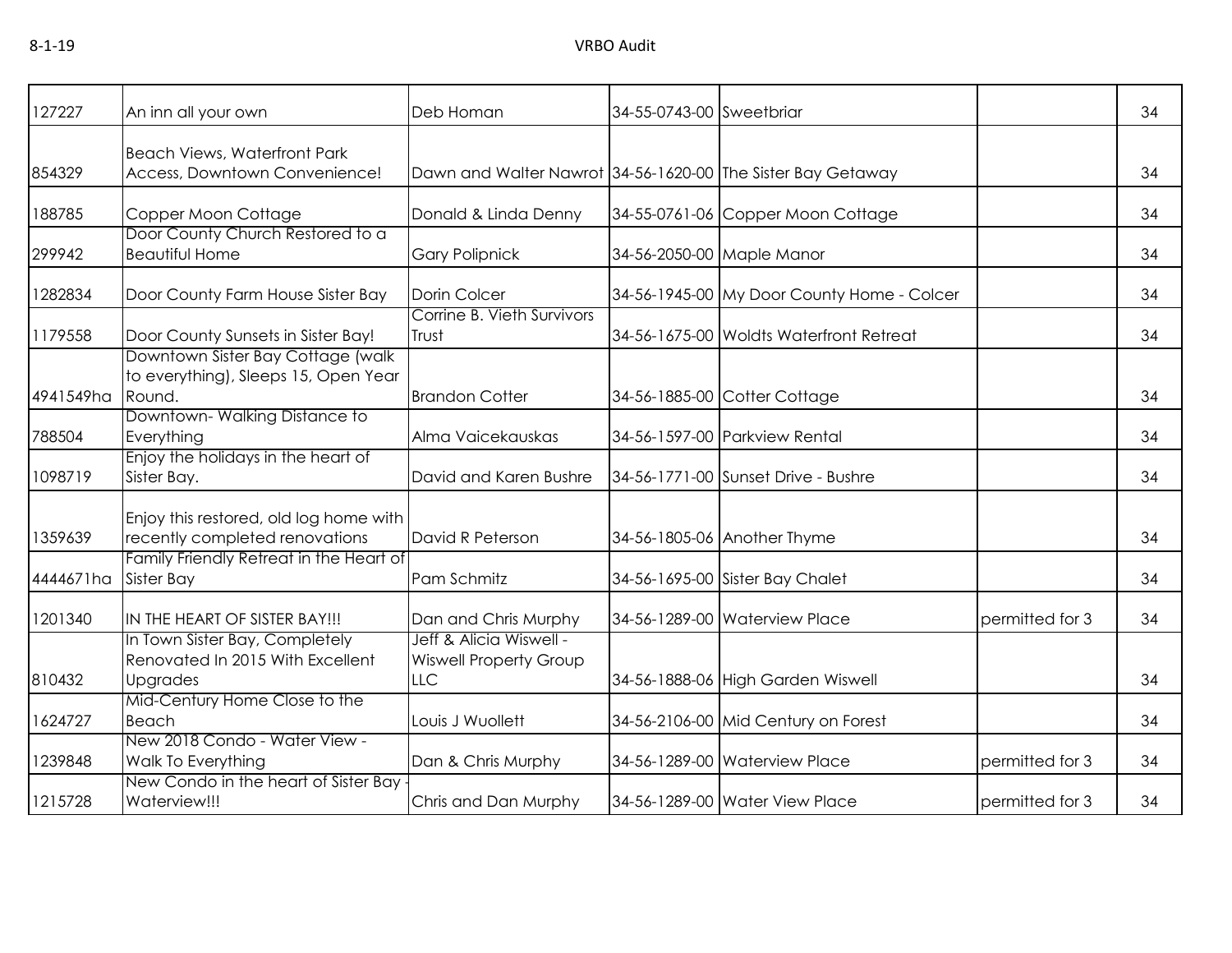| | | | | | | |
|---|---|---|---|---|---|---|
| 127227 | An inn all your own | Deb Homan | 34-55-0743-00 | Sweetbriar | | 34 |
| 854329 | Beach Views, Waterfront Park Access, Downtown Convenience! | Dawn and Walter Nawrot | 34-56-1620-00 | The Sister Bay Getaway | | 34 |
| 188785 | Copper Moon Cottage | Donald & Linda Denny | 34-55-0761-06 | Copper Moon Cottage | | 34 |
| 299942 | Door County Church Restored to a Beautiful Home | Gary Polipnick | 34-56-2050-00 | Maple Manor | | 34 |
| 1282834 | Door County Farm House Sister Bay | Dorin Colcer | 34-56-1945-00 | My Door County Home - Colcer | | 34 |
| 1179558 | Door County Sunsets in Sister Bay! | Corrine B. Vieth Survivors Trust | 34-56-1675-00 | Woldts Waterfront Retreat | | 34 |
| 4941549ha | Downtown Sister Bay Cottage (walk to everything), Sleeps 15, Open Year Round. | Brandon Cotter | 34-56-1885-00 | Cotter Cottage | | 34 |
| 788504 | Downtown- Walking Distance to Everything | Alma Vaicekauskas | 34-56-1597-00 | Parkview Rental | | 34 |
| 1098719 | Enjoy the holidays in the heart of Sister Bay. | David and Karen Bushre | 34-56-1771-00 | Sunset Drive - Bushre | | 34 |
| 1359639 | Enjoy this restored, old log home with recently completed renovations | David R Peterson | 34-56-1805-06 | Another Thyme | | 34 |
| 4444671ha | Family Friendly Retreat in the Heart of Sister Bay | Pam Schmitz | 34-56-1695-00 | Sister Bay Chalet | | 34 |
| 1201340 | IN THE HEART OF SISTER BAY!!! | Dan and Chris Murphy | 34-56-1289-00 | Waterview Place | permitted for 3 | 34 |
| 810432 | In Town Sister Bay, Completely Renovated In 2015 With Excellent Upgrades | Jeff & Alicia Wiswell - Wiswell Property Group LLC | 34-56-1888-06 | High Garden Wiswell | | 34 |
| 1624727 | Mid-Century Home Close to the Beach | Louis J Wuollett | 34-56-2106-00 | Mid Century on Forest | | 34 |
| 1239848 | New 2018 Condo - Water View - Walk To Everything | Dan & Chris Murphy | 34-56-1289-00 | Waterview Place | permitted for 3 | 34 |
| 1215728 | New Condo in the heart of Sister Bay - Waterview!!! | Chris and Dan Murphy | 34-56-1289-00 | Water View Place | permitted for 3 | 34 |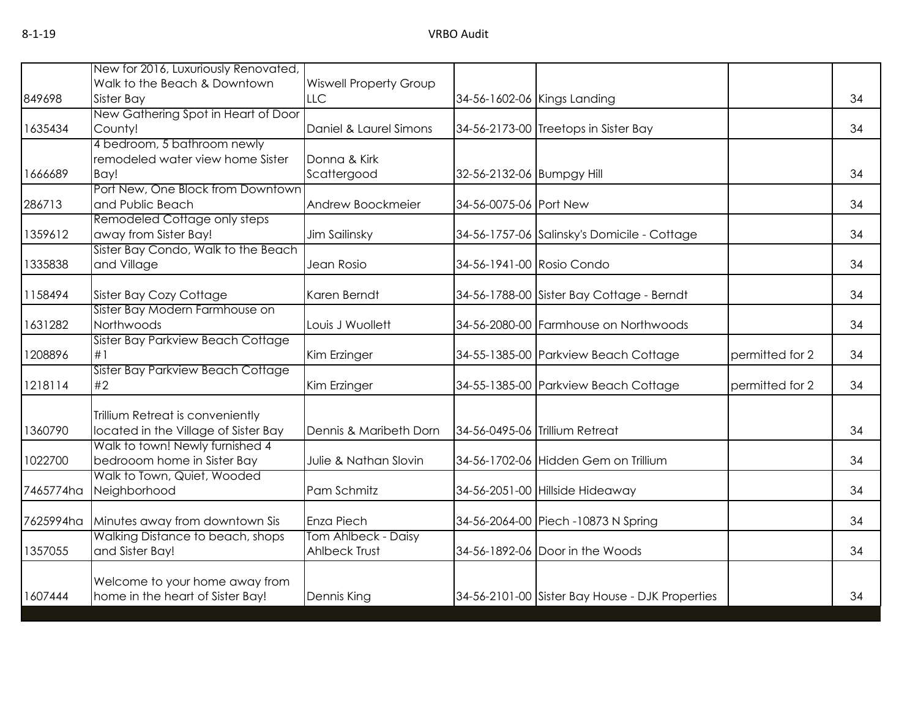| | | | | | | |
|---|---|---|---|---|---|---|
| 849698 | New for 2016, Luxuriously Renovated, Walk to the Beach & Downtown Sister Bay | Wiswell Property Group LLC | 34-56-1602-06 | Kings Landing | | 34 |
| 1635434 | New Gathering Spot in Heart of Door County! | Daniel & Laurel Simons | 34-56-2173-00 | Treetops in Sister Bay | | 34 |
| 1666689 | 4 bedroom, 5 bathroom newly remodeled water view home Sister Bay! | Donna & Kirk Scattergood | 32-56-2132-06 | Bumpgy Hill | | 34 |
| 286713 | Port New, One Block from Downtown and Public Beach | Andrew Boockmeier | 34-56-0075-06 | Port New | | 34 |
| 1359612 | Remodeled Cottage only steps away from Sister Bay! | Jim Sailinsky | 34-56-1757-06 | Salinsky's Domicile - Cottage | | 34 |
| 1335838 | Sister Bay Condo, Walk to the Beach and Village | Jean Rosio | 34-56-1941-00 | Rosio Condo | | 34 |
| 1158494 | Sister Bay Cozy Cottage | Karen Berndt | 34-56-1788-00 | Sister Bay Cottage - Berndt | | 34 |
| 1631282 | Sister Bay Modern Farmhouse on Northwoods | Louis J Wuollett | 34-56-2080-00 | Farmhouse on Northwoods | | 34 |
| 1208896 | Sister Bay Parkview Beach Cottage #1 | Kim Erzinger | 34-55-1385-00 | Parkview Beach Cottage | permitted for 2 | 34 |
| 1218114 | Sister Bay Parkview Beach Cottage #2 | Kim Erzinger | 34-55-1385-00 | Parkview Beach Cottage | permitted for 2 | 34 |
| 1360790 | Trillium Retreat is conveniently located in the Village of Sister Bay | Dennis & Maribeth Dorn | 34-56-0495-06 | Trillium Retreat | | 34 |
| 1022700 | Walk to town! Newly furnished 4 bedrooom home in Sister Bay | Julie & Nathan Slovin | 34-56-1702-06 | Hidden Gem on Trillium | | 34 |
| 7465774ha | Walk to Town, Quiet, Wooded Neighborhood | Pam Schmitz | 34-56-2051-00 | Hillside Hideaway | | 34 |
| 7625994ha | Minutes away from downtown Sis | Enza Piech | 34-56-2064-00 | Piech -10873 N Spring | | 34 |
| 1357055 | Walking Distance to beach, shops and Sister Bay! | Tom Ahlbeck - Daisy Ahlbeck Trust | 34-56-1892-06 | Door in the Woods | | 34 |
| 1607444 | Welcome to your home away from home in the heart of Sister Bay! | Dennis King | 34-56-2101-00 | Sister Bay House - DJK Properties | | 34 |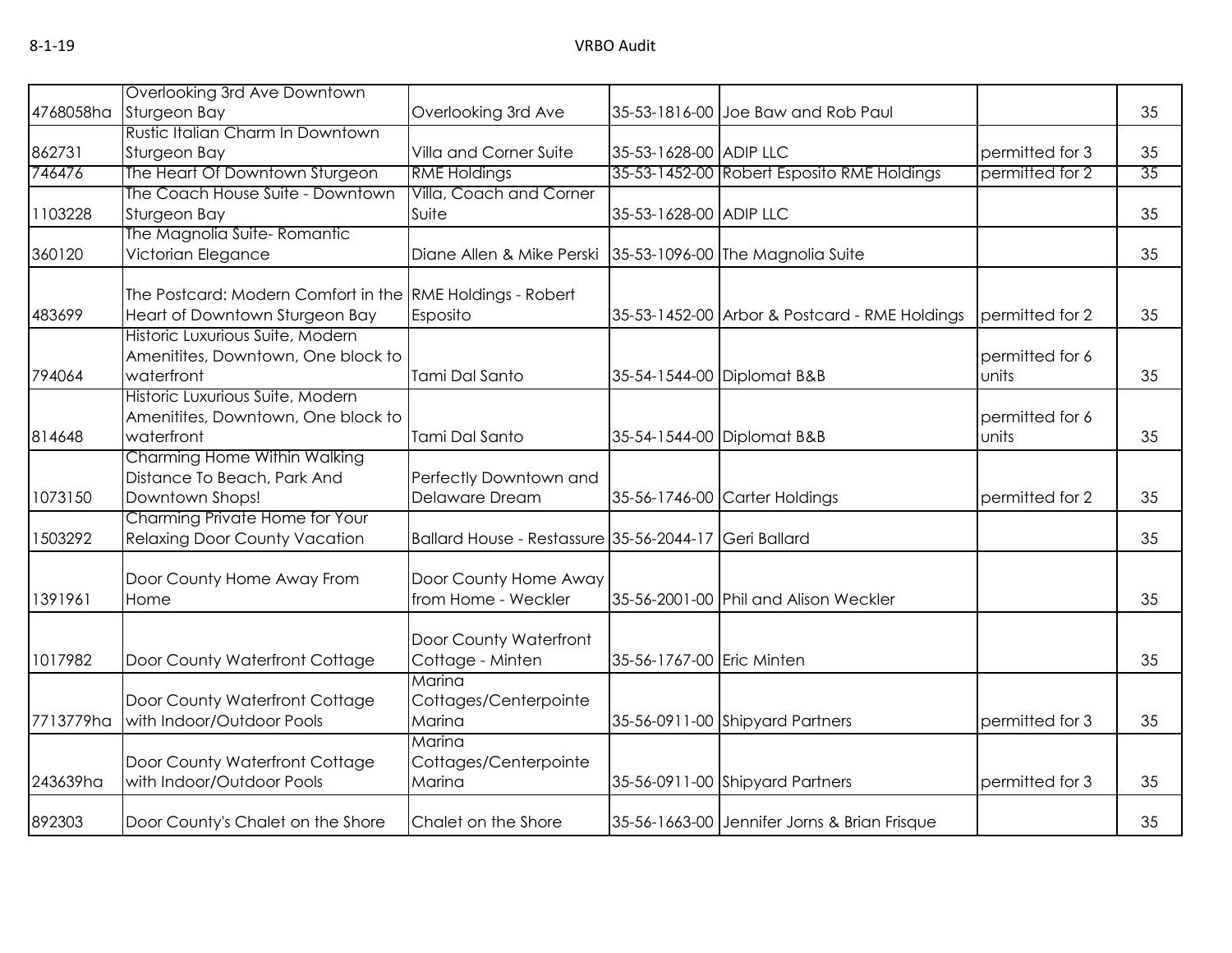| | | | | | | |
|---|---|---|---|---|---|---|
| 4768058ha | Overlooking 3rd Ave Downtown Sturgeon Bay | Overlooking 3rd Ave | 35-53-1816-00 | Joe Baw and Rob Paul | | 35 |
| 862731 | Rustic Italian Charm In Downtown Sturgeon Bay | Villa and Corner Suite | 35-53-1628-00 | ADIP LLC | permitted for 3 | 35 |
| 746476 | The Heart Of Downtown Sturgeon | RME Holdings | 35-53-1452-00 | Robert Esposito RME Holdings | permitted for 2 | 35 |
| 1103228 | The Coach House Suite - Downtown Sturgeon Bay | Villa, Coach and Corner Suite | 35-53-1628-00 | ADIP LLC | | 35 |
| 360120 | The Magnolia Suite- Romantic Victorian Elegance | Diane Allen & Mike Perski | 35-53-1096-00 | The Magnolia Suite | | 35 |
| 483699 | The Postcard: Modern Comfort in the Heart of Downtown Sturgeon Bay | RME Holdings - Robert Esposito | 35-53-1452-00 | Arbor & Postcard - RME Holdings | permitted for 2 | 35 |
| 794064 | Historic Luxurious Suite, Modern Amenitites, Downtown, One block to waterfront | Tami Dal Santo | 35-54-1544-00 | Diplomat B&B | permitted for 6 units | 35 |
| 814648 | Historic Luxurious Suite, Modern Amenitites, Downtown, One block to waterfront | Tami Dal Santo | 35-54-1544-00 | Diplomat B&B | permitted for 6 units | 35 |
| 1073150 | Charming Home Within Walking Distance To Beach, Park And Downtown Shops! | Perfectly Downtown and Delaware Dream | 35-56-1746-00 | Carter Holdings | permitted for 2 | 35 |
| 1503292 | Charming Private Home for Your Relaxing Door County Vacation | Ballard House - Restassure | 35-56-2044-17 | Geri Ballard | | 35 |
| 1391961 | Door County Home Away From Home | Door County Home Away from Home - Weckler | 35-56-2001-00 | Phil and Alison Weckler | | 35 |
| 1017982 | Door County Waterfront Cottage | Door County Waterfront Cottage - Minten | 35-56-1767-00 | Eric Minten | | 35 |
| 7713779ha | Door County Waterfront Cottage with Indoor/Outdoor Pools | Marina Cottages/Centerpointe Marina | 35-56-0911-00 | Shipyard Partners | permitted for 3 | 35 |
| 243639ha | Door County Waterfront Cottage with Indoor/Outdoor Pools | Marina Cottages/Centerpointe Marina | 35-56-0911-00 | Shipyard Partners | permitted for 3 | 35 |
| 892303 | Door County's Chalet on the Shore | Chalet on the Shore | 35-56-1663-00 | Jennifer Jorns & Brian Frisque | | 35 |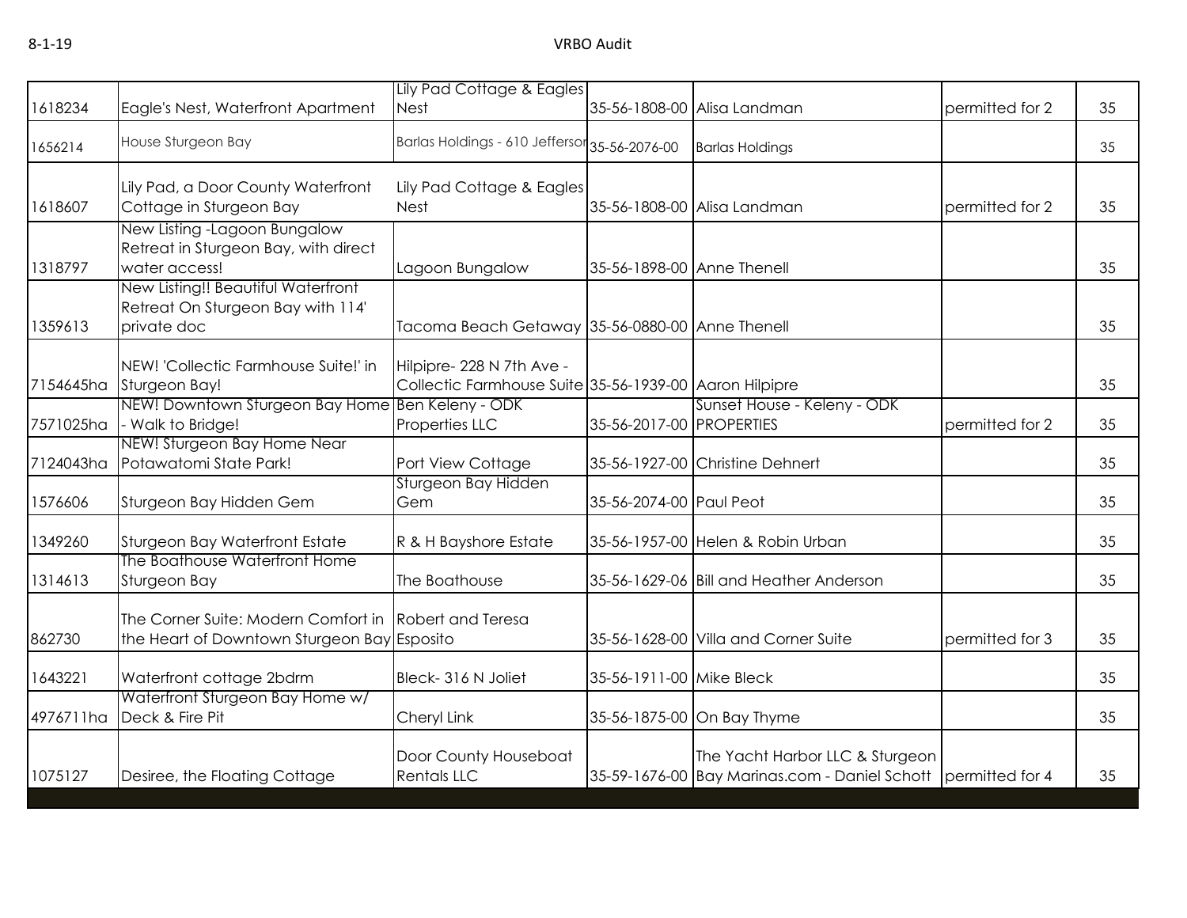| | | | | | | |
|---|---|---|---|---|---|---|
| 1618234 | Eagle's Nest, Waterfront Apartment | Lily Pad Cottage & Eagles Nest | 35-56-1808-00 | Alisa Landman | permitted for 2 | 35 |
| 1656214 | House Sturgeon Bay | Barlas Holdings - 610 Jefferson | 35-56-2076-00 | Barlas Holdings | | 35 |
| 1618607 | Lily Pad, a Door County Waterfront Cottage in Sturgeon Bay | Lily Pad Cottage & Eagles Nest | 35-56-1808-00 | Alisa Landman | permitted for 2 | 35 |
| 1318797 | New Listing -Lagoon Bungalow Retreat in Sturgeon Bay, with direct water access! | Lagoon Bungalow | 35-56-1898-00 | Anne Thenell | | 35 |
| 1359613 | New Listing!! Beautiful Waterfront Retreat On Sturgeon Bay with 114' private doc | Tacoma Beach Getaway | 35-56-0880-00 | Anne Thenell | | 35 |
| 7154645ha | NEW! 'Collectic Farmhouse Suite!' in Sturgeon Bay! | Hilpipre- 228 N 7th Ave - Collectic Farmhouse Suite | 35-56-1939-00 | Aaron Hilpipre | | 35 |
| 7571025ha | NEW! Downtown Sturgeon Bay Home - Walk to Bridge! | Ben Keleny - ODK Properties LLC | 35-56-2017-00 | Sunset House - Keleny - ODK PROPERTIES | permitted for 2 | 35 |
| 7124043ha | NEW! Sturgeon Bay Home Near Potawatomi State Park! | Port View Cottage | 35-56-1927-00 | Christine Dehnert | | 35 |
| 1576606 | Sturgeon Bay Hidden Gem | Sturgeon Bay Hidden Gem | 35-56-2074-00 | Paul Peot | | 35 |
| 1349260 | Sturgeon Bay Waterfront Estate | R & H Bayshore Estate | 35-56-1957-00 | Helen & Robin Urban | | 35 |
| 1314613 | The Boathouse Waterfront Home Sturgeon Bay | The Boathouse | 35-56-1629-06 | Bill and Heather Anderson | | 35 |
| 862730 | The Corner Suite: Modern Comfort in the Heart of Downtown Sturgeon Bay | Robert and Teresa Esposito | 35-56-1628-00 | Villa and Corner Suite | permitted for 3 | 35 |
| 1643221 | Waterfront cottage 2bdrm | Bleck- 316 N Joliet | 35-56-1911-00 | Mike Bleck | | 35 |
| 4976711ha | Waterfront Sturgeon Bay Home w/ Deck & Fire Pit | Cheryl Link | 35-56-1875-00 | On Bay Thyme | | 35 |
| 1075127 | Desiree, the Floating Cottage | Door County Houseboat Rentals LLC | 35-59-1676-00 | The Yacht Harbor LLC & Sturgeon Bay Marinas.com - Daniel Schott | permitted for 4 | 35 |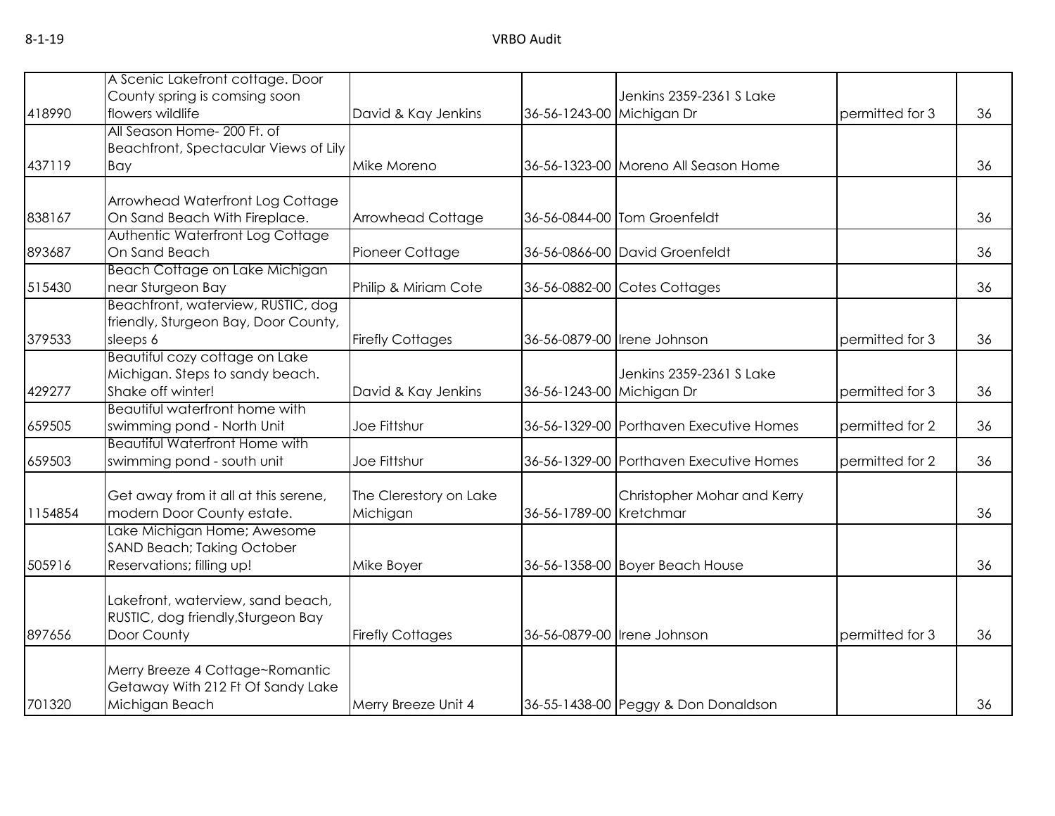| | | | | | | |
|---|---|---|---|---|---|---|
| 418990 | A Scenic Lakefront cottage. Door County spring is comsing soon flowers wildlife | David & Kay Jenkins | 36-56-1243-00 | Jenkins 2359-2361 S Lake Michigan Dr | permitted for 3 | 36 |
| 437119 | All Season Home- 200 Ft. of Beachfront, Spectacular Views of Lily Bay | Mike Moreno | 36-56-1323-00 | Moreno All Season Home | | 36 |
| 838167 | Arrowhead Waterfront Log Cottage On Sand Beach With Fireplace. | Arrowhead Cottage | 36-56-0844-00 | Tom Groenfeldt | | 36 |
| 893687 | Authentic Waterfront Log Cottage On Sand Beach | Pioneer Cottage | 36-56-0866-00 | David Groenfeldt | | 36 |
| 515430 | Beach Cottage on Lake Michigan near Sturgeon Bay | Philip & Miriam Cote | 36-56-0882-00 | Cotes Cottages | | 36 |
| 379533 | Beachfront, waterview, RUSTIC, dog friendly, Sturgeon Bay, Door County, sleeps 6 | Firefly Cottages | 36-56-0879-00 | Irene Johnson | permitted for 3 | 36 |
| 429277 | Beautiful cozy cottage on Lake Michigan. Steps to sandy beach. Shake off winter! | David & Kay Jenkins | 36-56-1243-00 | Jenkins 2359-2361 S Lake Michigan Dr | permitted for 3 | 36 |
| 659505 | Beautiful waterfront home with swimming pond - North Unit | Joe Fittshur | 36-56-1329-00 | Porthaven Executive Homes | permitted for 2 | 36 |
| 659503 | Beautiful Waterfront Home with swimming pond - south unit | Joe Fittshur | 36-56-1329-00 | Porthaven Executive Homes | permitted for 2 | 36 |
| 1154854 | Get away from it all at this serene, modern Door County estate. | The Clerestory on Lake Michigan | 36-56-1789-00 | Christopher Mohar and Kerry Kretchmar | | 36 |
| 505916 | Lake Michigan Home; Awesome SAND Beach; Taking October Reservations; filling up! | Mike Boyer | 36-56-1358-00 | Boyer Beach House | | 36 |
| 897656 | Lakefront, waterview, sand beach, RUSTIC, dog friendly,Sturgeon Bay Door County | Firefly Cottages | 36-56-0879-00 | Irene Johnson | permitted for 3 | 36 |
| 701320 | Merry Breeze 4 Cottage~Romantic Getaway With 212 Ft Of Sandy Lake Michigan Beach | Merry Breeze Unit 4 | 36-55-1438-00 | Peggy & Don Donaldson | | 36 |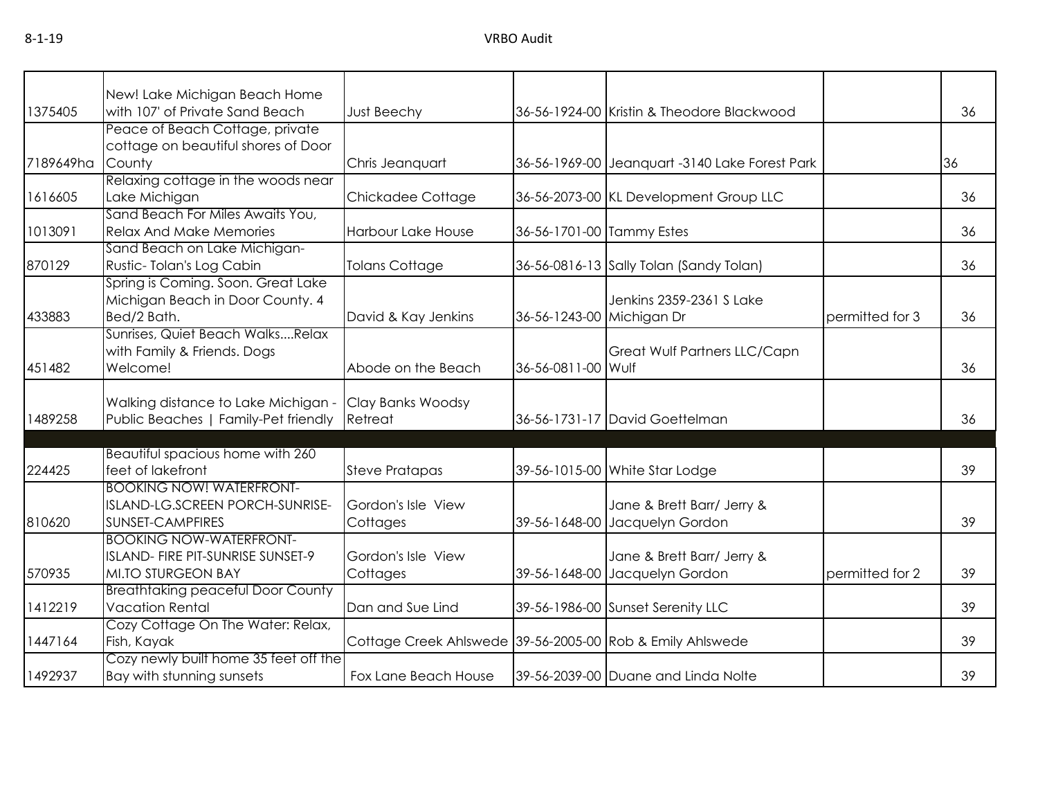| | | | | | | |
|---|---|---|---|---|---|---|
| 1375405 | New! Lake Michigan Beach Home with 107' of Private Sand Beach | Just Beechy | 36-56-1924-00 | Kristin & Theodore Blackwood | | 36 |
| 7189649ha | Peace of Beach Cottage, private cottage on beautiful shores of Door County | Chris Jeanquart | 36-56-1969-00 | Jeanquart -3140 Lake Forest Park | | 36 |
| 1616605 | Relaxing cottage in the woods near Lake Michigan | Chickadee Cottage | 36-56-2073-00 | KL Development Group LLC | | 36 |
| 1013091 | Sand Beach For Miles Awaits You, Relax And Make Memories | Harbour Lake House | 36-56-1701-00 | Tammy Estes | | 36 |
| 870129 | Sand Beach on Lake Michigan- Rustic- Tolan's Log Cabin | Tolans Cottage | 36-56-0816-13 | Sally Tolan (Sandy Tolan) | | 36 |
| 433883 | Spring is Coming. Soon. Great Lake Michigan Beach in Door County. 4 Bed/2 Bath. | David & Kay Jenkins | 36-56-1243-00 | Jenkins 2359-2361 S Lake Michigan Dr | permitted for 3 | 36 |
| 451482 | Sunrises, Quiet Beach Walks....Relax with Family & Friends. Dogs Welcome! | Abode on the Beach | 36-56-0811-00 | Great Wulf Partners LLC/Capn Wulf | | 36 |
| 1489258 | Walking distance to Lake Michigan - Public Beaches \| Family-Pet friendly | Clay Banks Woodsy Retreat | 36-56-1731-17 | David Goettelman | | 36 |
| | | | | | | |
| 224425 | Beautiful spacious home with 260 feet of lakefront | Steve Pratapas | 39-56-1015-00 | White Star Lodge | | 39 |
| 810620 | BOOKING NOW! WATERFRONT-ISLAND-LG.SCREEN PORCH-SUNRISE-SUNSET-CAMPFIRES | Gordon's Isle View Cottages | 39-56-1648-00 | Jane & Brett Barr/ Jerry & Jacquelyn Gordon | | 39 |
| 570935 | BOOKING NOW-WATERFRONT-ISLAND- FIRE PIT-SUNRISE SUNSET-9 MI.TO STURGEON BAY | Gordon's Isle View Cottages | 39-56-1648-00 | Jane & Brett Barr/ Jerry & Jacquelyn Gordon | permitted for 2 | 39 |
| 1412219 | Breathtaking peaceful Door County Vacation Rental | Dan and Sue Lind | 39-56-1986-00 | Sunset Serenity LLC | | 39 |
| 1447164 | Cozy Cottage On The Water: Relax, Fish, Kayak | Cottage Creek Ahlswede | 39-56-2005-00 | Rob & Emily Ahlswede | | 39 |
| 1492937 | Cozy newly built home 35 feet off the Bay with stunning sunsets | Fox Lane Beach House | 39-56-2039-00 | Duane and Linda Nolte | | 39 |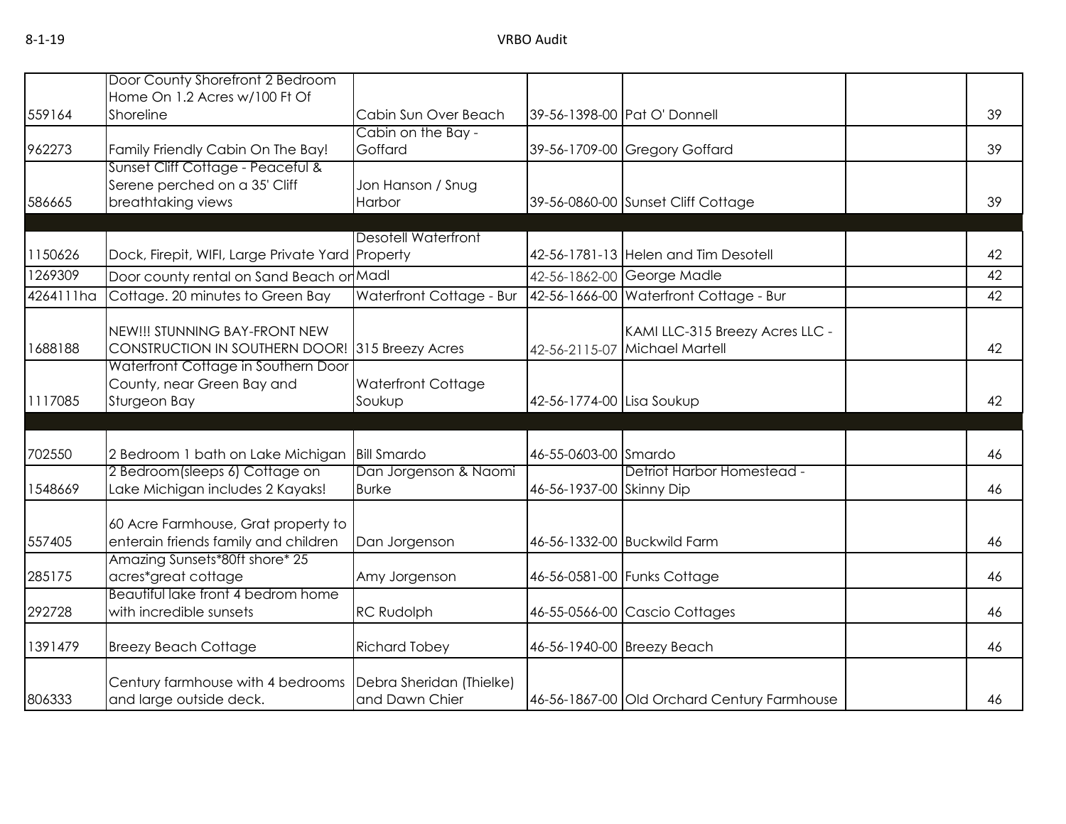| | | | | | | |
|---|---|---|---|---|---|---|
| 559164 | Door County Shorefront 2 Bedroom Home On 1.2 Acres w/100 Ft Of Shoreline | Cabin Sun Over Beach | 39-56-1398-00 | Pat O' Donnell | | 39 |
| 962273 | Family Friendly Cabin On The Bay! | Cabin on the Bay - Goffard | 39-56-1709-00 | Gregory Goffard | | 39 |
| 586665 | Sunset Cliff Cottage - Peaceful & Serene perched on a 35' Cliff breathtaking views | Jon Hanson / Snug Harbor | 39-56-0860-00 | Sunset Cliff Cottage | | 39 |
| | | | | | | |
| 1150626 | Dock, Firepit, WIFI, Large Private Yard | Desotell Waterfront Property | 42-56-1781-13 | Helen and Tim Desotell | | 42 |
| 1269309 | Door county rental on Sand Beach on | Madl | 42-56-1862-00 | George Madle | | 42 |
| 4264111ha | Cottage. 20 minutes to Green Bay | Waterfront Cottage - Bur | 42-56-1666-00 | Waterfront Cottage - Bur | | 42 |
| 1688188 | NEW!!! STUNNING BAY-FRONT NEW CONSTRUCTION IN SOUTHERN DOOR! | 315 Breezy Acres | 42-56-2115-07 | KAMI LLC-315 Breezy Acres LLC - Michael Martell | | 42 |
| 1117085 | Waterfront Cottage in Southern Door County, near Green Bay and Sturgeon Bay | Waterfront Cottage Soukup | 42-56-1774-00 | Lisa Soukup | | 42 |
| | | | | | | |
| 702550 | 2 Bedroom 1 bath on Lake Michigan | Bill Smardo | 46-55-0603-00 | Smardo | | 46 |
| 1548669 | 2 Bedroom(sleeps 6) Cottage on Lake Michigan includes 2 Kayaks! | Dan Jorgenson & Naomi Burke | 46-56-1937-00 | Detriot Harbor Homestead - Skinny Dip | | 46 |
| 557405 | 60 Acre Farmhouse, Grat property to enterain friends family and children | Dan Jorgenson | 46-56-1332-00 | Buckwild Farm | | 46 |
| 285175 | Amazing Sunsets*80ft shore* 25 acres*great cottage | Amy Jorgenson | 46-56-0581-00 | Funks Cottage | | 46 |
| 292728 | Beautiful lake front 4 bedrom home with incredible sunsets | RC Rudolph | 46-55-0566-00 | Cascio Cottages | | 46 |
| 1391479 | Breezy Beach Cottage | Richard Tobey | 46-56-1940-00 | Breezy Beach | | 46 |
| 806333 | Century farmhouse with 4 bedrooms and large outside deck. | Debra Sheridan (Thielke) and Dawn Chier | 46-56-1867-00 | Old Orchard Century Farmhouse | | 46 |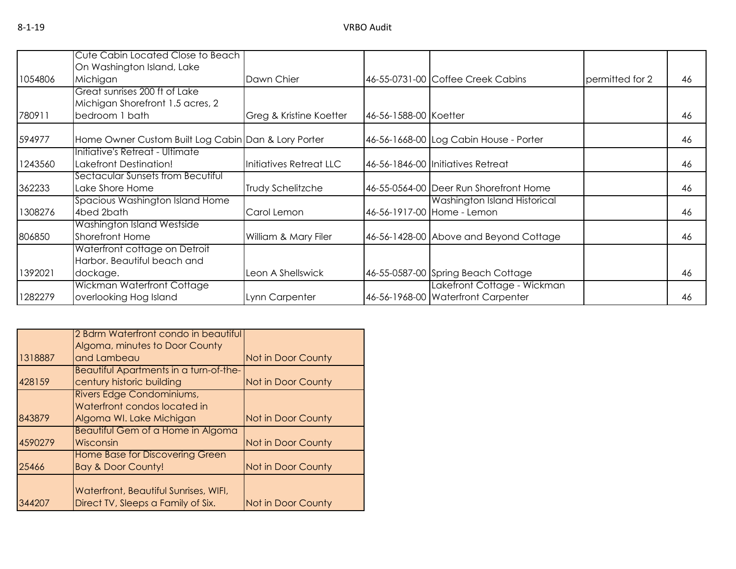| | | | | | | |
|---|---|---|---|---|---|---|
| 1054806 | Cute Cabin Located Close to Beach On Washington Island, Lake Michigan | Dawn Chier | 46-55-0731-00 | Coffee Creek Cabins | permitted for 2 | 46 |
| 780911 | Great sunrises 200 ft of Lake Michigan Shorefront 1.5 acres, 2 bedroom 1 bath | Greg & Kristine Koetter | 46-56-1588-00 | Koetter | | 46 |
| 594977 | Home Owner Custom Built Log Cabin | Dan & Lory Porter | 46-56-1668-00 | Log Cabin House - Porter | | 46 |
| 1243560 | Initiative's Retreat - Ultimate Lakefront Destination! | Initiatives Retreat LLC | 46-56-1846-00 | Initiatives Retreat | | 46 |
| 362233 | Sectacular Sunsets from Becutiful Lake Shore Home | Trudy Schelitzche | 46-55-0564-00 | Deer Run Shorefront Home | | 46 |
| 1308276 | Spacious Washington Island Home 4bed 2bath | Carol Lemon | 46-56-1917-00 | Washington Island Historical Home - Lemon | | 46 |
| 806850 | Washington Island Westside Shorefront Home | William & Mary Filer | 46-56-1428-00 | Above and Beyond Cottage | | 46 |
| 1392021 | Waterfront cottage on Detroit Harbor. Beautiful beach and dockage. | Leon A Shellswick | 46-55-0587-00 | Spring Beach Cottage | | 46 |
| 1282279 | Wickman Waterfront Cottage overlooking Hog Island | Lynn Carpenter | 46-56-1968-00 | Lakefront Cottage - Wickman Waterfront Carpenter | | 46 |

| | | |
|---|---|---|
| 1318887 | 2 Bdrm Waterfront condo in beautiful Algoma, minutes to Door County and Lambeau | Not in Door County |
| 428159 | Beautiful Apartments in a turn-of-the-century historic building | Not in Door County |
| 843879 | Rivers Edge Condominiums, Waterfront condos located in Algoma WI. Lake Michigan | Not in Door County |
| 4590279 | Beautiful Gem of a Home in Algoma Wisconsin | Not in Door County |
| 25466 | Home Base for Discovering Green Bay & Door County! | Not in Door County |
| 344207 | Waterfront, Beautiful Sunrises, WIFI, Direct TV, Sleeps a Family of Six. | Not in Door County |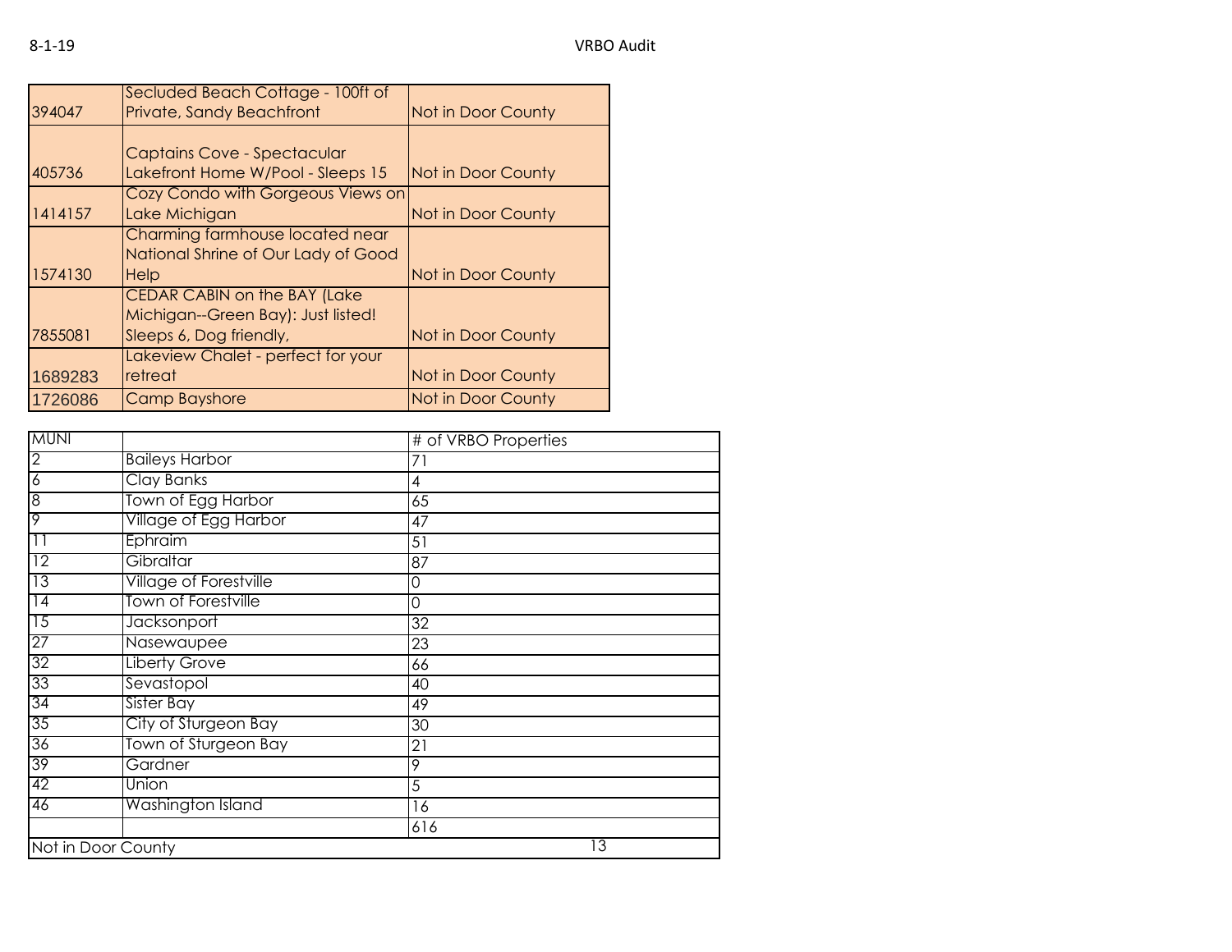| | | |
|---|---|---|
| 394047 | Secluded Beach Cottage - 100ft of Private, Sandy Beachfront | Not in Door County |
| 405736 | Captains Cove - Spectacular Lakefront Home W/Pool - Sleeps 15 | Not in Door County |
| 1414157 | Cozy Condo with Gorgeous Views on Lake Michigan | Not in Door County |
| 1574130 | Charming farmhouse located near National Shrine of Our Lady of Good Help | Not in Door County |
| 7855081 | CEDAR CABIN on the BAY (Lake Michigan--Green Bay): Just listed! Sleeps 6, Dog friendly, | Not in Door County |
| 1689283 | Lakeview Chalet - perfect for your retreat | Not in Door County |
| 1726086 | Camp Bayshore | Not in Door County |

| MUNI | | # of VRBO Properties |
|---|---|---|
| 2 | Baileys Harbor | 71 |
| 6 | Clay Banks | 4 |
| 8 | Town of Egg Harbor | 65 |
| 9 | Village of Egg Harbor | 47 |
| 11 | Ephraim | 51 |
| 12 | Gibraltar | 87 |
| 13 | Village of Forestville | 0 |
| 14 | Town of Forestville | 0 |
| 15 | Jacksonport | 32 |
| 27 | Nasewaupee | 23 |
| 32 | Liberty Grove | 66 |
| 33 | Sevastopol | 40 |
| 34 | Sister Bay | 49 |
| 35 | City of Sturgeon Bay | 30 |
| 36 | Town of Sturgeon Bay | 21 |
| 39 | Gardner | 9 |
| 42 | Union | 5 |
| 46 | Washington Island | 16 |
| | | 616 |
| Not in Door County | | 13 |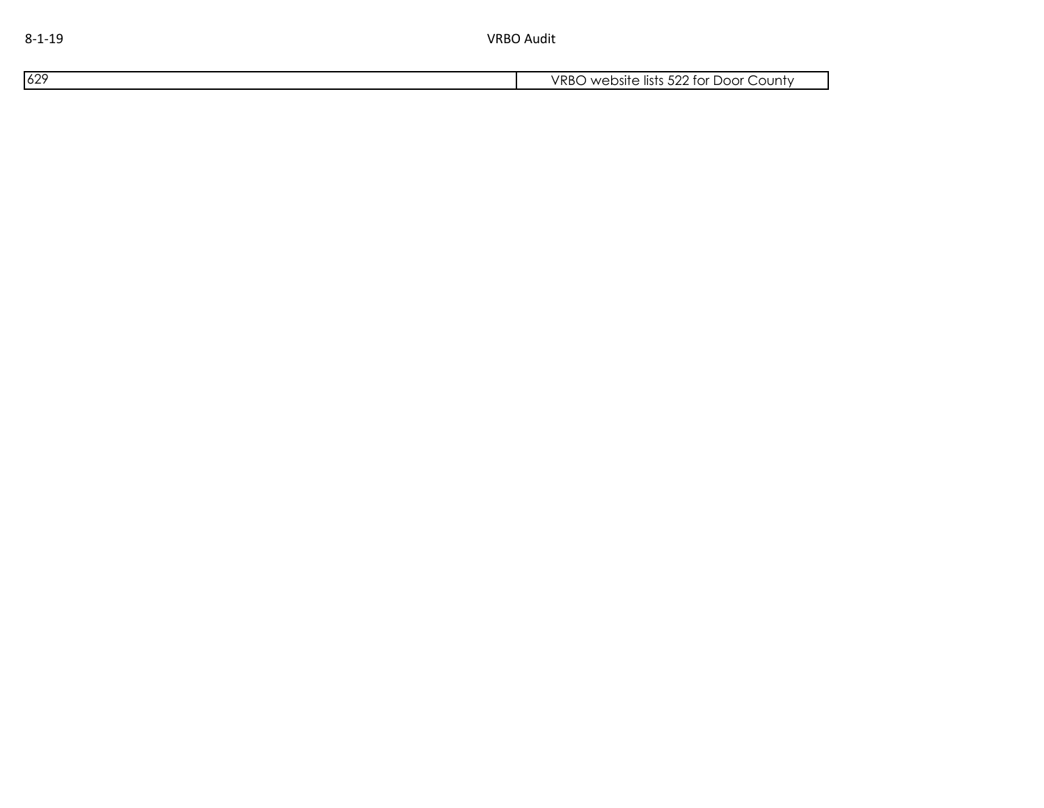8-1-19 VRBO Audit

| | |
|---|---|
| 629 | VRBO website lists 522 for Door County |